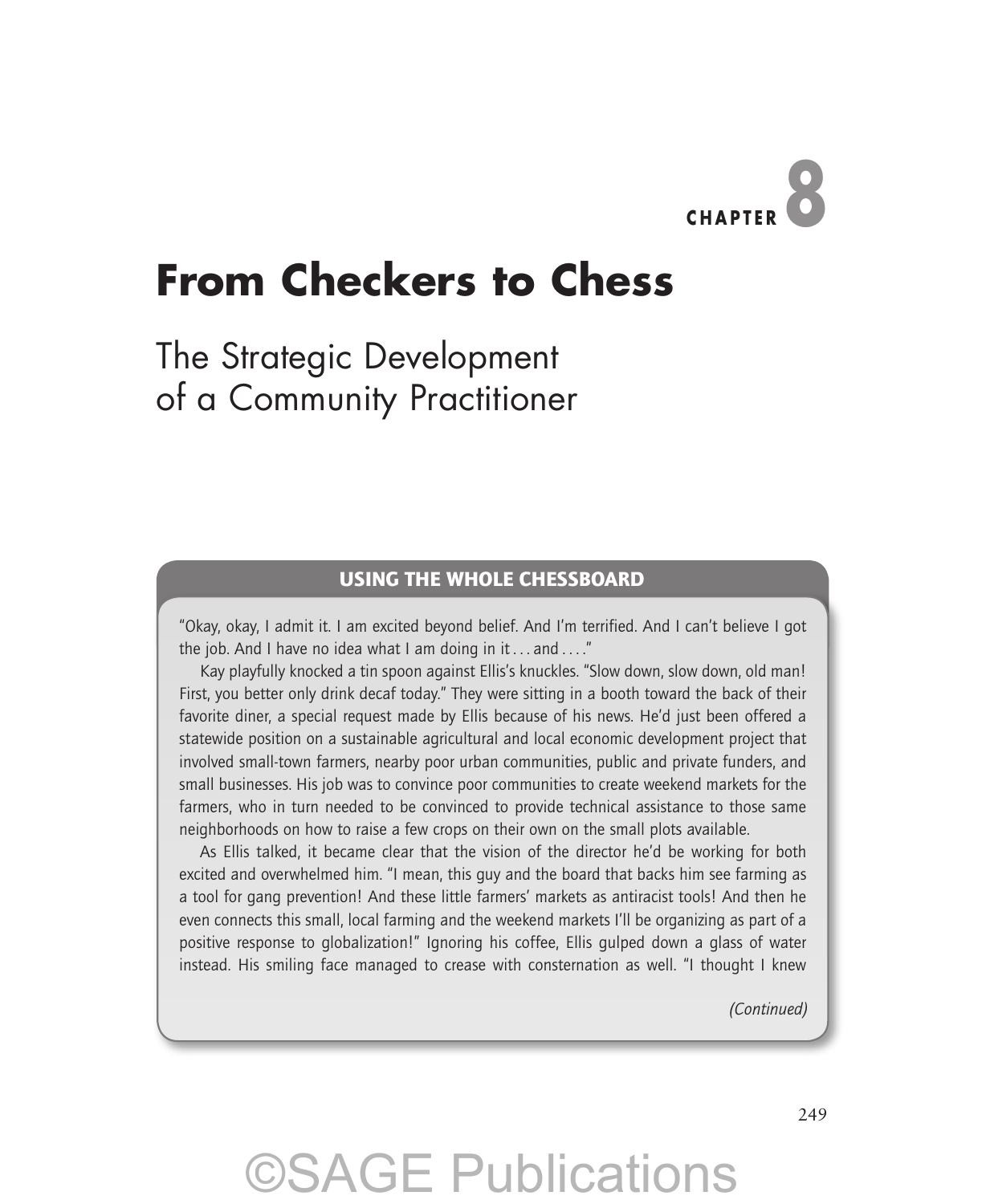CHAPTER 8

# From Checkers to Chess

## The Strategic Development of a Community Practitioner

### USING THE WHOLE CHESSBOARD

"Okay, okay, I admit it. I am excited beyond belief. And I'm terrified. And I can't believe I got the job. And I have no idea what I am doing in it . . . and . . . ."

Kay playfully knocked a tin spoon against Ellis's knuckles. "Slow down, slow down, old man! First, you better only drink decaf today." They were sitting in a booth toward the back of their favorite diner, a special request made by Ellis because of his news. He'd just been offered a statewide position on a sustainable agricultural and local economic development project that involved small-town farmers, nearby poor urban communities, public and private funders, and small businesses. His job was to convince poor communities to create weekend markets for the farmers, who in turn needed to be convinced to provide technical assistance to those same neighborhoods on how to raise a few crops on their own on the small plots available.

As Ellis talked, it became clear that the vision of the director he'd be working for both excited and overwhelmed him. "I mean, this guy and the board that backs him see farming as a tool for gang prevention! And these little farmers' markets as antiracist tools! And then he even connects this small, local farming and the weekend markets I'll be organizing as part of a positive response to globalization!" Ignoring his coffee, Ellis gulped down a glass of water instead. His smiling face managed to crease with consternation as well. "I thought I knew

*(Continued)*

©SAGE Publications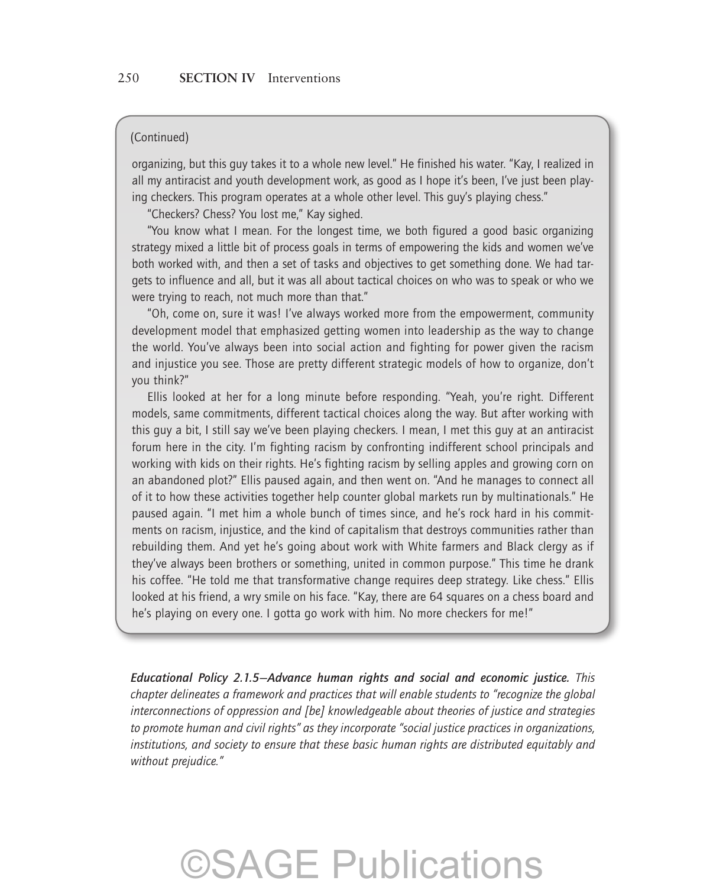(Continued)

organizing, but this guy takes it to a whole new level." He finished his water. "Kay, I realized in all my antiracist and youth development work, as good as I hope it's been, I've just been playing checkers. This program operates at a whole other level. This guy's playing chess."

"Checkers? Chess? You lost me," Kay sighed.

"You know what I mean. For the longest time, we both figured a good basic organizing strategy mixed a little bit of process goals in terms of empowering the kids and women we've both worked with, and then a set of tasks and objectives to get something done. We had targets to influence and all, but it was all about tactical choices on who was to speak or who we were trying to reach, not much more than that."

"Oh, come on, sure it was! I've always worked more from the empowerment, community development model that emphasized getting women into leadership as the way to change the world. You've always been into social action and fighting for power given the racism and injustice you see. Those are pretty different strategic models of how to organize, don't you think?"

Ellis looked at her for a long minute before responding. "Yeah, you're right. Different models, same commitments, different tactical choices along the way. But after working with this guy a bit, I still say we've been playing checkers. I mean, I met this guy at an antiracist forum here in the city. I'm fighting racism by confronting indifferent school principals and working with kids on their rights. He's fighting racism by selling apples and growing corn on an abandoned plot?" Ellis paused again, and then went on. "And he manages to connect all of it to how these activities together help counter global markets run by multinationals." He paused again. "I met him a whole bunch of times since, and he's rock hard in his commitments on racism, injustice, and the kind of capitalism that destroys communities rather than rebuilding them. And yet he's going about work with White farmers and Black clergy as if they've always been brothers or something, united in common purpose." This time he drank his coffee. "He told me that transformative change requires deep strategy. Like chess." Ellis looked at his friend, a wry smile on his face. "Kay, there are 64 squares on a chess board and he's playing on every one. I gotta go work with him. No more checkers for me!"

***Educational Policy 2.1.5—Advance human rights and social and economic justice.*** *This chapter delineates a framework and practices that will enable students to "recognize the global interconnections of oppression and [be] knowledgeable about theories of justice and strategies to promote human and civil rights" as they incorporate "social justice practices in organizations, institutions, and society to ensure that these basic human rights are distributed equitably and without prejudice."*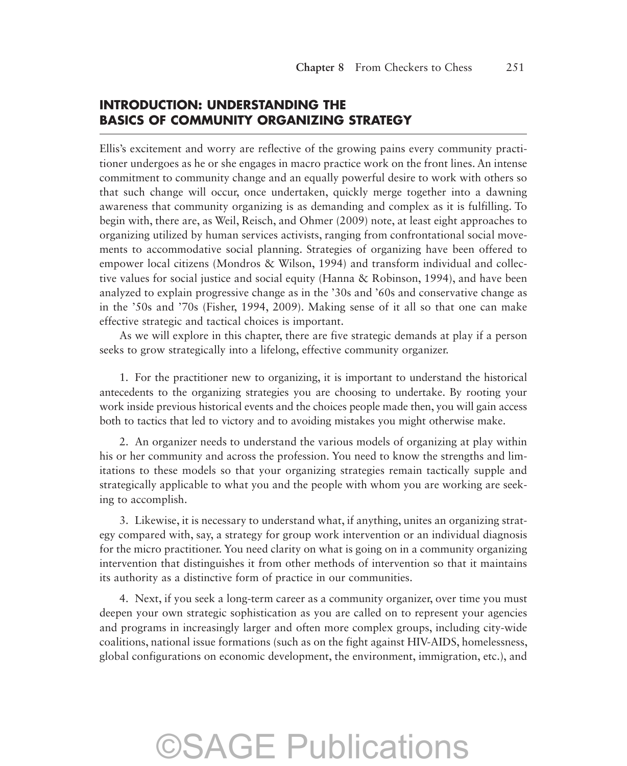## INTRODUCTION: UNDERSTANDING THE BASICS OF COMMUNITY ORGANIZING STRATEGY

Ellis's excitement and worry are reflective of the growing pains every community practitioner undergoes as he or she engages in macro practice work on the front lines. An intense commitment to community change and an equally powerful desire to work with others so that such change will occur, once undertaken, quickly merge together into a dawning awareness that community organizing is as demanding and complex as it is fulfilling. To begin with, there are, as Weil, Reisch, and Ohmer (2009) note, at least eight approaches to organizing utilized by human services activists, ranging from confrontational social movements to accommodative social planning. Strategies of organizing have been offered to empower local citizens (Mondros & Wilson, 1994) and transform individual and collective values for social justice and social equity (Hanna & Robinson, 1994), and have been analyzed to explain progressive change as in the '30s and '60s and conservative change as in the '50s and '70s (Fisher, 1994, 2009). Making sense of it all so that one can make effective strategic and tactical choices is important.

As we will explore in this chapter, there are five strategic demands at play if a person seeks to grow strategically into a lifelong, effective community organizer.

1. For the practitioner new to organizing, it is important to understand the historical antecedents to the organizing strategies you are choosing to undertake. By rooting your work inside previous historical events and the choices people made then, you will gain access both to tactics that led to victory and to avoiding mistakes you might otherwise make.

2. An organizer needs to understand the various models of organizing at play within his or her community and across the profession. You need to know the strengths and limitations to these models so that your organizing strategies remain tactically supple and strategically applicable to what you and the people with whom you are working are seeking to accomplish.

3. Likewise, it is necessary to understand what, if anything, unites an organizing strategy compared with, say, a strategy for group work intervention or an individual diagnosis for the micro practitioner. You need clarity on what is going on in a community organizing intervention that distinguishes it from other methods of intervention so that it maintains its authority as a distinctive form of practice in our communities.

4. Next, if you seek a long-term career as a community organizer, over time you must deepen your own strategic sophistication as you are called on to represent your agencies and programs in increasingly larger and often more complex groups, including city-wide coalitions, national issue formations (such as on the fight against HIV-AIDS, homelessness, global configurations on economic development, the environment, immigration, etc.), and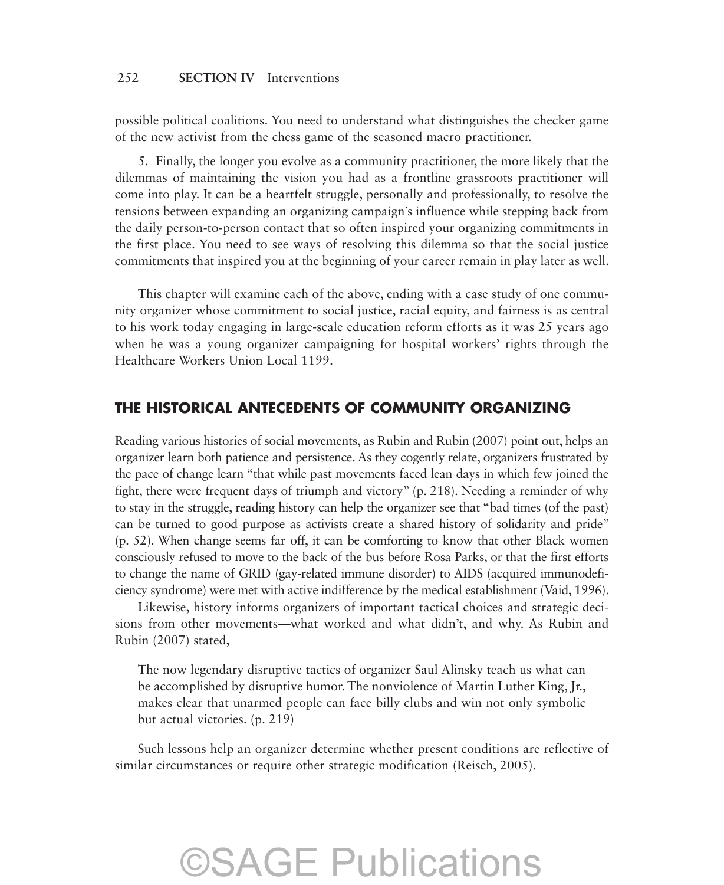possible political coalitions. You need to understand what distinguishes the checker game of the new activist from the chess game of the seasoned macro practitioner.

5. Finally, the longer you evolve as a community practitioner, the more likely that the dilemmas of maintaining the vision you had as a frontline grassroots practitioner will come into play. It can be a heartfelt struggle, personally and professionally, to resolve the tensions between expanding an organizing campaign's influence while stepping back from the daily person-to-person contact that so often inspired your organizing commitments in the first place. You need to see ways of resolving this dilemma so that the social justice commitments that inspired you at the beginning of your career remain in play later as well.

This chapter will examine each of the above, ending with a case study of one community organizer whose commitment to social justice, racial equity, and fairness is as central to his work today engaging in large-scale education reform efforts as it was 25 years ago when he was a young organizer campaigning for hospital workers' rights through the Healthcare Workers Union Local 1199.

## THE HISTORICAL ANTECEDENTS OF COMMUNITY ORGANIZING

Reading various histories of social movements, as Rubin and Rubin (2007) point out, helps an organizer learn both patience and persistence. As they cogently relate, organizers frustrated by the pace of change learn "that while past movements faced lean days in which few joined the fight, there were frequent days of triumph and victory" (p. 218). Needing a reminder of why to stay in the struggle, reading history can help the organizer see that "bad times (of the past) can be turned to good purpose as activists create a shared history of solidarity and pride" (p. 52). When change seems far off, it can be comforting to know that other Black women consciously refused to move to the back of the bus before Rosa Parks, or that the first efforts to change the name of GRID (gay-related immune disorder) to AIDS (acquired immunodeficiency syndrome) were met with active indifference by the medical establishment (Vaid, 1996).

Likewise, history informs organizers of important tactical choices and strategic decisions from other movements—what worked and what didn't, and why. As Rubin and Rubin (2007) stated,

> The now legendary disruptive tactics of organizer Saul Alinsky teach us what can be accomplished by disruptive humor. The nonviolence of Martin Luther King, Jr., makes clear that unarmed people can face billy clubs and win not only symbolic but actual victories. (p. 219)

Such lessons help an organizer determine whether present conditions are reflective of similar circumstances or require other strategic modification (Reisch, 2005).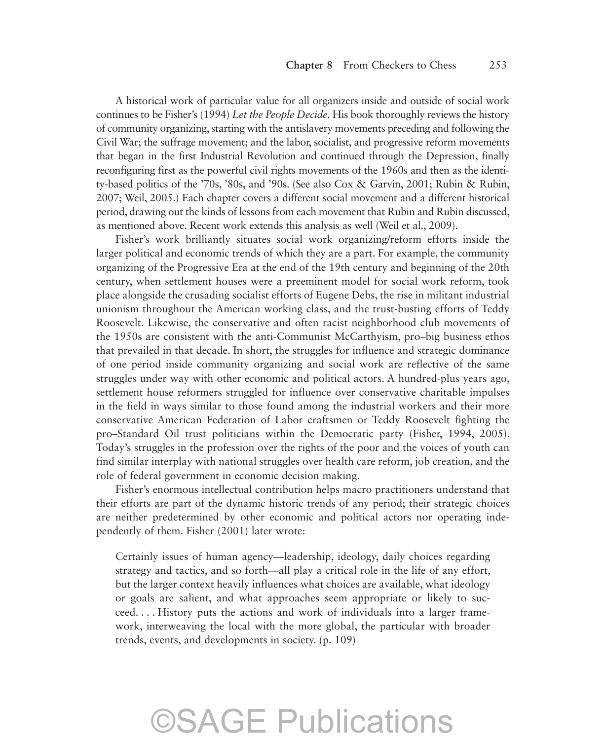A historical work of particular value for all organizers inside and outside of social work continues to be Fisher's (1994) *Let the People Decide*. His book thoroughly reviews the history of community organizing, starting with the antislavery movements preceding and following the Civil War; the suffrage movement; and the labor, socialist, and progressive reform movements that began in the first Industrial Revolution and continued through the Depression, finally reconfiguring first as the powerful civil rights movements of the 1960s and then as the identity-based politics of the '70s, '80s, and '90s. (See also Cox & Garvin, 2001; Rubin & Rubin, 2007; Weil, 2005.) Each chapter covers a different social movement and a different historical period, drawing out the kinds of lessons from each movement that Rubin and Rubin discussed, as mentioned above. Recent work extends this analysis as well (Weil et al., 2009).

Fisher's work brilliantly situates social work organizing/reform efforts inside the larger political and economic trends of which they are a part. For example, the community organizing of the Progressive Era at the end of the 19th century and beginning of the 20th century, when settlement houses were a preeminent model for social work reform, took place alongside the crusading socialist efforts of Eugene Debs, the rise in militant industrial unionism throughout the American working class, and the trust-busting efforts of Teddy Roosevelt. Likewise, the conservative and often racist neighborhood club movements of the 1950s are consistent with the anti-Communist McCarthyism, pro–big business ethos that prevailed in that decade. In short, the struggles for influence and strategic dominance of one period inside community organizing and social work are reflective of the same struggles under way with other economic and political actors. A hundred-plus years ago, settlement house reformers struggled for influence over conservative charitable impulses in the field in ways similar to those found among the industrial workers and their more conservative American Federation of Labor craftsmen or Teddy Roosevelt fighting the pro–Standard Oil trust politicians within the Democratic party (Fisher, 1994, 2005). Today's struggles in the profession over the rights of the poor and the voices of youth can find similar interplay with national struggles over health care reform, job creation, and the role of federal government in economic decision making.

Fisher's enormous intellectual contribution helps macro practitioners understand that their efforts are part of the dynamic historic trends of any period; their strategic choices are neither predetermined by other economic and political actors nor operating independently of them. Fisher (2001) later wrote:

> Certainly issues of human agency—leadership, ideology, daily choices regarding strategy and tactics, and so forth—all play a critical role in the life of any effort, but the larger context heavily influences what choices are available, what ideology or goals are salient, and what approaches seem appropriate or likely to succeed. . . . History puts the actions and work of individuals into a larger framework, interweaving the local with the more global, the particular with broader trends, events, and developments in society. (p. 109)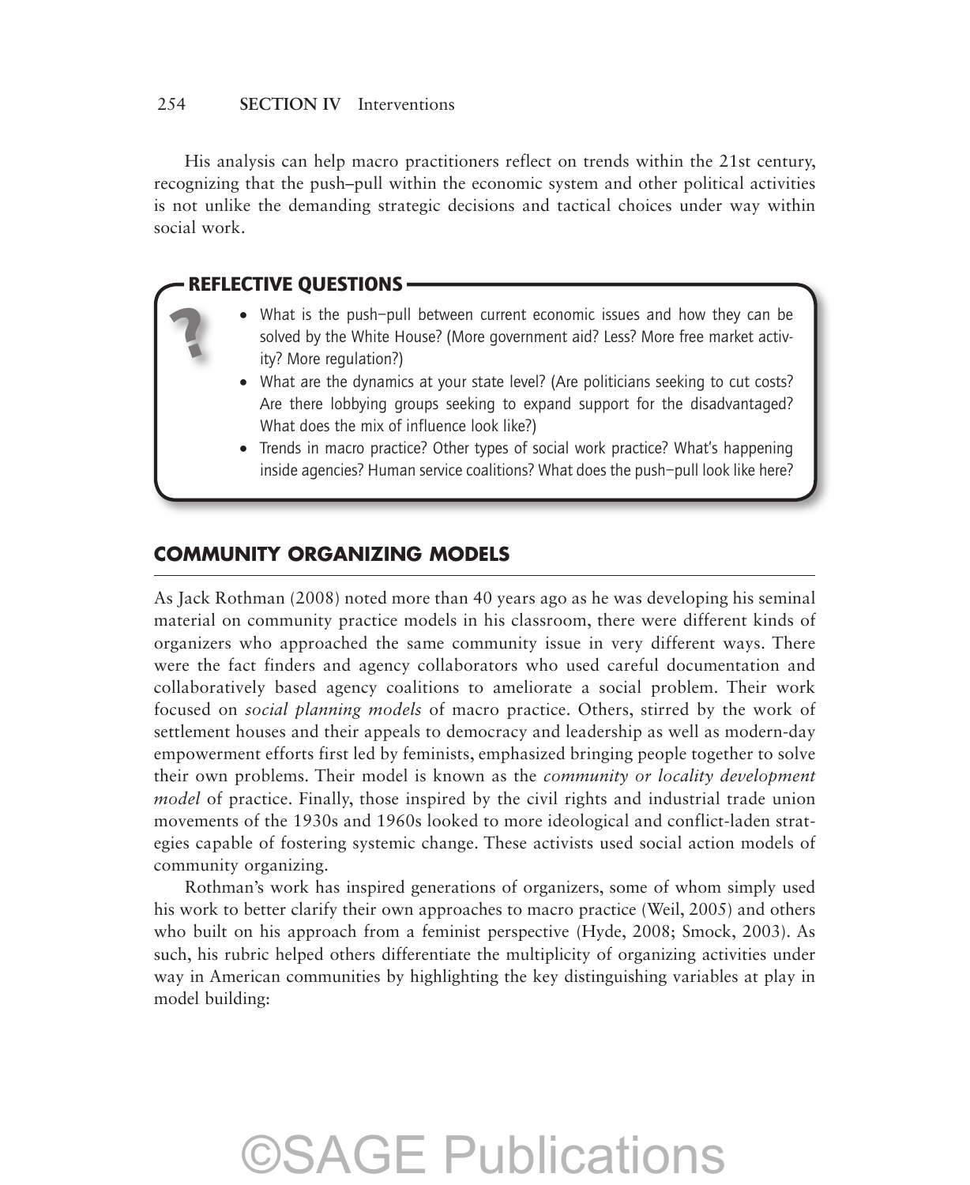His analysis can help macro practitioners reflect on trends within the 21st century, recognizing that the push–pull within the economic system and other political activities is not unlike the demanding strategic decisions and tactical choices under way within social work.

### REFLECTIVE QUESTIONS

- What is the push–pull between current economic issues and how they can be solved by the White House? (More government aid? Less? More free market activity? More regulation?)
- What are the dynamics at your state level? (Are politicians seeking to cut costs? Are there lobbying groups seeking to expand support for the disadvantaged? What does the mix of influence look like?)
- Trends in macro practice? Other types of social work practice? What's happening inside agencies? Human service coalitions? What does the push–pull look like here?

## COMMUNITY ORGANIZING MODELS

As Jack Rothman (2008) noted more than 40 years ago as he was developing his seminal material on community practice models in his classroom, there were different kinds of organizers who approached the same community issue in very different ways. There were the fact finders and agency collaborators who used careful documentation and collaboratively based agency coalitions to ameliorate a social problem. Their work focused on *social planning models* of macro practice. Others, stirred by the work of settlement houses and their appeals to democracy and leadership as well as modern-day empowerment efforts first led by feminists, emphasized bringing people together to solve their own problems. Their model is known as the *community or locality development model* of practice. Finally, those inspired by the civil rights and industrial trade union movements of the 1930s and 1960s looked to more ideological and conflict-laden strategies capable of fostering systemic change. These activists used social action models of community organizing.

Rothman's work has inspired generations of organizers, some of whom simply used his work to better clarify their own approaches to macro practice (Weil, 2005) and others who built on his approach from a feminist perspective (Hyde, 2008; Smock, 2003). As such, his rubric helped others differentiate the multiplicity of organizing activities under way in American communities by highlighting the key distinguishing variables at play in model building: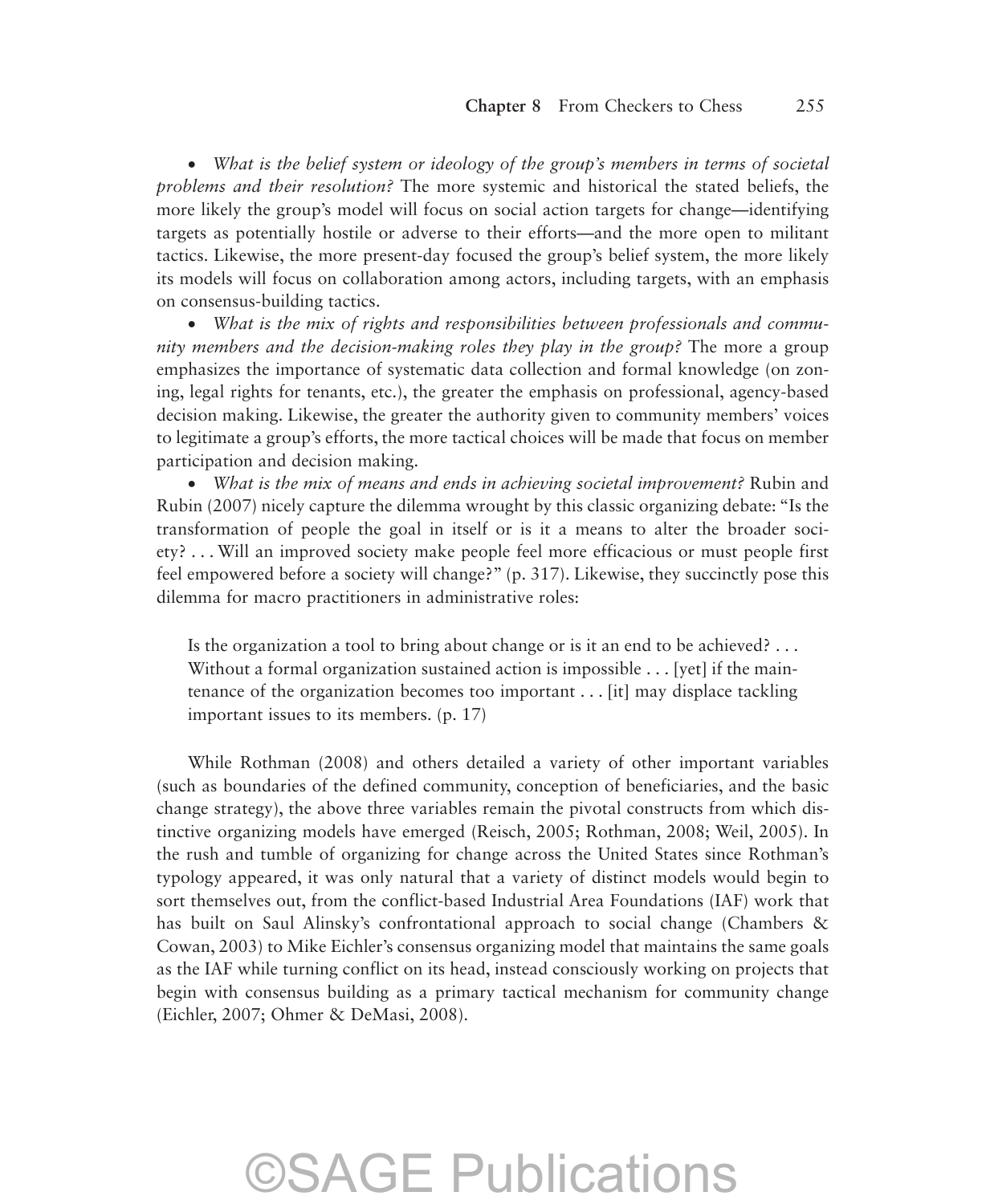- *What is the belief system or ideology of the group's members in terms of societal problems and their resolution?* The more systemic and historical the stated beliefs, the more likely the group's model will focus on social action targets for change—identifying targets as potentially hostile or adverse to their efforts—and the more open to militant tactics. Likewise, the more present-day focused the group's belief system, the more likely its models will focus on collaboration among actors, including targets, with an emphasis on consensus-building tactics.
- *What is the mix of rights and responsibilities between professionals and community members and the decision-making roles they play in the group?* The more a group emphasizes the importance of systematic data collection and formal knowledge (on zoning, legal rights for tenants, etc.), the greater the emphasis on professional, agency-based decision making. Likewise, the greater the authority given to community members' voices to legitimate a group's efforts, the more tactical choices will be made that focus on member participation and decision making.
- *What is the mix of means and ends in achieving societal improvement?* Rubin and Rubin (2007) nicely capture the dilemma wrought by this classic organizing debate: "Is the transformation of people the goal in itself or is it a means to alter the broader society? . . . Will an improved society make people feel more efficacious or must people first feel empowered before a society will change?" (p. 317). Likewise, they succinctly pose this dilemma for macro practitioners in administrative roles:

> Is the organization a tool to bring about change or is it an end to be achieved? . . . Without a formal organization sustained action is impossible . . . [yet] if the maintenance of the organization becomes too important . . . [it] may displace tackling important issues to its members. (p. 17)

While Rothman (2008) and others detailed a variety of other important variables (such as boundaries of the defined community, conception of beneficiaries, and the basic change strategy), the above three variables remain the pivotal constructs from which distinctive organizing models have emerged (Reisch, 2005; Rothman, 2008; Weil, 2005). In the rush and tumble of organizing for change across the United States since Rothman's typology appeared, it was only natural that a variety of distinct models would begin to sort themselves out, from the conflict-based Industrial Area Foundations (IAF) work that has built on Saul Alinsky's confrontational approach to social change (Chambers & Cowan, 2003) to Mike Eichler's consensus organizing model that maintains the same goals as the IAF while turning conflict on its head, instead consciously working on projects that begin with consensus building as a primary tactical mechanism for community change (Eichler, 2007; Ohmer & DeMasi, 2008).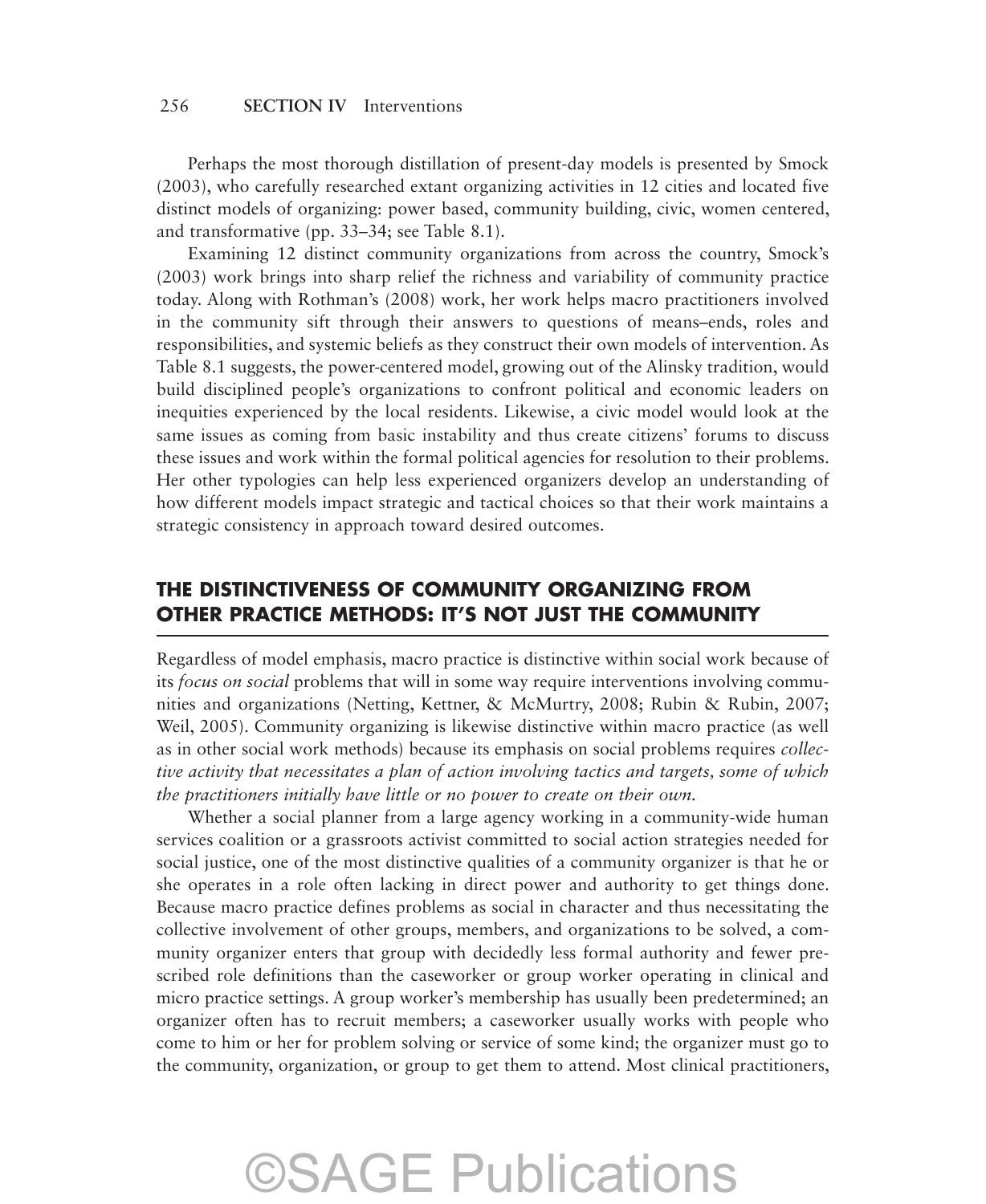Perhaps the most thorough distillation of present-day models is presented by Smock (2003), who carefully researched extant organizing activities in 12 cities and located five distinct models of organizing: power based, community building, civic, women centered, and transformative (pp. 33–34; see Table 8.1).

Examining 12 distinct community organizations from across the country, Smock's (2003) work brings into sharp relief the richness and variability of community practice today. Along with Rothman's (2008) work, her work helps macro practitioners involved in the community sift through their answers to questions of means–ends, roles and responsibilities, and systemic beliefs as they construct their own models of intervention. As Table 8.1 suggests, the power-centered model, growing out of the Alinsky tradition, would build disciplined people's organizations to confront political and economic leaders on inequities experienced by the local residents. Likewise, a civic model would look at the same issues as coming from basic instability and thus create citizens' forums to discuss these issues and work within the formal political agencies for resolution to their problems. Her other typologies can help less experienced organizers develop an understanding of how different models impact strategic and tactical choices so that their work maintains a strategic consistency in approach toward desired outcomes.

## THE DISTINCTIVENESS OF COMMUNITY ORGANIZING FROM OTHER PRACTICE METHODS: IT'S NOT JUST THE COMMUNITY

Regardless of model emphasis, macro practice is distinctive within social work because of its *focus on social* problems that will in some way require interventions involving communities and organizations (Netting, Kettner, & McMurtry, 2008; Rubin & Rubin, 2007; Weil, 2005). Community organizing is likewise distinctive within macro practice (as well as in other social work methods) because its emphasis on social problems requires *collective activity that necessitates a plan of action involving tactics and targets, some of which the practitioners initially have little or no power to create on their own.*

Whether a social planner from a large agency working in a community-wide human services coalition or a grassroots activist committed to social action strategies needed for social justice, one of the most distinctive qualities of a community organizer is that he or she operates in a role often lacking in direct power and authority to get things done. Because macro practice defines problems as social in character and thus necessitating the collective involvement of other groups, members, and organizations to be solved, a community organizer enters that group with decidedly less formal authority and fewer prescribed role definitions than the caseworker or group worker operating in clinical and micro practice settings. A group worker's membership has usually been predetermined; an organizer often has to recruit members; a caseworker usually works with people who come to him or her for problem solving or service of some kind; the organizer must go to the community, organization, or group to get them to attend. Most clinical practitioners,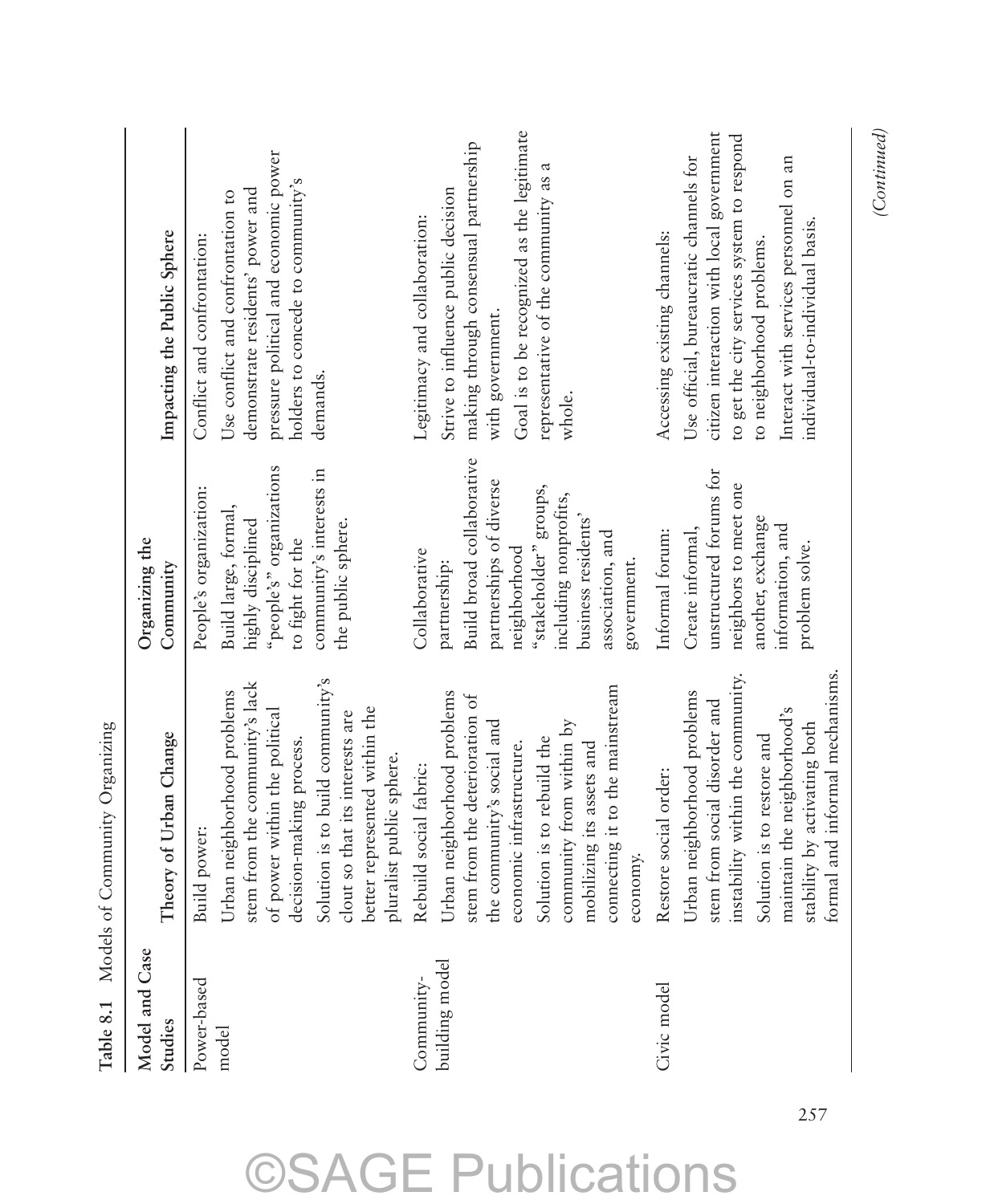**Table 8.1** Models of Community Organizing

| Model and Case Studies | Theory of Urban Change | Organizing the Community | Impacting the Public Sphere |
|---|---|---|---|
| Power-based model | Build power: Urban neighborhood problems stem from the community's lack of power within the political decision-making process. Solution is to build community's clout so that its interests are better represented within the pluralist public sphere. | People's organization: Build large, formal, highly disciplined "people's" organizations to fight for the community's interests in the public sphere. | Conflict and confrontation: Use conflict and confrontation to demonstrate residents' power and pressure political and economic power holders to concede to community's demands. |
| Community-building model | Rebuild social fabric: Urban neighborhood problems stem from the deterioration of the community's social and economic infrastructure. Solution is to rebuild the community from within by mobilizing its assets and connecting it to the mainstream economy. | Collaborative partnership: Build broad collaborative partnerships of diverse neighborhood "stakeholder" groups, including nonprofits, business residents' association, and government. | Legitimacy and collaboration: Strive to influence public decision making through consensual partnership with government. Goal is to be recognized as the legitimate representative of the community as a whole. |
| Civic model | Restore social order: Urban neighborhood problems stem from social disorder and instability within the community. Solution is to restore and maintain the neighborhood's stability by activating both formal and informal mechanisms. | Informal forum: Create informal, unstructured forums for neighbors to meet one another, exchange information, and problem solve. | Accessing existing channels: Use official, bureaucratic channels for citizen interaction with local government to get the city services system to respond to neighborhood problems. Interact with services personnel on an individual-to-individual basis. |

*(Continued)*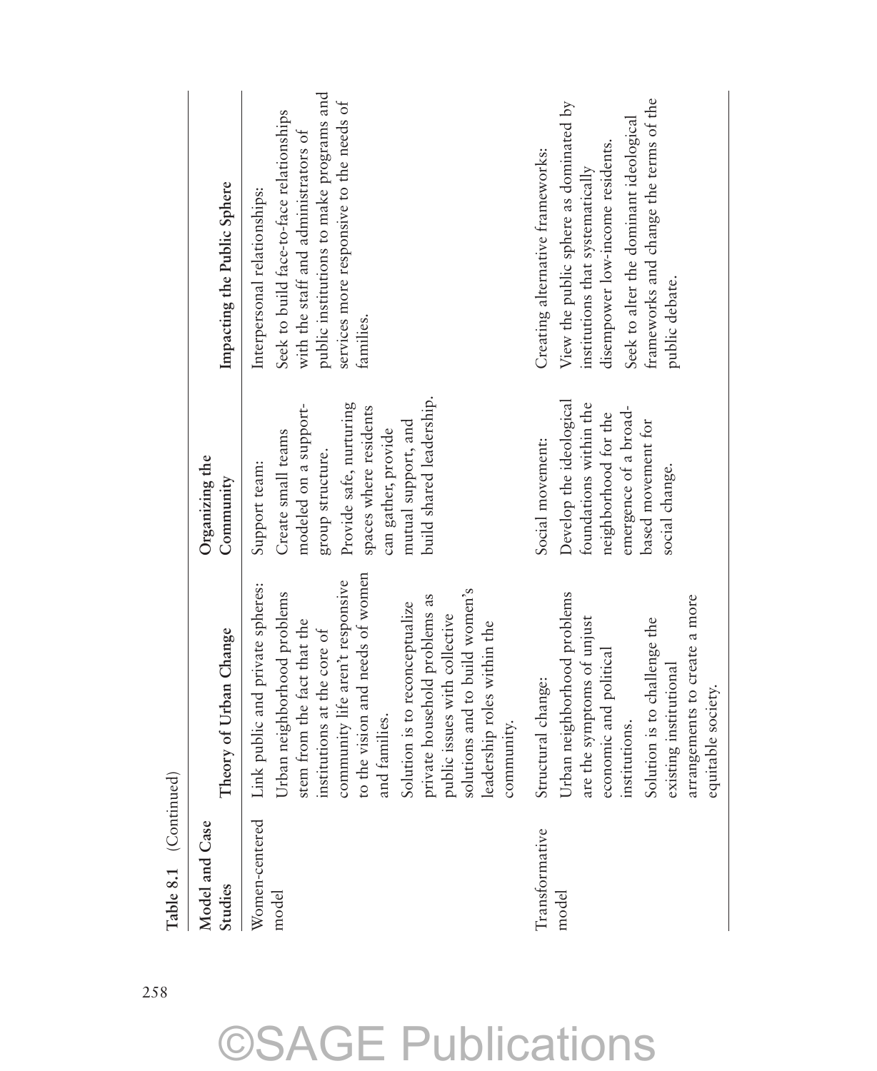**Table 8.1** (Continued)

| Model and Case Studies | Theory of Urban Change | Organizing the Community | Impacting the Public Sphere |
|---|---|---|---|
| Women-centered model | Link public and private spheres: Urban neighborhood problems stem from the fact that the institutions at the core of community life aren't responsive to the vision and needs of women and families. Solution is to reconceptualize private household problems as public issues with collective solutions and to build women's leadership roles within the community. | Support team: Create small teams modeled on a support-group structure. Provide safe, nurturing spaces where residents can gather, provide mutual support, and build shared leadership. | Interpersonal relationships: Seek to build face-to-face relationships with the staff and administrators of public institutions to make programs and services more responsive to the needs of families. |
| Transformative model | Structural change: Urban neighborhood problems are the symptoms of unjust economic and political institutions. Solution is to challenge the existing institutional arrangements to create a more equitable society. | Social movement: Develop the ideological foundations within the neighborhood for the emergence of a broad-based movement for social change. | Creating alternative frameworks: View the public sphere as dominated by institutions that systematically disempower low-income residents. Seek to alter the dominant ideological frameworks and change the terms of the public debate. |

©SAGE Publications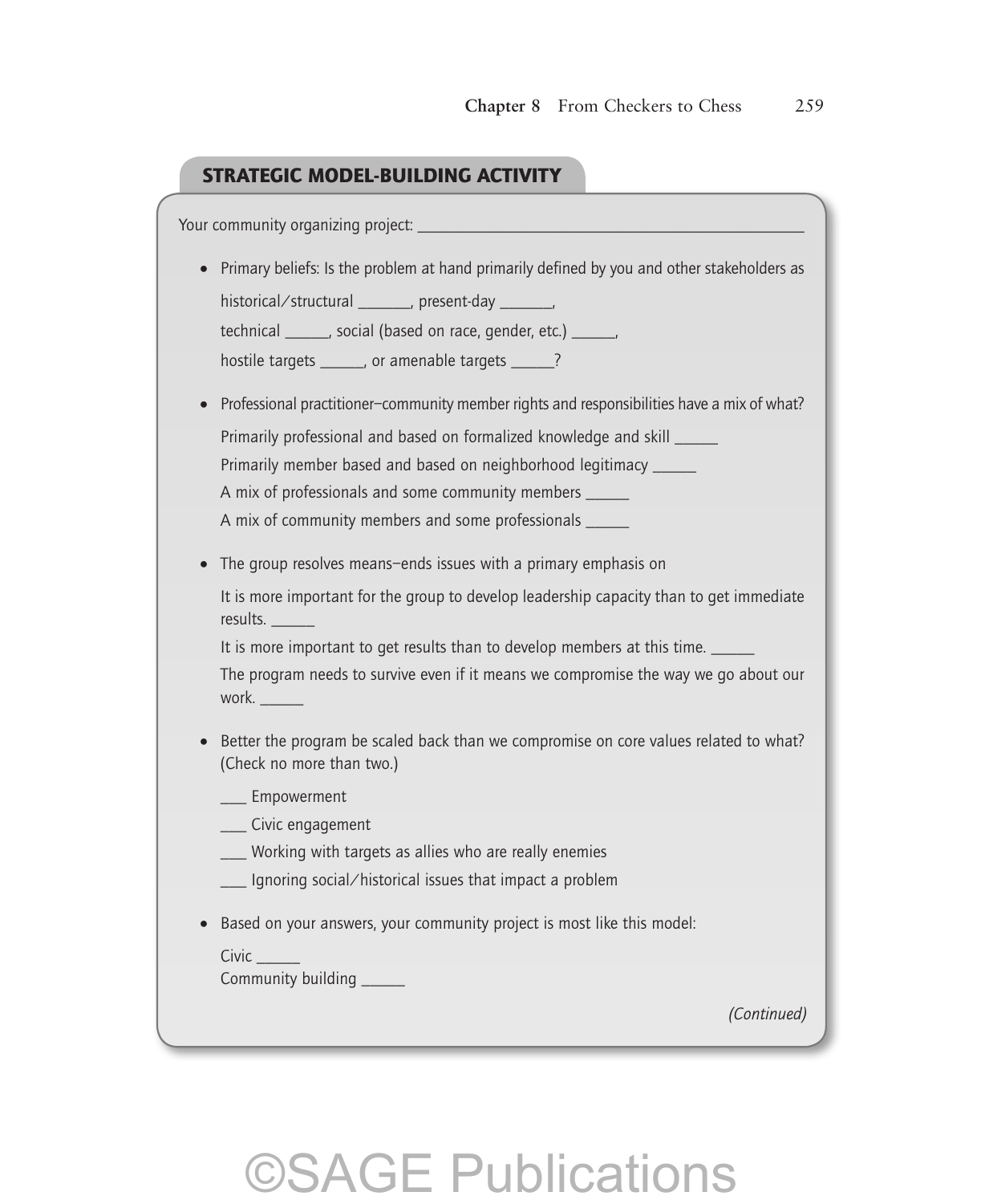## STRATEGIC MODEL-BUILDING ACTIVITY

Your community organizing project: ______________________________________________

- Primary beliefs: Is the problem at hand primarily defined by you and other stakeholders as

  historical/structural _______, present-day _______,

  technical ______, social (based on race, gender, etc.) ______,

  hostile targets ______, or amenable targets ______?

- Professional practitioner–community member rights and responsibilities have a mix of what?

  Primarily professional and based on formalized knowledge and skill ______

  Primarily member based and based on neighborhood legitimacy ______

  A mix of professionals and some community members ______

  A mix of community members and some professionals ______

- The group resolves means–ends issues with a primary emphasis on

  It is more important for the group to develop leadership capacity than to get immediate results. ______

  It is more important to get results than to develop members at this time. ______

  The program needs to survive even if it means we compromise the way we go about our work. ______

- Better the program be scaled back than we compromise on core values related to what? (Check no more than two.)

  ____ Empowerment

  ____ Civic engagement

  ____ Working with targets as allies who are really enemies

  ____ Ignoring social/historical issues that impact a problem

- Based on your answers, your community project is most like this model:

  Civic ______

  Community building ______

*(Continued)*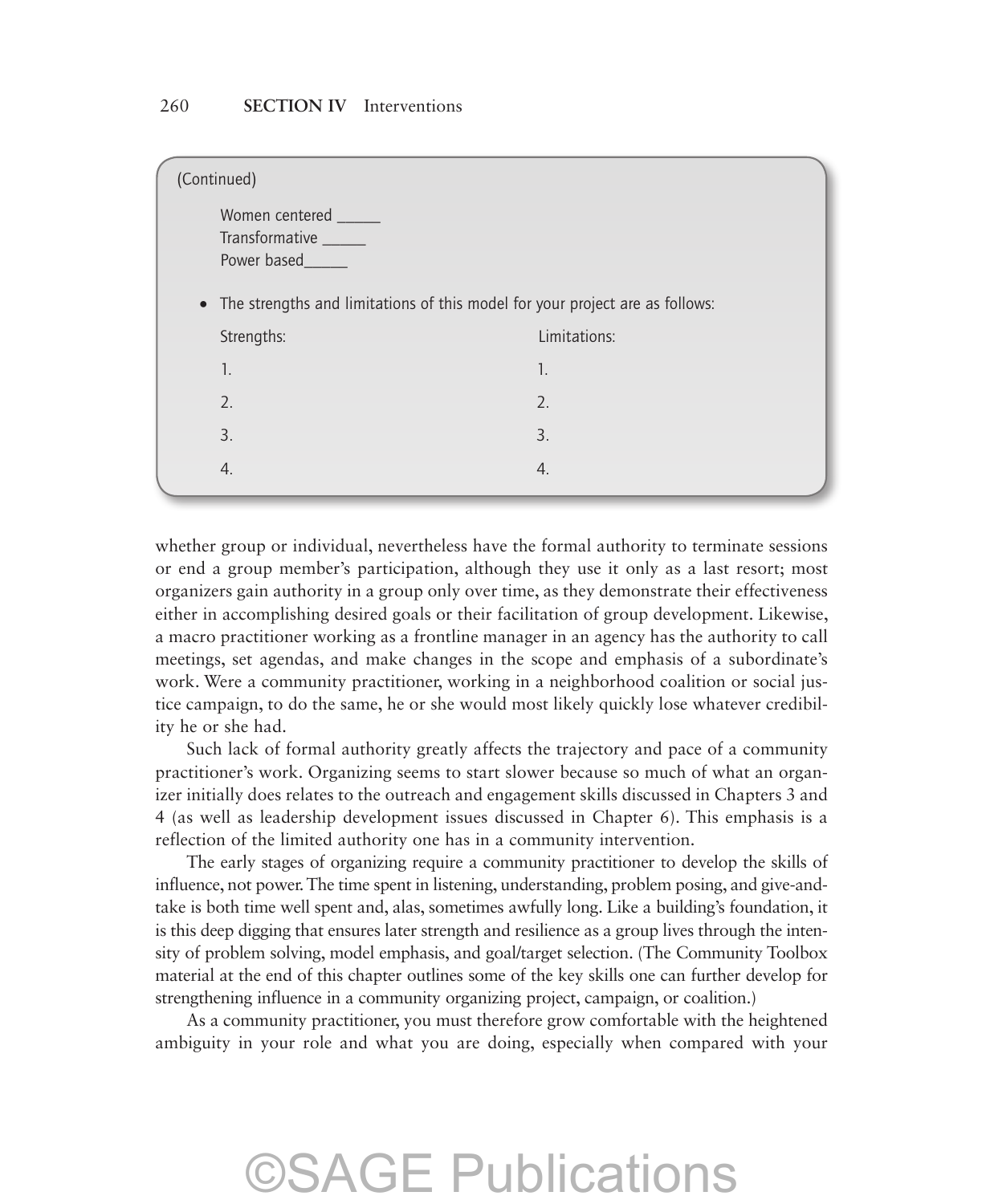(Continued)

Women centered _____
Transformative _____
Power based_____

- The strengths and limitations of this model for your project are as follows:

| Strengths: | Limitations: |
| --- | --- |
| 1. | 1. |
| 2. | 2. |
| 3. | 3. |
| 4. | 4. |

whether group or individual, nevertheless have the formal authority to terminate sessions or end a group member's participation, although they use it only as a last resort; most organizers gain authority in a group only over time, as they demonstrate their effectiveness either in accomplishing desired goals or their facilitation of group development. Likewise, a macro practitioner working as a frontline manager in an agency has the authority to call meetings, set agendas, and make changes in the scope and emphasis of a subordinate's work. Were a community practitioner, working in a neighborhood coalition or social justice campaign, to do the same, he or she would most likely quickly lose whatever credibility he or she had.

Such lack of formal authority greatly affects the trajectory and pace of a community practitioner's work. Organizing seems to start slower because so much of what an organizer initially does relates to the outreach and engagement skills discussed in Chapters 3 and 4 (as well as leadership development issues discussed in Chapter 6). This emphasis is a reflection of the limited authority one has in a community intervention.

The early stages of organizing require a community practitioner to develop the skills of influence, not power. The time spent in listening, understanding, problem posing, and give-and-take is both time well spent and, alas, sometimes awfully long. Like a building's foundation, it is this deep digging that ensures later strength and resilience as a group lives through the intensity of problem solving, model emphasis, and goal/target selection. (The Community Toolbox material at the end of this chapter outlines some of the key skills one can further develop for strengthening influence in a community organizing project, campaign, or coalition.)

As a community practitioner, you must therefore grow comfortable with the heightened ambiguity in your role and what you are doing, especially when compared with your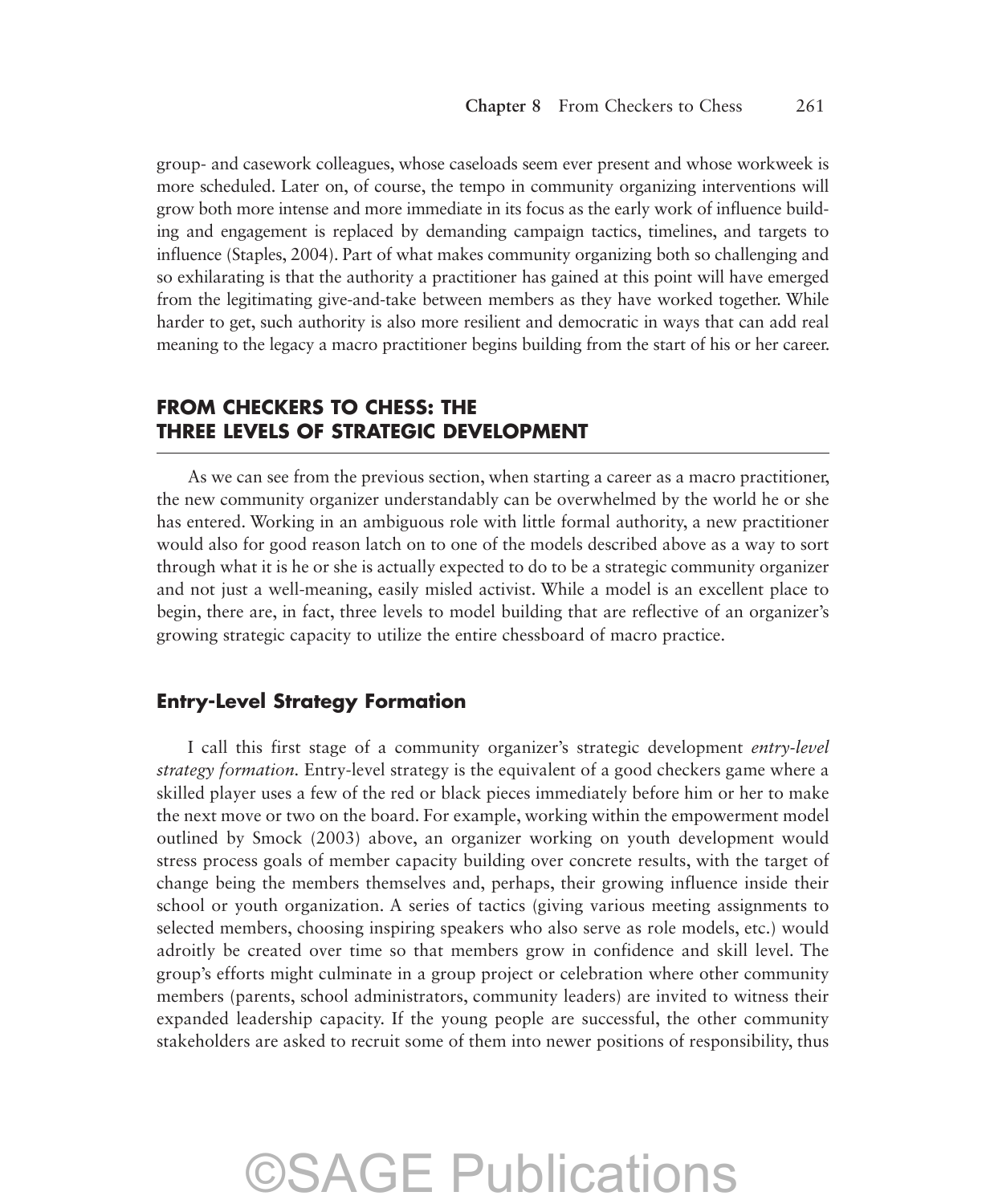group- and casework colleagues, whose caseloads seem ever present and whose workweek is more scheduled. Later on, of course, the tempo in community organizing interventions will grow both more intense and more immediate in its focus as the early work of influence building and engagement is replaced by demanding campaign tactics, timelines, and targets to influence (Staples, 2004). Part of what makes community organizing both so challenging and so exhilarating is that the authority a practitioner has gained at this point will have emerged from the legitimating give-and-take between members as they have worked together. While harder to get, such authority is also more resilient and democratic in ways that can add real meaning to the legacy a macro practitioner begins building from the start of his or her career.

## FROM CHECKERS TO CHESS: THE THREE LEVELS OF STRATEGIC DEVELOPMENT

As we can see from the previous section, when starting a career as a macro practitioner, the new community organizer understandably can be overwhelmed by the world he or she has entered. Working in an ambiguous role with little formal authority, a new practitioner would also for good reason latch on to one of the models described above as a way to sort through what it is he or she is actually expected to do to be a strategic community organizer and not just a well-meaning, easily misled activist. While a model is an excellent place to begin, there are, in fact, three levels to model building that are reflective of an organizer's growing strategic capacity to utilize the entire chessboard of macro practice.

### Entry-Level Strategy Formation

I call this first stage of a community organizer's strategic development *entry-level strategy formation.* Entry-level strategy is the equivalent of a good checkers game where a skilled player uses a few of the red or black pieces immediately before him or her to make the next move or two on the board. For example, working within the empowerment model outlined by Smock (2003) above, an organizer working on youth development would stress process goals of member capacity building over concrete results, with the target of change being the members themselves and, perhaps, their growing influence inside their school or youth organization. A series of tactics (giving various meeting assignments to selected members, choosing inspiring speakers who also serve as role models, etc.) would adroitly be created over time so that members grow in confidence and skill level. The group's efforts might culminate in a group project or celebration where other community members (parents, school administrators, community leaders) are invited to witness their expanded leadership capacity. If the young people are successful, the other community stakeholders are asked to recruit some of them into newer positions of responsibility, thus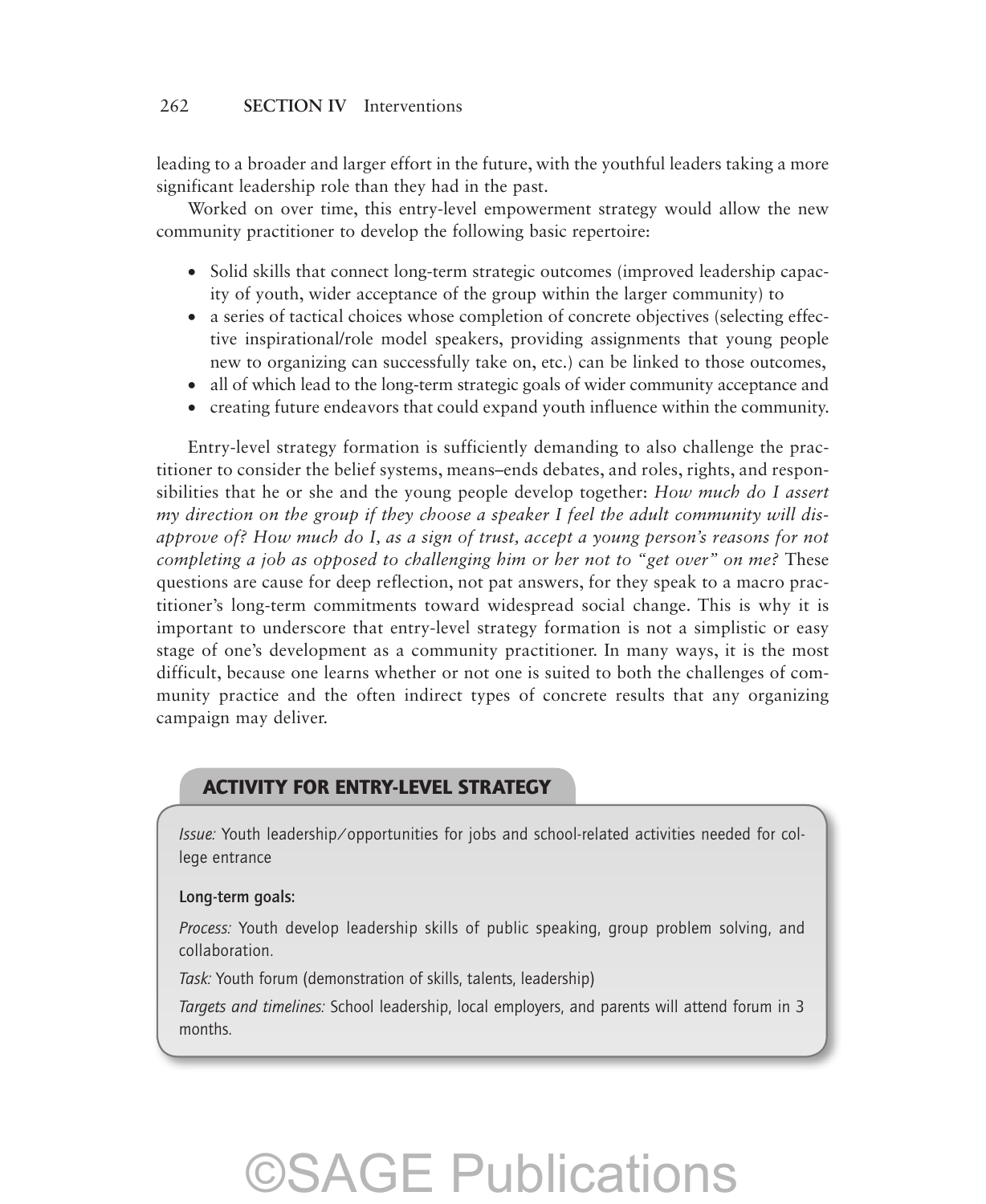leading to a broader and larger effort in the future, with the youthful leaders taking a more significant leadership role than they had in the past.

Worked on over time, this entry-level empowerment strategy would allow the new community practitioner to develop the following basic repertoire:

- Solid skills that connect long-term strategic outcomes (improved leadership capacity of youth, wider acceptance of the group within the larger community) to
- a series of tactical choices whose completion of concrete objectives (selecting effective inspirational/role model speakers, providing assignments that young people new to organizing can successfully take on, etc.) can be linked to those outcomes,
- all of which lead to the long-term strategic goals of wider community acceptance and
- creating future endeavors that could expand youth influence within the community.

Entry-level strategy formation is sufficiently demanding to also challenge the practitioner to consider the belief systems, means–ends debates, and roles, rights, and responsibilities that he or she and the young people develop together: *How much do I assert my direction on the group if they choose a speaker I feel the adult community will disapprove of? How much do I, as a sign of trust, accept a young person's reasons for not completing a job as opposed to challenging him or her not to "get over" on me?* These questions are cause for deep reflection, not pat answers, for they speak to a macro practitioner's long-term commitments toward widespread social change. This is why it is important to underscore that entry-level strategy formation is not a simplistic or easy stage of one's development as a community practitioner. In many ways, it is the most difficult, because one learns whether or not one is suited to both the challenges of community practice and the often indirect types of concrete results that any organizing campaign may deliver.

## ACTIVITY FOR ENTRY-LEVEL STRATEGY

*Issue:* Youth leadership/opportunities for jobs and school-related activities needed for college entrance

**Long-term goals:**

*Process:* Youth develop leadership skills of public speaking, group problem solving, and collaboration.

*Task:* Youth forum (demonstration of skills, talents, leadership)

*Targets and timelines:* School leadership, local employers, and parents will attend forum in 3 months.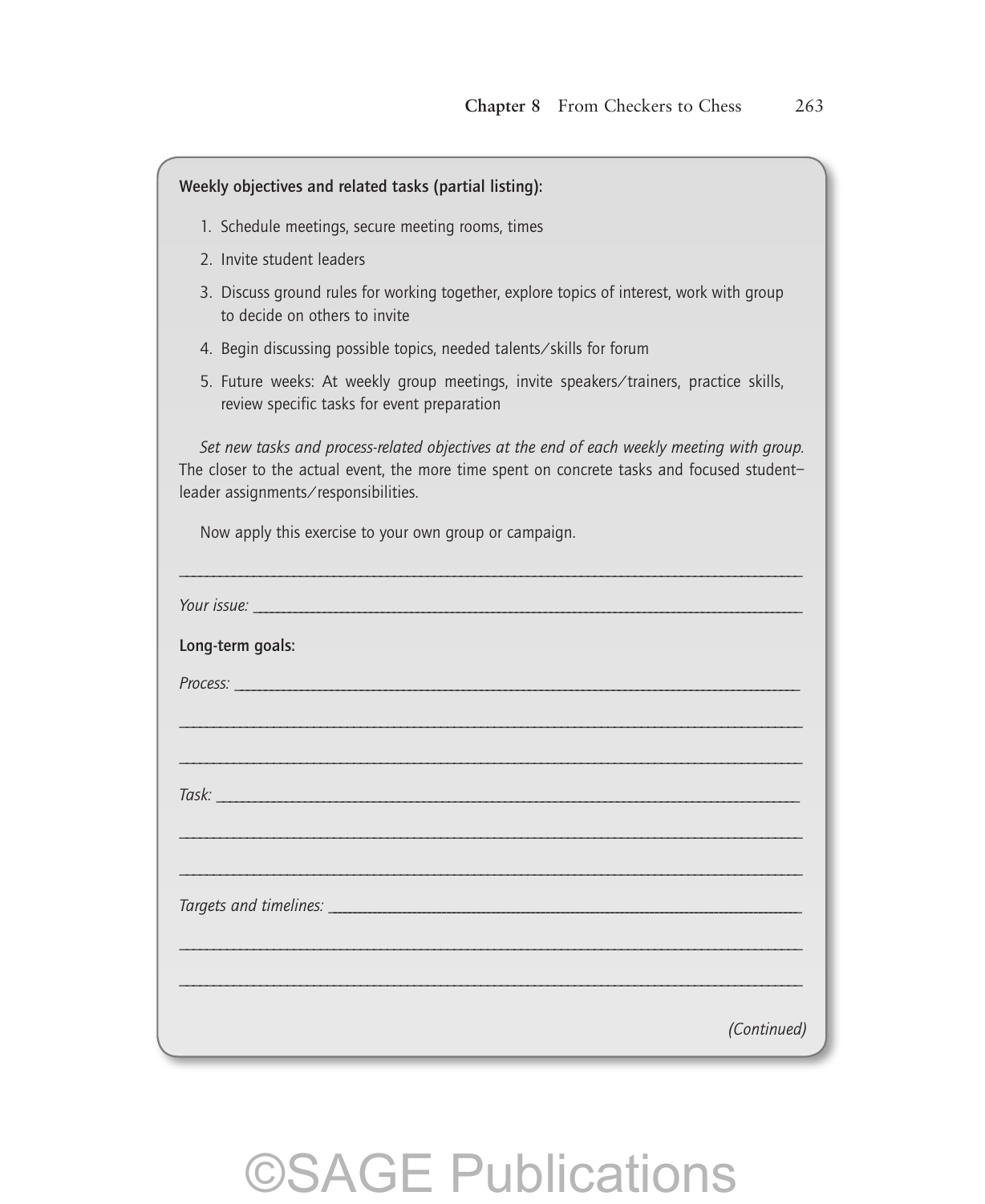**Weekly objectives and related tasks (partial listing):**

1. Schedule meetings, secure meeting rooms, times
2. Invite student leaders
3. Discuss ground rules for working together, explore topics of interest, work with group to decide on others to invite
4. Begin discussing possible topics, needed talents/skills for forum
5. Future weeks: At weekly group meetings, invite speakers/trainers, practice skills, review specific tasks for event preparation

*Set new tasks and process-related objectives at the end of each weekly meeting with group.* The closer to the actual event, the more time spent on concrete tasks and focused student–leader assignments/responsibilities.

Now apply this exercise to your own group or campaign.

______________________________________________________________________

*Your issue:* ______________________________________________________________

**Long-term goals:**

*Process:* ________________________________________________________________

______________________________________________________________________

______________________________________________________________________

*Task:* __________________________________________________________________

______________________________________________________________________

______________________________________________________________________

*Targets and timelines:* ____________________________________________________

______________________________________________________________________

______________________________________________________________________

*(Continued)*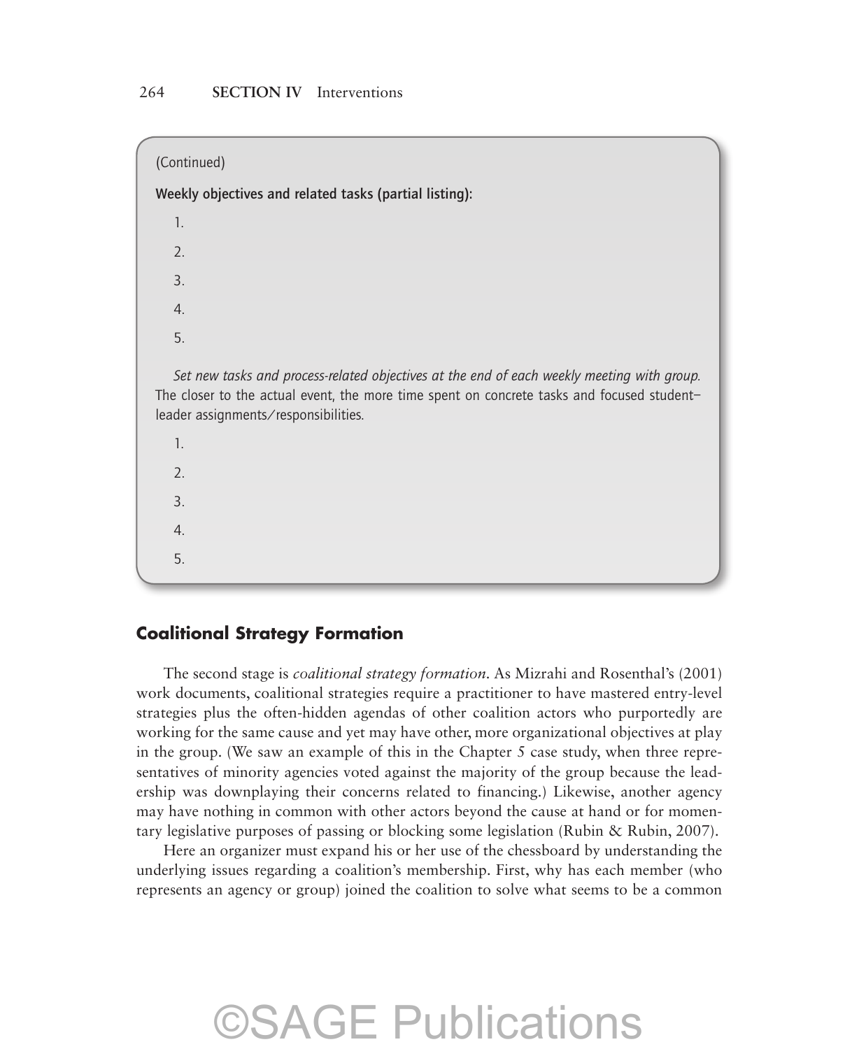(Continued)

**Weekly objectives and related tasks (partial listing):**

1.
2.
3.
4.
5.

*Set new tasks and process-related objectives at the end of each weekly meeting with group.* The closer to the actual event, the more time spent on concrete tasks and focused student–leader assignments/responsibilities.

1.
2.
3.
4.
5.

## Coalitional Strategy Formation

The second stage is *coalitional strategy formation*. As Mizrahi and Rosenthal's (2001) work documents, coalitional strategies require a practitioner to have mastered entry-level strategies plus the often-hidden agendas of other coalition actors who purportedly are working for the same cause and yet may have other, more organizational objectives at play in the group. (We saw an example of this in the Chapter 5 case study, when three representatives of minority agencies voted against the majority of the group because the leadership was downplaying their concerns related to financing.) Likewise, another agency may have nothing in common with other actors beyond the cause at hand or for momentary legislative purposes of passing or blocking some legislation (Rubin & Rubin, 2007).

Here an organizer must expand his or her use of the chessboard by understanding the underlying issues regarding a coalition's membership. First, why has each member (who represents an agency or group) joined the coalition to solve what seems to be a common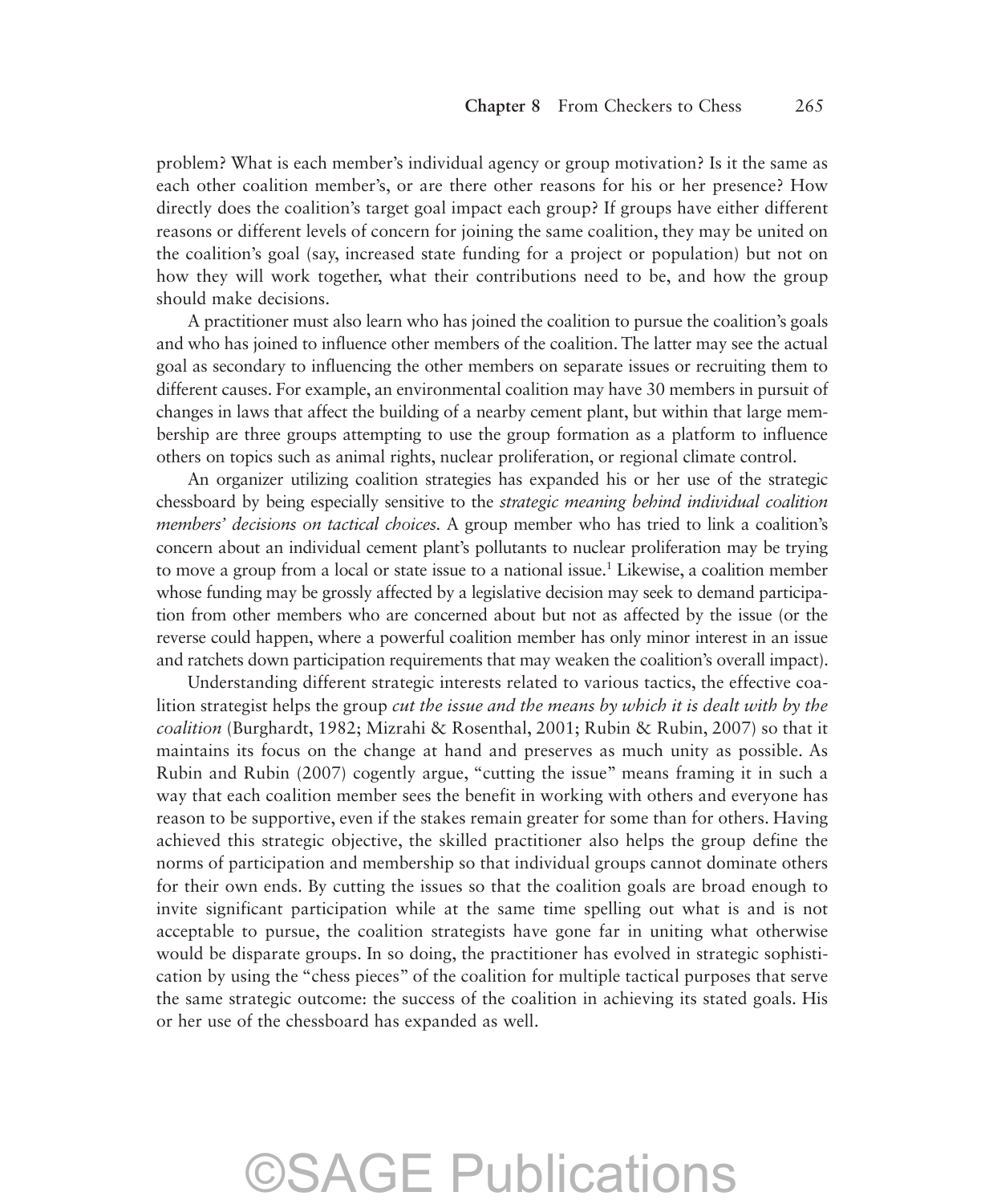problem? What is each member's individual agency or group motivation? Is it the same as each other coalition member's, or are there other reasons for his or her presence? How directly does the coalition's target goal impact each group? If groups have either different reasons or different levels of concern for joining the same coalition, they may be united on the coalition's goal (say, increased state funding for a project or population) but not on how they will work together, what their contributions need to be, and how the group should make decisions.

A practitioner must also learn who has joined the coalition to pursue the coalition's goals and who has joined to influence other members of the coalition. The latter may see the actual goal as secondary to influencing the other members on separate issues or recruiting them to different causes. For example, an environmental coalition may have 30 members in pursuit of changes in laws that affect the building of a nearby cement plant, but within that large membership are three groups attempting to use the group formation as a platform to influence others on topics such as animal rights, nuclear proliferation, or regional climate control.

An organizer utilizing coalition strategies has expanded his or her use of the strategic chessboard by being especially sensitive to the *strategic meaning behind individual coalition members' decisions on tactical choices.* A group member who has tried to link a coalition's concern about an individual cement plant's pollutants to nuclear proliferation may be trying to move a group from a local or state issue to a national issue.[1] Likewise, a coalition member whose funding may be grossly affected by a legislative decision may seek to demand participation from other members who are concerned about but not as affected by the issue (or the reverse could happen, where a powerful coalition member has only minor interest in an issue and ratchets down participation requirements that may weaken the coalition's overall impact).

Understanding different strategic interests related to various tactics, the effective coalition strategist helps the group *cut the issue and the means by which it is dealt with by the coalition* (Burghardt, 1982; Mizrahi & Rosenthal, 2001; Rubin & Rubin, 2007) so that it maintains its focus on the change at hand and preserves as much unity as possible. As Rubin and Rubin (2007) cogently argue, "cutting the issue" means framing it in such a way that each coalition member sees the benefit in working with others and everyone has reason to be supportive, even if the stakes remain greater for some than for others. Having achieved this strategic objective, the skilled practitioner also helps the group define the norms of participation and membership so that individual groups cannot dominate others for their own ends. By cutting the issues so that the coalition goals are broad enough to invite significant participation while at the same time spelling out what is and is not acceptable to pursue, the coalition strategists have gone far in uniting what otherwise would be disparate groups. In so doing, the practitioner has evolved in strategic sophistication by using the "chess pieces" of the coalition for multiple tactical purposes that serve the same strategic outcome: the success of the coalition in achieving its stated goals. His or her use of the chessboard has expanded as well.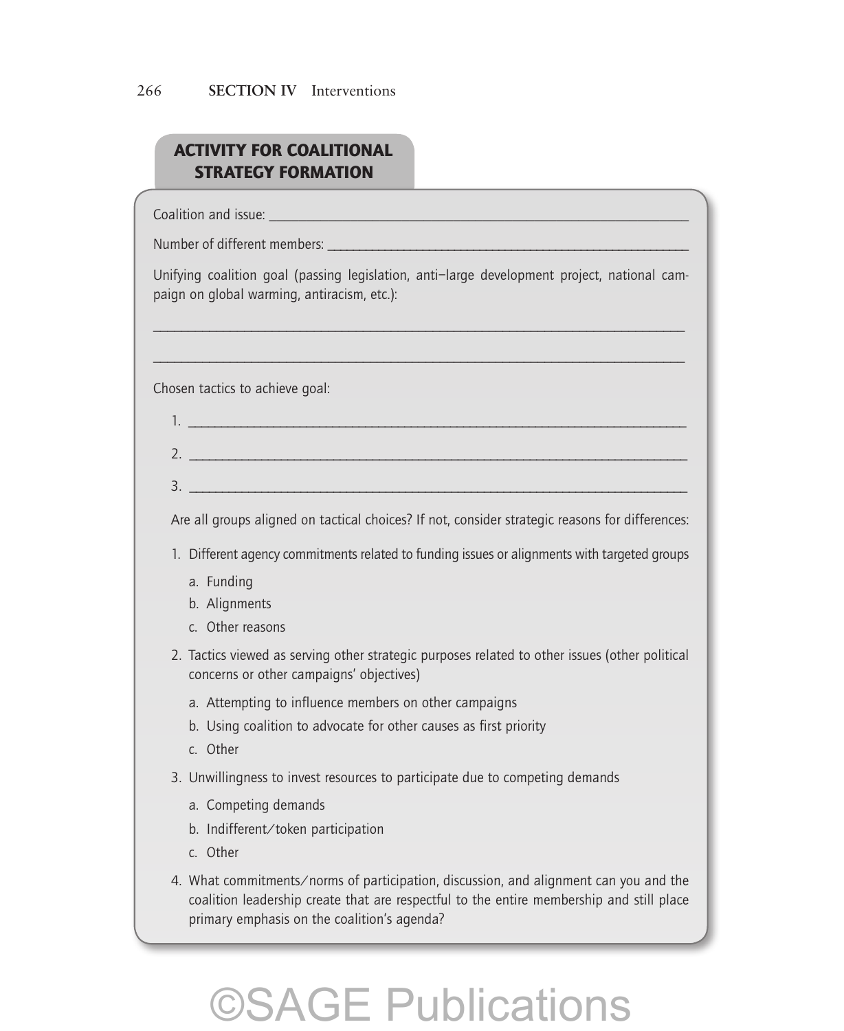## ACTIVITY FOR COALITIONAL STRATEGY FORMATION

Coalition and issue: ___________________________________________________________

Number of different members: ___________________________________________________

Unifying coalition goal (passing legislation, anti–large development project, national campaign on global warming, antiracism, etc.):

_______________________________________________________________________________

_______________________________________________________________________________

Chosen tactics to achieve goal:

1. ____________________________________________________________________________
2. ____________________________________________________________________________
3. ____________________________________________________________________________

Are all groups aligned on tactical choices? If not, consider strategic reasons for differences:

1. Different agency commitments related to funding issues or alignments with targeted groups
    a. Funding
    b. Alignments
    c. Other reasons
2. Tactics viewed as serving other strategic purposes related to other issues (other political concerns or other campaigns' objectives)
    a. Attempting to influence members on other campaigns
    b. Using coalition to advocate for other causes as first priority
    c. Other
3. Unwillingness to invest resources to participate due to competing demands
    a. Competing demands
    b. Indifferent/token participation
    c. Other
4. What commitments/norms of participation, discussion, and alignment can you and the coalition leadership create that are respectful to the entire membership and still place primary emphasis on the coalition's agenda?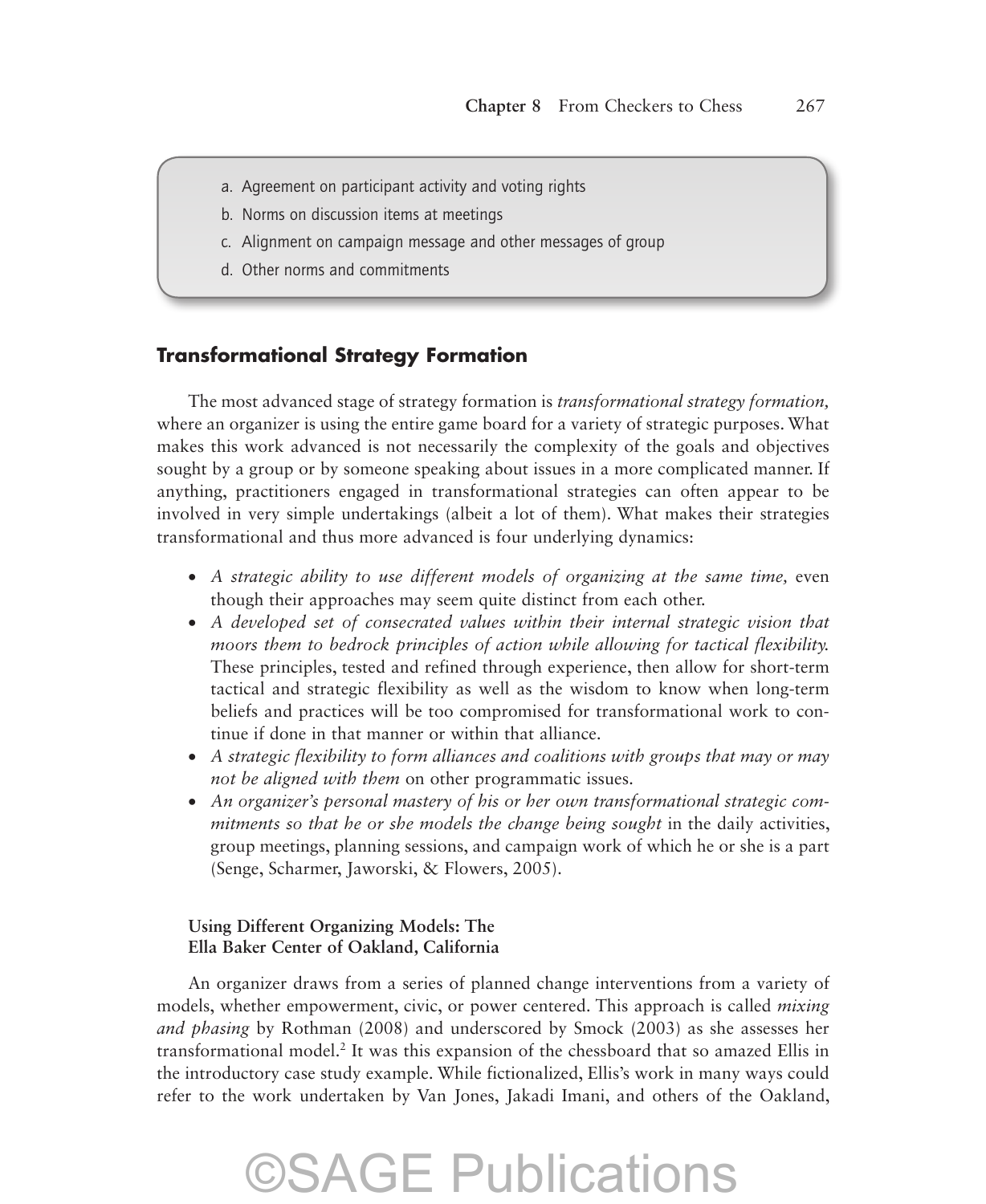a. Agreement on participant activity and voting rights
b. Norms on discussion items at meetings
c. Alignment on campaign message and other messages of group
d. Other norms and commitments

## Transformational Strategy Formation

The most advanced stage of strategy formation is *transformational strategy formation,* where an organizer is using the entire game board for a variety of strategic purposes. What makes this work advanced is not necessarily the complexity of the goals and objectives sought by a group or by someone speaking about issues in a more complicated manner. If anything, practitioners engaged in transformational strategies can often appear to be involved in very simple undertakings (albeit a lot of them). What makes their strategies transformational and thus more advanced is four underlying dynamics:

- *A strategic ability to use different models of organizing at the same time,* even though their approaches may seem quite distinct from each other.
- *A developed set of consecrated values within their internal strategic vision that moors them to bedrock principles of action while allowing for tactical flexibility.* These principles, tested and refined through experience, then allow for short-term tactical and strategic flexibility as well as the wisdom to know when long-term beliefs and practices will be too compromised for transformational work to continue if done in that manner or within that alliance.
- *A strategic flexibility to form alliances and coalitions with groups that may or may not be aligned with them* on other programmatic issues.
- *An organizer's personal mastery of his or her own transformational strategic commitments so that he or she models the change being sought* in the daily activities, group meetings, planning sessions, and campaign work of which he or she is a part (Senge, Scharmer, Jaworski, & Flowers, 2005).

### Using Different Organizing Models: The Ella Baker Center of Oakland, California

An organizer draws from a series of planned change interventions from a variety of models, whether empowerment, civic, or power centered. This approach is called *mixing and phasing* by Rothman (2008) and underscored by Smock (2003) as she assesses her transformational model.[2] It was this expansion of the chessboard that so amazed Ellis in the introductory case study example. While fictionalized, Ellis's work in many ways could refer to the work undertaken by Van Jones, Jakadi Imani, and others of the Oakland,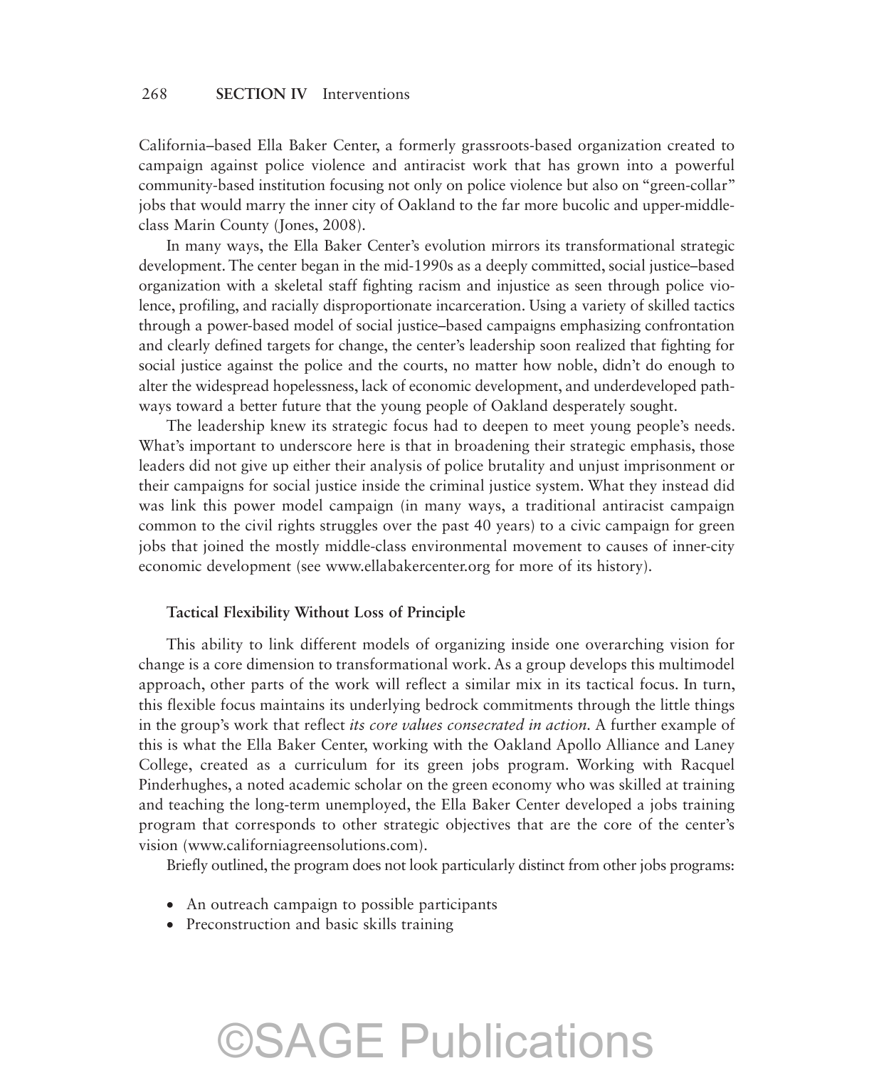California–based Ella Baker Center, a formerly grassroots-based organization created to campaign against police violence and antiracist work that has grown into a powerful community-based institution focusing not only on police violence but also on "green-collar" jobs that would marry the inner city of Oakland to the far more bucolic and upper-middle-class Marin County (Jones, 2008).

In many ways, the Ella Baker Center's evolution mirrors its transformational strategic development. The center began in the mid-1990s as a deeply committed, social justice–based organization with a skeletal staff fighting racism and injustice as seen through police violence, profiling, and racially disproportionate incarceration. Using a variety of skilled tactics through a power-based model of social justice–based campaigns emphasizing confrontation and clearly defined targets for change, the center's leadership soon realized that fighting for social justice against the police and the courts, no matter how noble, didn't do enough to alter the widespread hopelessness, lack of economic development, and underdeveloped pathways toward a better future that the young people of Oakland desperately sought.

The leadership knew its strategic focus had to deepen to meet young people's needs. What's important to underscore here is that in broadening their strategic emphasis, those leaders did not give up either their analysis of police brutality and unjust imprisonment or their campaigns for social justice inside the criminal justice system. What they instead did was link this power model campaign (in many ways, a traditional antiracist campaign common to the civil rights struggles over the past 40 years) to a civic campaign for green jobs that joined the mostly middle-class environmental movement to causes of inner-city economic development (see www.ellabakercenter.org for more of its history).

#### Tactical Flexibility Without Loss of Principle

This ability to link different models of organizing inside one overarching vision for change is a core dimension to transformational work. As a group develops this multimodel approach, other parts of the work will reflect a similar mix in its tactical focus. In turn, this flexible focus maintains its underlying bedrock commitments through the little things in the group's work that reflect *its core values consecrated in action*. A further example of this is what the Ella Baker Center, working with the Oakland Apollo Alliance and Laney College, created as a curriculum for its green jobs program. Working with Racquel Pinderhughes, a noted academic scholar on the green economy who was skilled at training and teaching the long-term unemployed, the Ella Baker Center developed a jobs training program that corresponds to other strategic objectives that are the core of the center's vision (www.californiagreensolutions.com).

Briefly outlined, the program does not look particularly distinct from other jobs programs:

- An outreach campaign to possible participants
- Preconstruction and basic skills training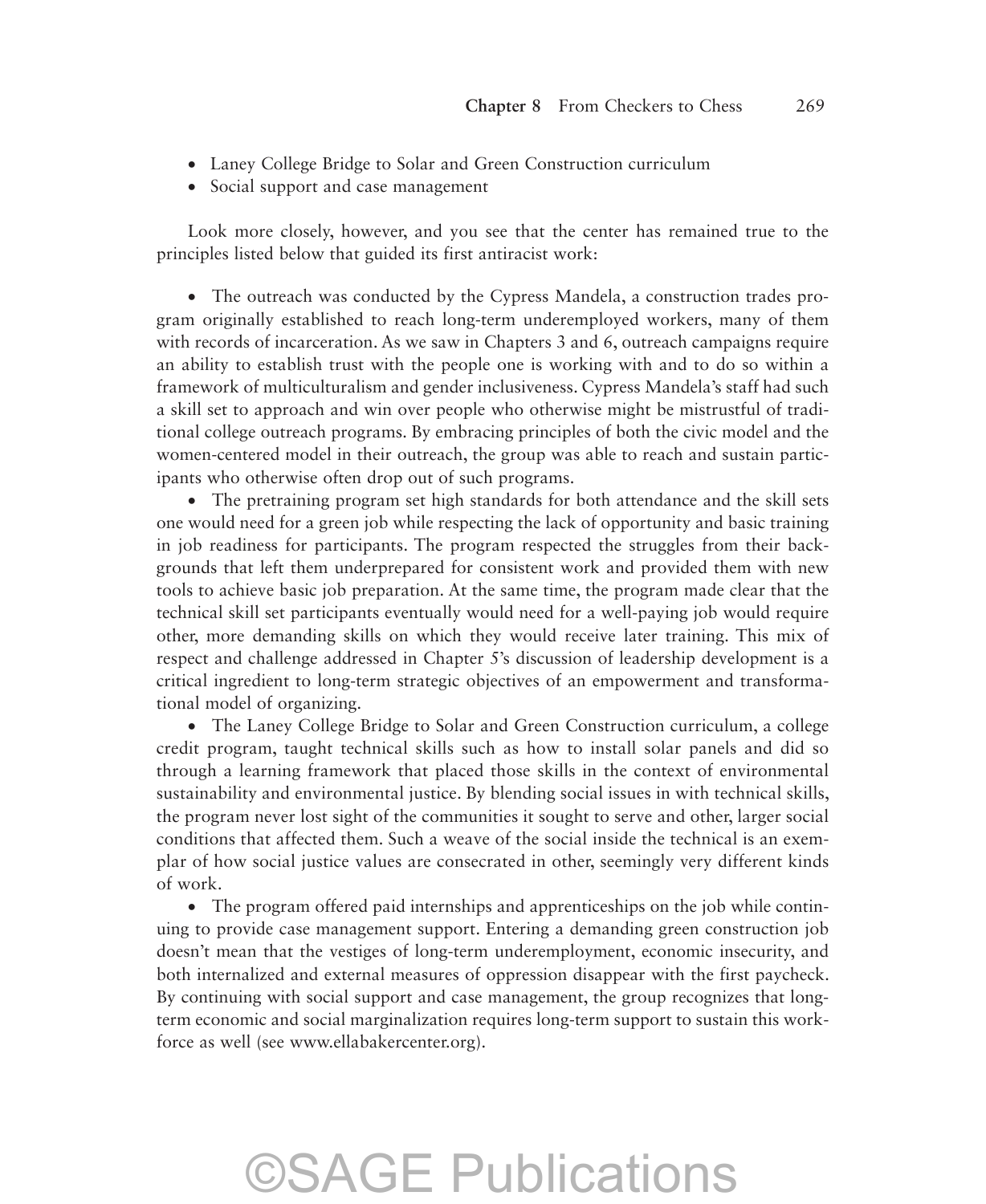- Laney College Bridge to Solar and Green Construction curriculum
- Social support and case management

Look more closely, however, and you see that the center has remained true to the principles listed below that guided its first antiracist work:

- The outreach was conducted by the Cypress Mandela, a construction trades program originally established to reach long-term underemployed workers, many of them with records of incarceration. As we saw in Chapters 3 and 6, outreach campaigns require an ability to establish trust with the people one is working with and to do so within a framework of multiculturalism and gender inclusiveness. Cypress Mandela's staff had such a skill set to approach and win over people who otherwise might be mistrustful of traditional college outreach programs. By embracing principles of both the civic model and the women-centered model in their outreach, the group was able to reach and sustain participants who otherwise often drop out of such programs.
- The pretraining program set high standards for both attendance and the skill sets one would need for a green job while respecting the lack of opportunity and basic training in job readiness for participants. The program respected the struggles from their backgrounds that left them underprepared for consistent work and provided them with new tools to achieve basic job preparation. At the same time, the program made clear that the technical skill set participants eventually would need for a well-paying job would require other, more demanding skills on which they would receive later training. This mix of respect and challenge addressed in Chapter 5's discussion of leadership development is a critical ingredient to long-term strategic objectives of an empowerment and transformational model of organizing.
- The Laney College Bridge to Solar and Green Construction curriculum, a college credit program, taught technical skills such as how to install solar panels and did so through a learning framework that placed those skills in the context of environmental sustainability and environmental justice. By blending social issues in with technical skills, the program never lost sight of the communities it sought to serve and other, larger social conditions that affected them. Such a weave of the social inside the technical is an exemplar of how social justice values are consecrated in other, seemingly very different kinds of work.
- The program offered paid internships and apprenticeships on the job while continuing to provide case management support. Entering a demanding green construction job doesn't mean that the vestiges of long-term underemployment, economic insecurity, and both internalized and external measures of oppression disappear with the first paycheck. By continuing with social support and case management, the group recognizes that long-term economic and social marginalization requires long-term support to sustain this workforce as well (see www.ellabakercenter.org).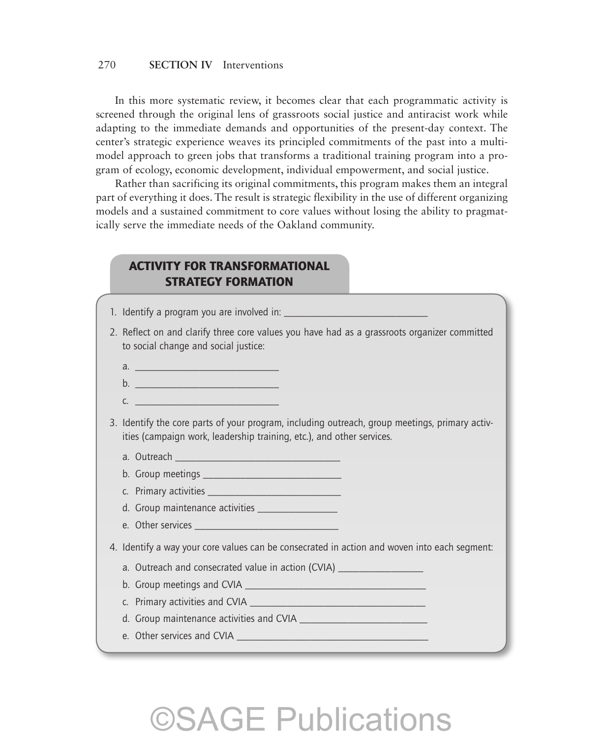In this more systematic review, it becomes clear that each programmatic activity is screened through the original lens of grassroots social justice and antiracist work while adapting to the immediate demands and opportunities of the present-day context. The center's strategic experience weaves its principled commitments of the past into a multi-model approach to green jobs that transforms a traditional training program into a program of ecology, economic development, individual empowerment, and social justice.

Rather than sacrificing its original commitments, this program makes them an integral part of everything it does. The result is strategic flexibility in the use of different organizing models and a sustained commitment to core values without losing the ability to pragmatically serve the immediate needs of the Oakland community.

## ACTIVITY FOR TRANSFORMATIONAL STRATEGY FORMATION

1. Identify a program you are involved in: ______________________________
2. Reflect on and clarify three core values you have had as a grassroots organizer committed to social change and social justice:
   a. ______________________________
   b. ______________________________
   c. ______________________________
3. Identify the core parts of your program, including outreach, group meetings, primary activities (campaign work, leadership training, etc.), and other services.
   a. Outreach ________________________________
   b. Group meetings ____________________________
   c. Primary activities ___________________________
   d. Group maintenance activities ________________
   e. Other services _____________________________
4. Identify a way your core values can be consecrated in action and woven into each segment:
   a. Outreach and consecrated value in action (CVIA) _________________
   b. Group meetings and CVIA ____________________________________
   c. Primary activities and CVIA __________________________________
   d. Group maintenance activities and CVIA __________________________
   e. Other services and CVIA ______________________________________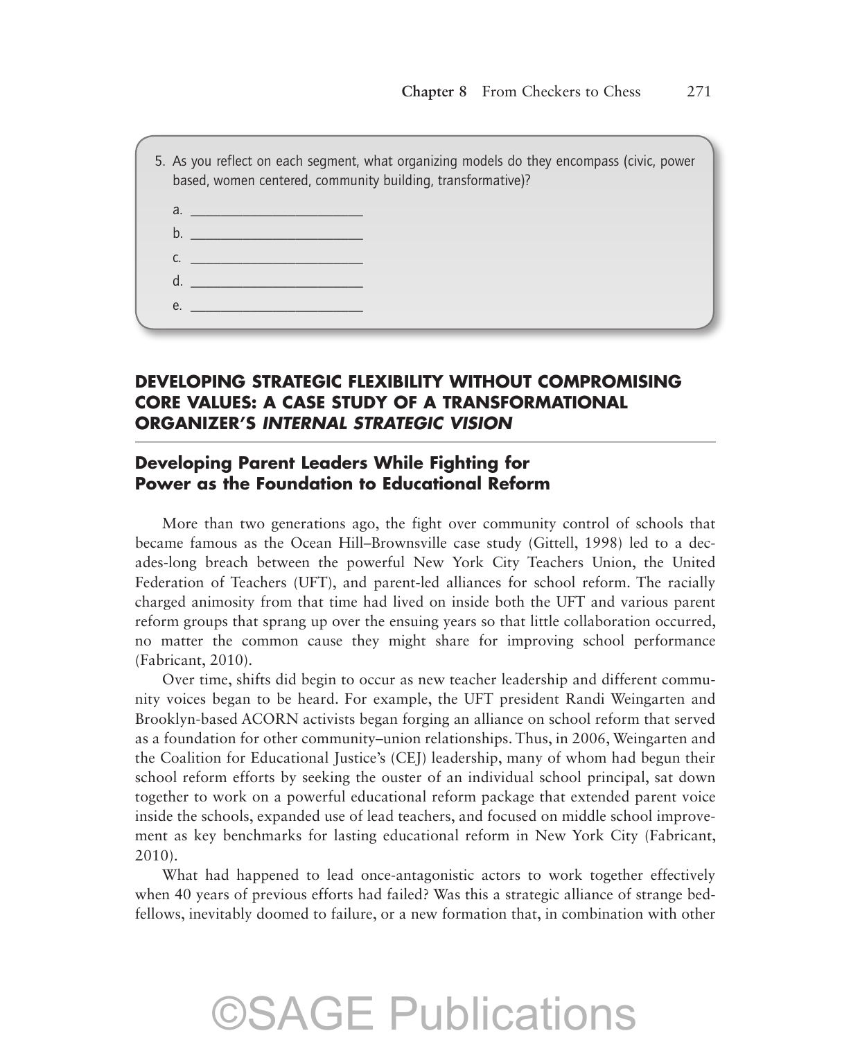5. As you reflect on each segment, what organizing models do they encompass (civic, power based, women centered, community building, transformative)?

   a. ________________________

   b. ________________________

   c. ________________________

   d. ________________________

   e. ________________________

## DEVELOPING STRATEGIC FLEXIBILITY WITHOUT COMPROMISING CORE VALUES: A CASE STUDY OF A TRANSFORMATIONAL ORGANIZER'S *INTERNAL STRATEGIC VISION*

### Developing Parent Leaders While Fighting for Power as the Foundation to Educational Reform

More than two generations ago, the fight over community control of schools that became famous as the Ocean Hill–Brownsville case study (Gittell, 1998) led to a decades-long breach between the powerful New York City Teachers Union, the United Federation of Teachers (UFT), and parent-led alliances for school reform. The racially charged animosity from that time had lived on inside both the UFT and various parent reform groups that sprang up over the ensuing years so that little collaboration occurred, no matter the common cause they might share for improving school performance (Fabricant, 2010).

Over time, shifts did begin to occur as new teacher leadership and different community voices began to be heard. For example, the UFT president Randi Weingarten and Brooklyn-based ACORN activists began forging an alliance on school reform that served as a foundation for other community–union relationships. Thus, in 2006, Weingarten and the Coalition for Educational Justice's (CEJ) leadership, many of whom had begun their school reform efforts by seeking the ouster of an individual school principal, sat down together to work on a powerful educational reform package that extended parent voice inside the schools, expanded use of lead teachers, and focused on middle school improvement as key benchmarks for lasting educational reform in New York City (Fabricant, 2010).

What had happened to lead once-antagonistic actors to work together effectively when 40 years of previous efforts had failed? Was this a strategic alliance of strange bedfellows, inevitably doomed to failure, or a new formation that, in combination with other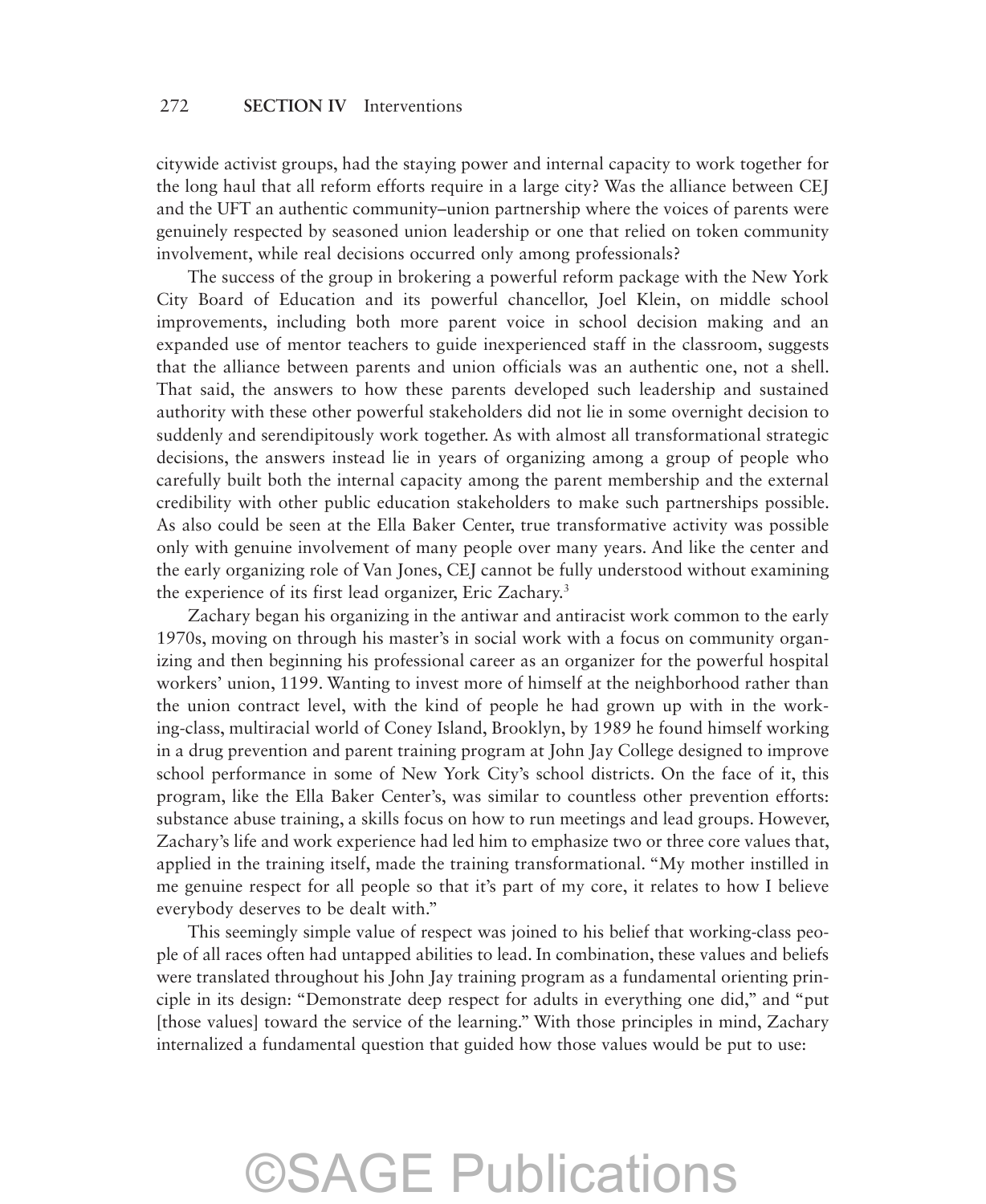citywide activist groups, had the staying power and internal capacity to work together for the long haul that all reform efforts require in a large city? Was the alliance between CEJ and the UFT an authentic community–union partnership where the voices of parents were genuinely respected by seasoned union leadership or one that relied on token community involvement, while real decisions occurred only among professionals?

The success of the group in brokering a powerful reform package with the New York City Board of Education and its powerful chancellor, Joel Klein, on middle school improvements, including both more parent voice in school decision making and an expanded use of mentor teachers to guide inexperienced staff in the classroom, suggests that the alliance between parents and union officials was an authentic one, not a shell. That said, the answers to how these parents developed such leadership and sustained authority with these other powerful stakeholders did not lie in some overnight decision to suddenly and serendipitously work together. As with almost all transformational strategic decisions, the answers instead lie in years of organizing among a group of people who carefully built both the internal capacity among the parent membership and the external credibility with other public education stakeholders to make such partnerships possible. As also could be seen at the Ella Baker Center, true transformative activity was possible only with genuine involvement of many people over many years. And like the center and the early organizing role of Van Jones, CEJ cannot be fully understood without examining the experience of its first lead organizer, Eric Zachary.[3]

Zachary began his organizing in the antiwar and antiracist work common to the early 1970s, moving on through his master's in social work with a focus on community organizing and then beginning his professional career as an organizer for the powerful hospital workers' union, 1199. Wanting to invest more of himself at the neighborhood rather than the union contract level, with the kind of people he had grown up with in the working-class, multiracial world of Coney Island, Brooklyn, by 1989 he found himself working in a drug prevention and parent training program at John Jay College designed to improve school performance in some of New York City's school districts. On the face of it, this program, like the Ella Baker Center's, was similar to countless other prevention efforts: substance abuse training, a skills focus on how to run meetings and lead groups. However, Zachary's life and work experience had led him to emphasize two or three core values that, applied in the training itself, made the training transformational. "My mother instilled in me genuine respect for all people so that it's part of my core, it relates to how I believe everybody deserves to be dealt with."

This seemingly simple value of respect was joined to his belief that working-class people of all races often had untapped abilities to lead. In combination, these values and beliefs were translated throughout his John Jay training program as a fundamental orienting principle in its design: "Demonstrate deep respect for adults in everything one did," and "put [those values] toward the service of the learning." With those principles in mind, Zachary internalized a fundamental question that guided how those values would be put to use: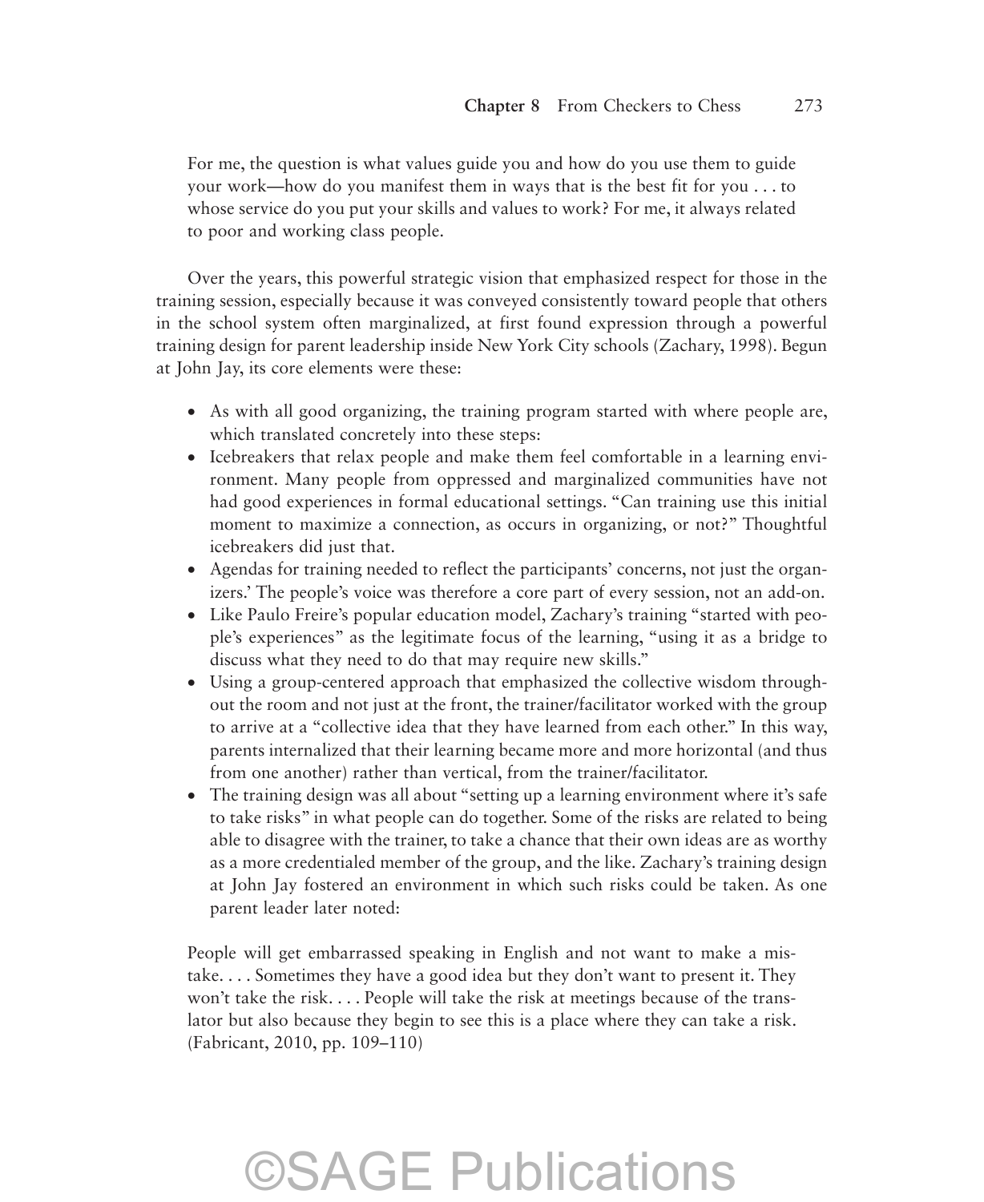> For me, the question is what values guide you and how do you use them to guide your work—how do you manifest them in ways that is the best fit for you . . . to whose service do you put your skills and values to work? For me, it always related to poor and working class people.

Over the years, this powerful strategic vision that emphasized respect for those in the training session, especially because it was conveyed consistently toward people that others in the school system often marginalized, at first found expression through a powerful training design for parent leadership inside New York City schools (Zachary, 1998). Begun at John Jay, its core elements were these:

- As with all good organizing, the training program started with where people are, which translated concretely into these steps:
- Icebreakers that relax people and make them feel comfortable in a learning environment. Many people from oppressed and marginalized communities have not had good experiences in formal educational settings. "Can training use this initial moment to maximize a connection, as occurs in organizing, or not?" Thoughtful icebreakers did just that.
- Agendas for training needed to reflect the participants' concerns, not just the organizers.' The people's voice was therefore a core part of every session, not an add-on.
- Like Paulo Freire's popular education model, Zachary's training "started with people's experiences" as the legitimate focus of the learning, "using it as a bridge to discuss what they need to do that may require new skills."
- Using a group-centered approach that emphasized the collective wisdom throughout the room and not just at the front, the trainer/facilitator worked with the group to arrive at a "collective idea that they have learned from each other." In this way, parents internalized that their learning became more and more horizontal (and thus from one another) rather than vertical, from the trainer/facilitator.
- The training design was all about "setting up a learning environment where it's safe to take risks" in what people can do together. Some of the risks are related to being able to disagree with the trainer, to take a chance that their own ideas are as worthy as a more credentialed member of the group, and the like. Zachary's training design at John Jay fostered an environment in which such risks could be taken. As one parent leader later noted:

> People will get embarrassed speaking in English and not want to make a mistake. . . . Sometimes they have a good idea but they don't want to present it. They won't take the risk. . . . People will take the risk at meetings because of the translator but also because they begin to see this is a place where they can take a risk. (Fabricant, 2010, pp. 109–110)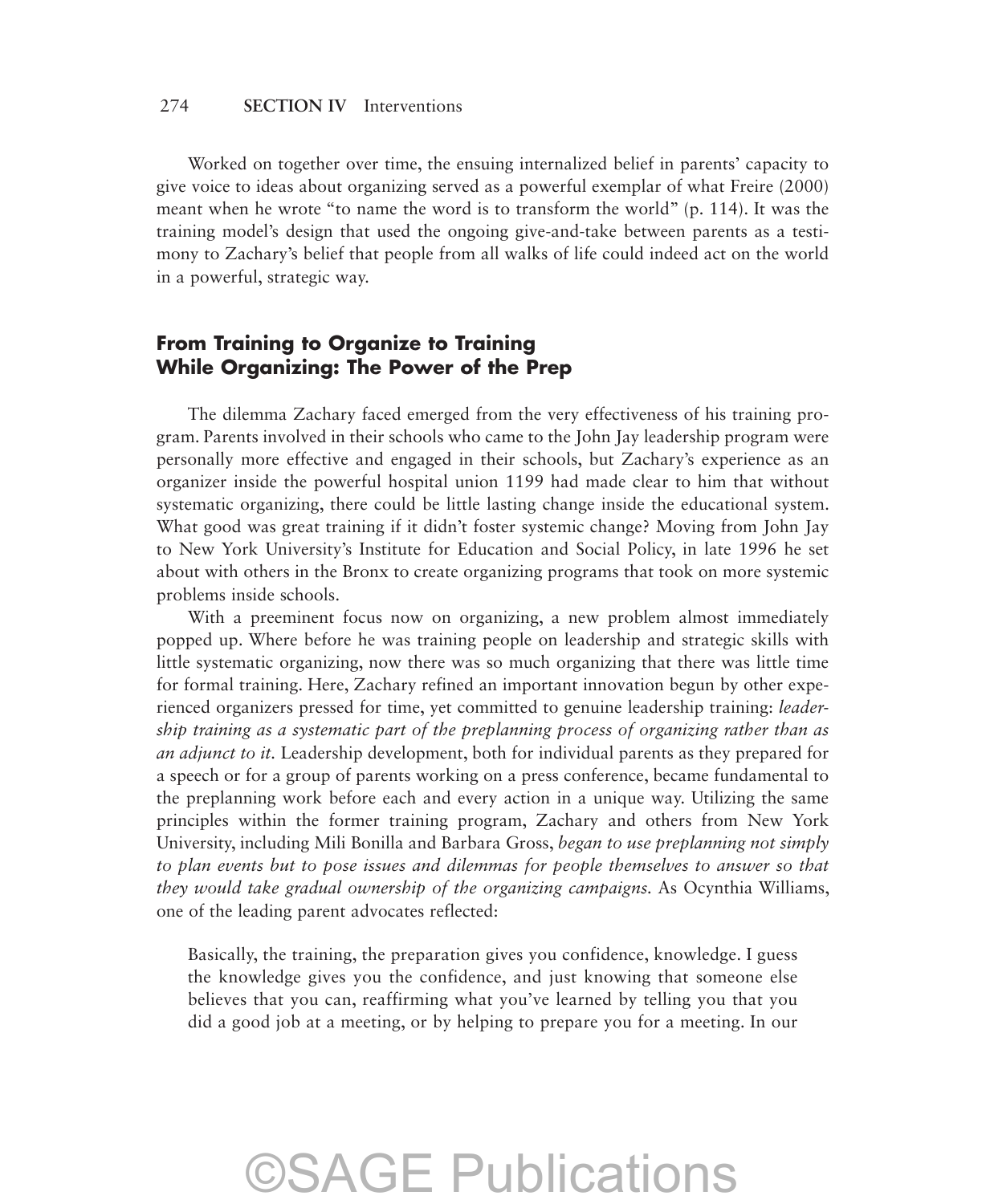Worked on together over time, the ensuing internalized belief in parents' capacity to give voice to ideas about organizing served as a powerful exemplar of what Freire (2000) meant when he wrote "to name the word is to transform the world" (p. 114). It was the training model's design that used the ongoing give-and-take between parents as a testimony to Zachary's belief that people from all walks of life could indeed act on the world in a powerful, strategic way.

## From Training to Organize to Training While Organizing: The Power of the Prep

The dilemma Zachary faced emerged from the very effectiveness of his training program. Parents involved in their schools who came to the John Jay leadership program were personally more effective and engaged in their schools, but Zachary's experience as an organizer inside the powerful hospital union 1199 had made clear to him that without systematic organizing, there could be little lasting change inside the educational system. What good was great training if it didn't foster systemic change? Moving from John Jay to New York University's Institute for Education and Social Policy, in late 1996 he set about with others in the Bronx to create organizing programs that took on more systemic problems inside schools.

With a preeminent focus now on organizing, a new problem almost immediately popped up. Where before he was training people on leadership and strategic skills with little systematic organizing, now there was so much organizing that there was little time for formal training. Here, Zachary refined an important innovation begun by other experienced organizers pressed for time, yet committed to genuine leadership training: *leadership training as a systematic part of the preplanning process of organizing rather than as an adjunct to it.* Leadership development, both for individual parents as they prepared for a speech or for a group of parents working on a press conference, became fundamental to the preplanning work before each and every action in a unique way. Utilizing the same principles within the former training program, Zachary and others from New York University, including Mili Bonilla and Barbara Gross, *began to use preplanning not simply to plan events but to pose issues and dilemmas for people themselves to answer so that they would take gradual ownership of the organizing campaigns.* As Ocynthia Williams, one of the leading parent advocates reflected:

> Basically, the training, the preparation gives you confidence, knowledge. I guess the knowledge gives you the confidence, and just knowing that someone else believes that you can, reaffirming what you've learned by telling you that you did a good job at a meeting, or by helping to prepare you for a meeting. In our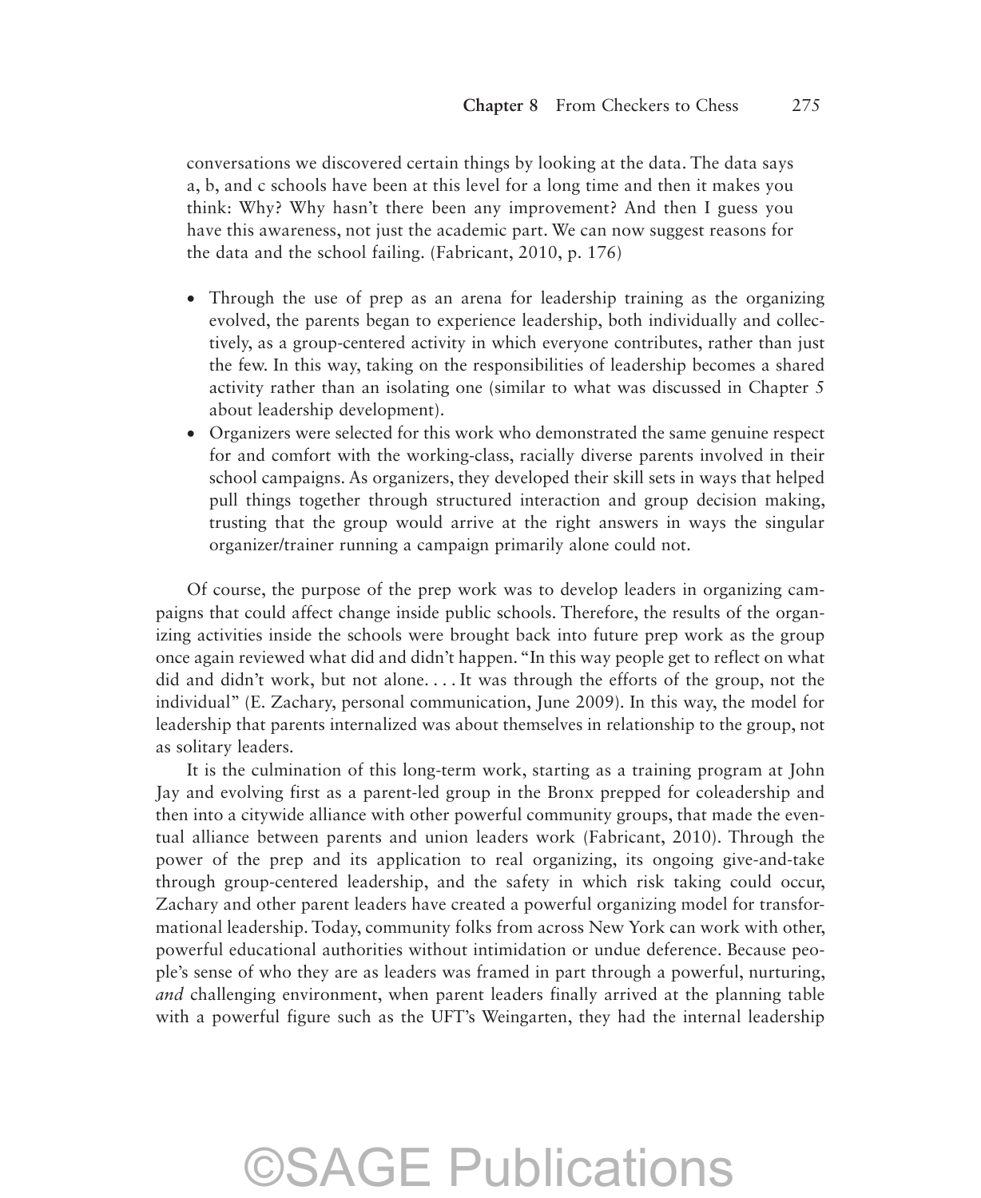conversations we discovered certain things by looking at the data. The data says a, b, and c schools have been at this level for a long time and then it makes you think: Why? Why hasn't there been any improvement? And then I guess you have this awareness, not just the academic part. We can now suggest reasons for the data and the school failing. (Fabricant, 2010, p. 176)

- Through the use of prep as an arena for leadership training as the organizing evolved, the parents began to experience leadership, both individually and collectively, as a group-centered activity in which everyone contributes, rather than just the few. In this way, taking on the responsibilities of leadership becomes a shared activity rather than an isolating one (similar to what was discussed in Chapter 5 about leadership development).
- Organizers were selected for this work who demonstrated the same genuine respect for and comfort with the working-class, racially diverse parents involved in their school campaigns. As organizers, they developed their skill sets in ways that helped pull things together through structured interaction and group decision making, trusting that the group would arrive at the right answers in ways the singular organizer/trainer running a campaign primarily alone could not.

Of course, the purpose of the prep work was to develop leaders in organizing campaigns that could affect change inside public schools. Therefore, the results of the organizing activities inside the schools were brought back into future prep work as the group once again reviewed what did and didn't happen. "In this way people get to reflect on what did and didn't work, but not alone. . . . It was through the efforts of the group, not the individual" (E. Zachary, personal communication, June 2009). In this way, the model for leadership that parents internalized was about themselves in relationship to the group, not as solitary leaders.

It is the culmination of this long-term work, starting as a training program at John Jay and evolving first as a parent-led group in the Bronx prepped for coleadership and then into a citywide alliance with other powerful community groups, that made the eventual alliance between parents and union leaders work (Fabricant, 2010). Through the power of the prep and its application to real organizing, its ongoing give-and-take through group-centered leadership, and the safety in which risk taking could occur, Zachary and other parent leaders have created a powerful organizing model for transformational leadership. Today, community folks from across New York can work with other, powerful educational authorities without intimidation or undue deference. Because people's sense of who they are as leaders was framed in part through a powerful, nurturing, *and* challenging environment, when parent leaders finally arrived at the planning table with a powerful figure such as the UFT's Weingarten, they had the internal leadership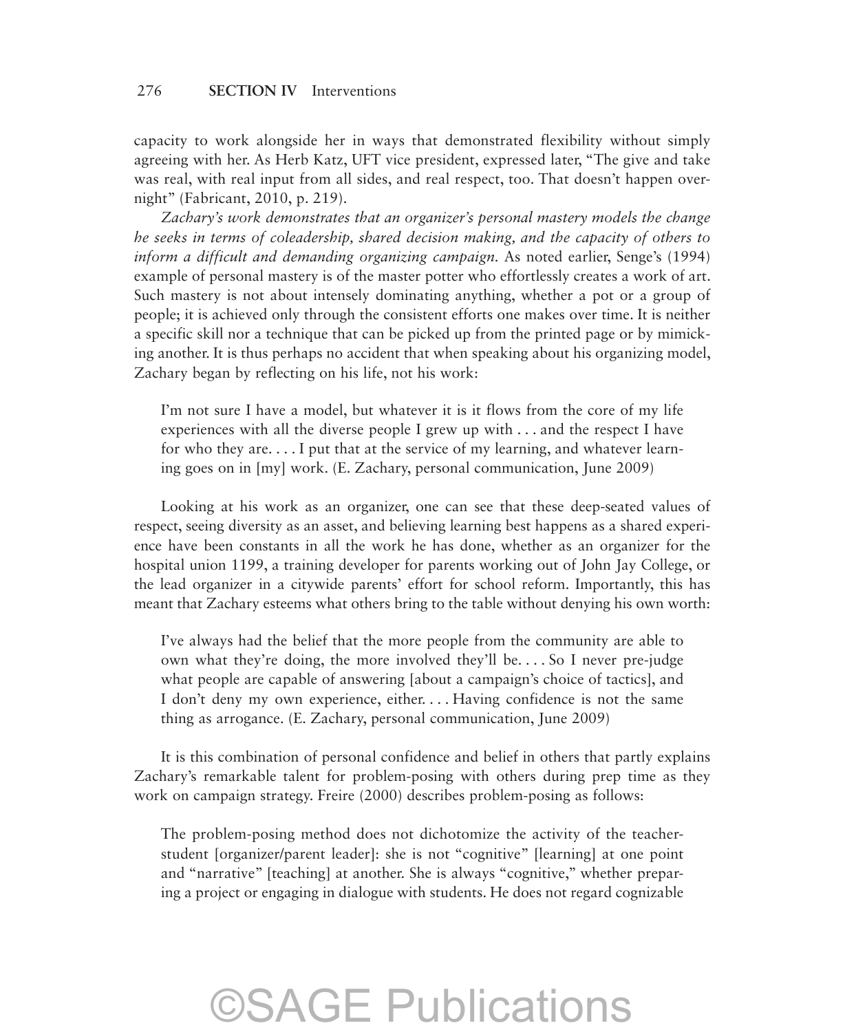capacity to work alongside her in ways that demonstrated flexibility without simply agreeing with her. As Herb Katz, UFT vice president, expressed later, "The give and take was real, with real input from all sides, and real respect, too. That doesn't happen overnight" (Fabricant, 2010, p. 219).

*Zachary's work demonstrates that an organizer's personal mastery models the change he seeks in terms of coleadership, shared decision making, and the capacity of others to inform a difficult and demanding organizing campaign.* As noted earlier, Senge's (1994) example of personal mastery is of the master potter who effortlessly creates a work of art. Such mastery is not about intensely dominating anything, whether a pot or a group of people; it is achieved only through the consistent efforts one makes over time. It is neither a specific skill nor a technique that can be picked up from the printed page or by mimicking another. It is thus perhaps no accident that when speaking about his organizing model, Zachary began by reflecting on his life, not his work:

> I'm not sure I have a model, but whatever it is it flows from the core of my life experiences with all the diverse people I grew up with . . . and the respect I have for who they are. . . . I put that at the service of my learning, and whatever learning goes on in [my] work. (E. Zachary, personal communication, June 2009)

Looking at his work as an organizer, one can see that these deep-seated values of respect, seeing diversity as an asset, and believing learning best happens as a shared experience have been constants in all the work he has done, whether as an organizer for the hospital union 1199, a training developer for parents working out of John Jay College, or the lead organizer in a citywide parents' effort for school reform. Importantly, this has meant that Zachary esteems what others bring to the table without denying his own worth:

> I've always had the belief that the more people from the community are able to own what they're doing, the more involved they'll be. . . . So I never pre-judge what people are capable of answering [about a campaign's choice of tactics], and I don't deny my own experience, either. . . . Having confidence is not the same thing as arrogance. (E. Zachary, personal communication, June 2009)

It is this combination of personal confidence and belief in others that partly explains Zachary's remarkable talent for problem-posing with others during prep time as they work on campaign strategy. Freire (2000) describes problem-posing as follows:

> The problem-posing method does not dichotomize the activity of the teacher-student [organizer/parent leader]: she is not "cognitive" [learning] at one point and "narrative" [teaching] at another. She is always "cognitive," whether preparing a project or engaging in dialogue with students. He does not regard cognizable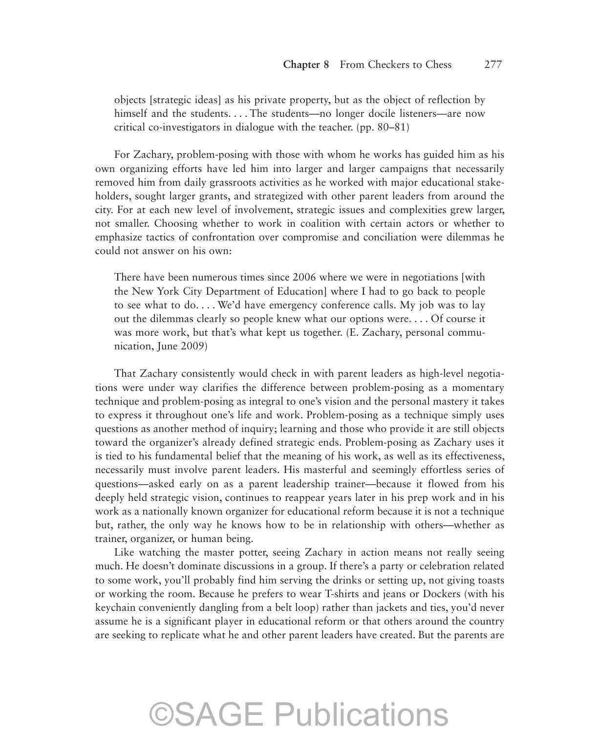> objects [strategic ideas] as his private property, but as the object of reflection by himself and the students. . . . The students—no longer docile listeners—are now critical co-investigators in dialogue with the teacher. (pp. 80–81)

For Zachary, problem-posing with those with whom he works has guided him as his own organizing efforts have led him into larger and larger campaigns that necessarily removed him from daily grassroots activities as he worked with major educational stakeholders, sought larger grants, and strategized with other parent leaders from around the city. For at each new level of involvement, strategic issues and complexities grew larger, not smaller. Choosing whether to work in coalition with certain actors or whether to emphasize tactics of confrontation over compromise and conciliation were dilemmas he could not answer on his own:

> There have been numerous times since 2006 where we were in negotiations [with the New York City Department of Education] where I had to go back to people to see what to do. . . . We'd have emergency conference calls. My job was to lay out the dilemmas clearly so people knew what our options were. . . . Of course it was more work, but that's what kept us together. (E. Zachary, personal communication, June 2009)

That Zachary consistently would check in with parent leaders as high-level negotiations were under way clarifies the difference between problem-posing as a momentary technique and problem-posing as integral to one's vision and the personal mastery it takes to express it throughout one's life and work. Problem-posing as a technique simply uses questions as another method of inquiry; learning and those who provide it are still objects toward the organizer's already defined strategic ends. Problem-posing as Zachary uses it is tied to his fundamental belief that the meaning of his work, as well as its effectiveness, necessarily must involve parent leaders. His masterful and seemingly effortless series of questions—asked early on as a parent leadership trainer—because it flowed from his deeply held strategic vision, continues to reappear years later in his prep work and in his work as a nationally known organizer for educational reform because it is not a technique but, rather, the only way he knows how to be in relationship with others—whether as trainer, organizer, or human being.

Like watching the master potter, seeing Zachary in action means not really seeing much. He doesn't dominate discussions in a group. If there's a party or celebration related to some work, you'll probably find him serving the drinks or setting up, not giving toasts or working the room. Because he prefers to wear T-shirts and jeans or Dockers (with his keychain conveniently dangling from a belt loop) rather than jackets and ties, you'd never assume he is a significant player in educational reform or that others around the country are seeking to replicate what he and other parent leaders have created. But the parents are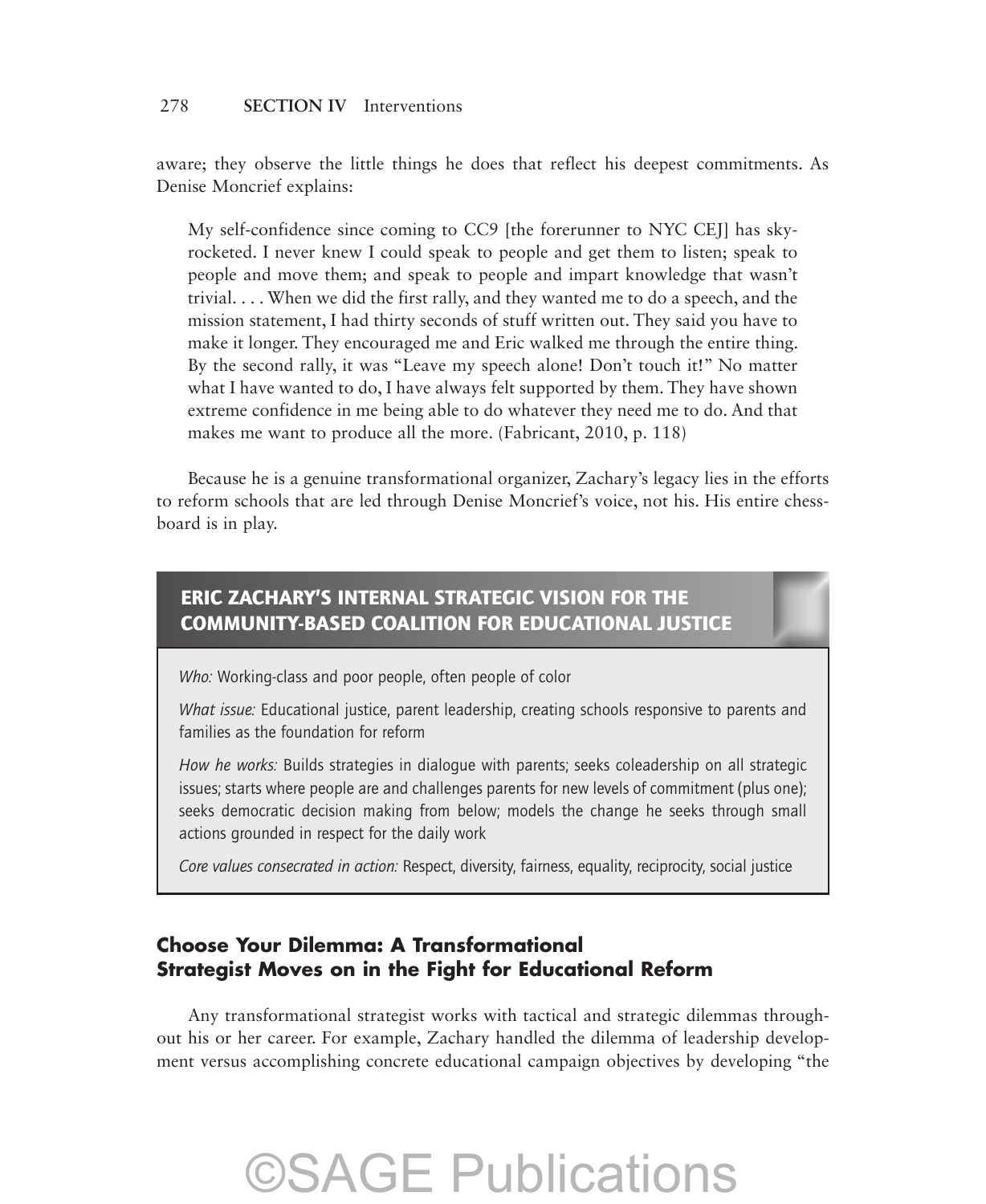aware; they observe the little things he does that reflect his deepest commitments. As Denise Moncrief explains:

> My self-confidence since coming to CC9 [the forerunner to NYC CEJ] has skyrocketed. I never knew I could speak to people and get them to listen; speak to people and move them; and speak to people and impart knowledge that wasn't trivial. . . . When we did the first rally, and they wanted me to do a speech, and the mission statement, I had thirty seconds of stuff written out. They said you have to make it longer. They encouraged me and Eric walked me through the entire thing. By the second rally, it was "Leave my speech alone! Don't touch it!" No matter what I have wanted to do, I have always felt supported by them. They have shown extreme confidence in me being able to do whatever they need me to do. And that makes me want to produce all the more. (Fabricant, 2010, p. 118)

Because he is a genuine transformational organizer, Zachary's legacy lies in the efforts to reform schools that are led through Denise Moncrief's voice, not his. His entire chessboard is in play.

### ERIC ZACHARY'S INTERNAL STRATEGIC VISION FOR THE COMMUNITY-BASED COALITION FOR EDUCATIONAL JUSTICE

*Who:* Working-class and poor people, often people of color

*What issue:* Educational justice, parent leadership, creating schools responsive to parents and families as the foundation for reform

*How he works:* Builds strategies in dialogue with parents; seeks coleadership on all strategic issues; starts where people are and challenges parents for new levels of commitment (plus one); seeks democratic decision making from below; models the change he seeks through small actions grounded in respect for the daily work

*Core values consecrated in action:* Respect, diversity, fairness, equality, reciprocity, social justice

## Choose Your Dilemma: A Transformational Strategist Moves on in the Fight for Educational Reform

Any transformational strategist works with tactical and strategic dilemmas throughout his or her career. For example, Zachary handled the dilemma of leadership development versus accomplishing concrete educational campaign objectives by developing "the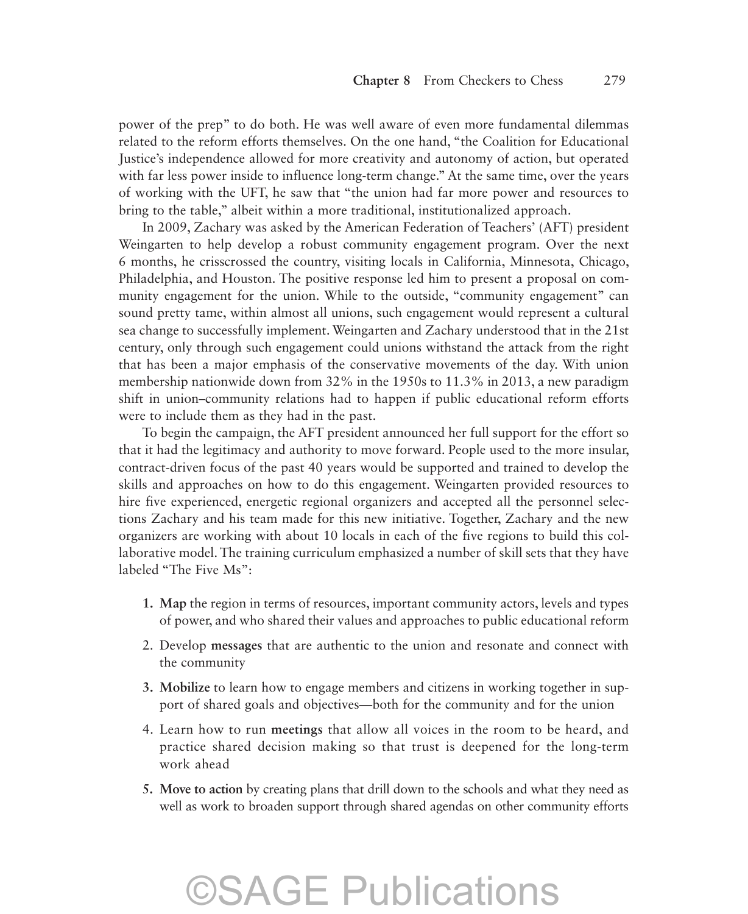power of the prep" to do both. He was well aware of even more fundamental dilemmas related to the reform efforts themselves. On the one hand, "the Coalition for Educational Justice's independence allowed for more creativity and autonomy of action, but operated with far less power inside to influence long-term change." At the same time, over the years of working with the UFT, he saw that "the union had far more power and resources to bring to the table," albeit within a more traditional, institutionalized approach.

In 2009, Zachary was asked by the American Federation of Teachers' (AFT) president Weingarten to help develop a robust community engagement program. Over the next 6 months, he crisscrossed the country, visiting locals in California, Minnesota, Chicago, Philadelphia, and Houston. The positive response led him to present a proposal on community engagement for the union. While to the outside, "community engagement" can sound pretty tame, within almost all unions, such engagement would represent a cultural sea change to successfully implement. Weingarten and Zachary understood that in the 21st century, only through such engagement could unions withstand the attack from the right that has been a major emphasis of the conservative movements of the day. With union membership nationwide down from 32% in the 1950s to 11.3% in 2013, a new paradigm shift in union–community relations had to happen if public educational reform efforts were to include them as they had in the past.

To begin the campaign, the AFT president announced her full support for the effort so that it had the legitimacy and authority to move forward. People used to the more insular, contract-driven focus of the past 40 years would be supported and trained to develop the skills and approaches on how to do this engagement. Weingarten provided resources to hire five experienced, energetic regional organizers and accepted all the personnel selections Zachary and his team made for this new initiative. Together, Zachary and the new organizers are working with about 10 locals in each of the five regions to build this collaborative model. The training curriculum emphasized a number of skill sets that they have labeled "The Five Ms":

1. **Map** the region in terms of resources, important community actors, levels and types of power, and who shared their values and approaches to public educational reform
2. Develop **messages** that are authentic to the union and resonate and connect with the community
3. **Mobilize** to learn how to engage members and citizens in working together in support of shared goals and objectives—both for the community and for the union
4. Learn how to run **meetings** that allow all voices in the room to be heard, and practice shared decision making so that trust is deepened for the long-term work ahead
5. **Move to action** by creating plans that drill down to the schools and what they need as well as work to broaden support through shared agendas on other community efforts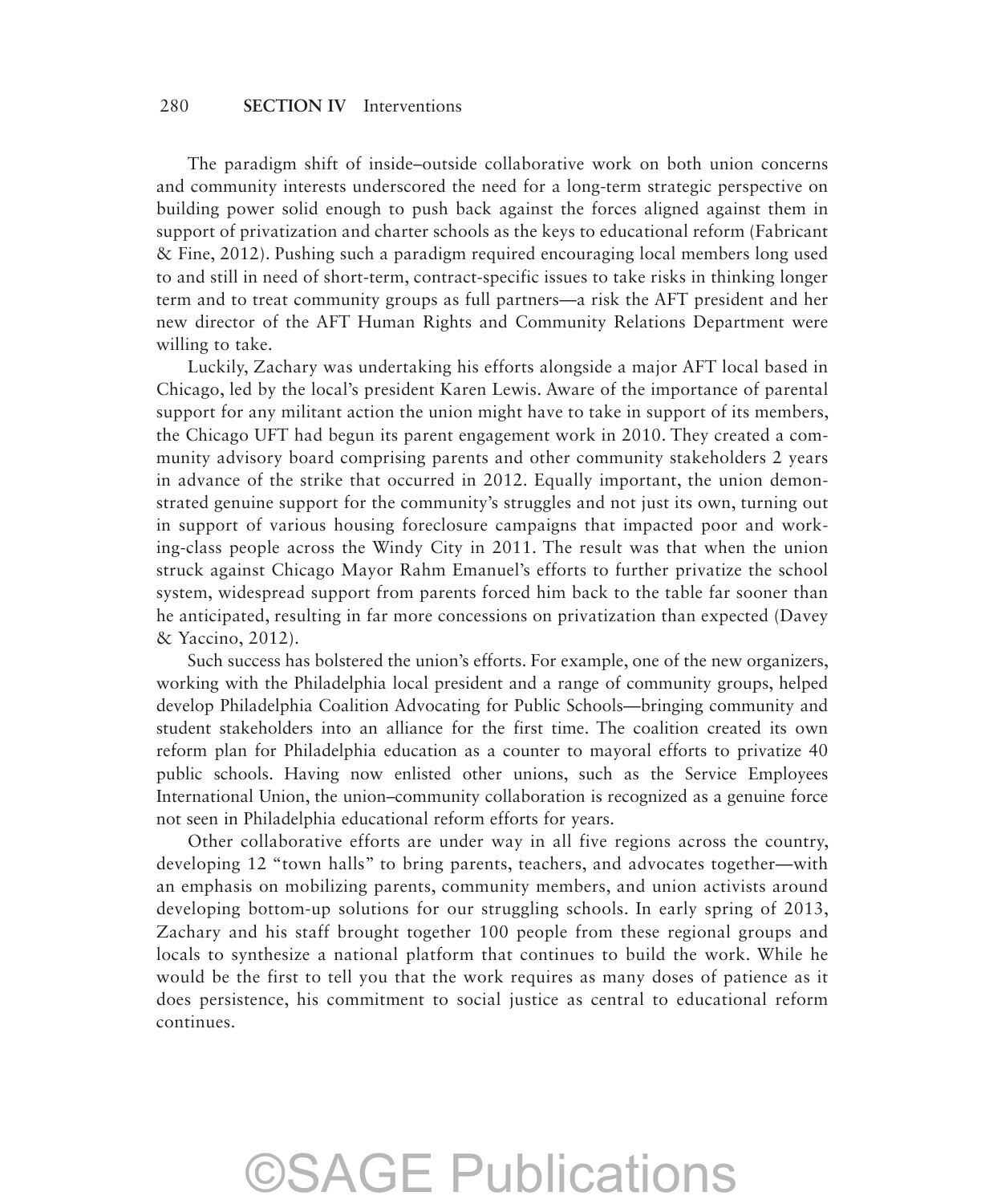The paradigm shift of inside–outside collaborative work on both union concerns and community interests underscored the need for a long-term strategic perspective on building power solid enough to push back against the forces aligned against them in support of privatization and charter schools as the keys to educational reform (Fabricant & Fine, 2012). Pushing such a paradigm required encouraging local members long used to and still in need of short-term, contract-specific issues to take risks in thinking longer term and to treat community groups as full partners—a risk the AFT president and her new director of the AFT Human Rights and Community Relations Department were willing to take.

Luckily, Zachary was undertaking his efforts alongside a major AFT local based in Chicago, led by the local's president Karen Lewis. Aware of the importance of parental support for any militant action the union might have to take in support of its members, the Chicago UFT had begun its parent engagement work in 2010. They created a community advisory board comprising parents and other community stakeholders 2 years in advance of the strike that occurred in 2012. Equally important, the union demonstrated genuine support for the community's struggles and not just its own, turning out in support of various housing foreclosure campaigns that impacted poor and working-class people across the Windy City in 2011. The result was that when the union struck against Chicago Mayor Rahm Emanuel's efforts to further privatize the school system, widespread support from parents forced him back to the table far sooner than he anticipated, resulting in far more concessions on privatization than expected (Davey & Yaccino, 2012).

Such success has bolstered the union's efforts. For example, one of the new organizers, working with the Philadelphia local president and a range of community groups, helped develop Philadelphia Coalition Advocating for Public Schools—bringing community and student stakeholders into an alliance for the first time. The coalition created its own reform plan for Philadelphia education as a counter to mayoral efforts to privatize 40 public schools. Having now enlisted other unions, such as the Service Employees International Union, the union–community collaboration is recognized as a genuine force not seen in Philadelphia educational reform efforts for years.

Other collaborative efforts are under way in all five regions across the country, developing 12 "town halls" to bring parents, teachers, and advocates together—with an emphasis on mobilizing parents, community members, and union activists around developing bottom-up solutions for our struggling schools. In early spring of 2013, Zachary and his staff brought together 100 people from these regional groups and locals to synthesize a national platform that continues to build the work. While he would be the first to tell you that the work requires as many doses of patience as it does persistence, his commitment to social justice as central to educational reform continues.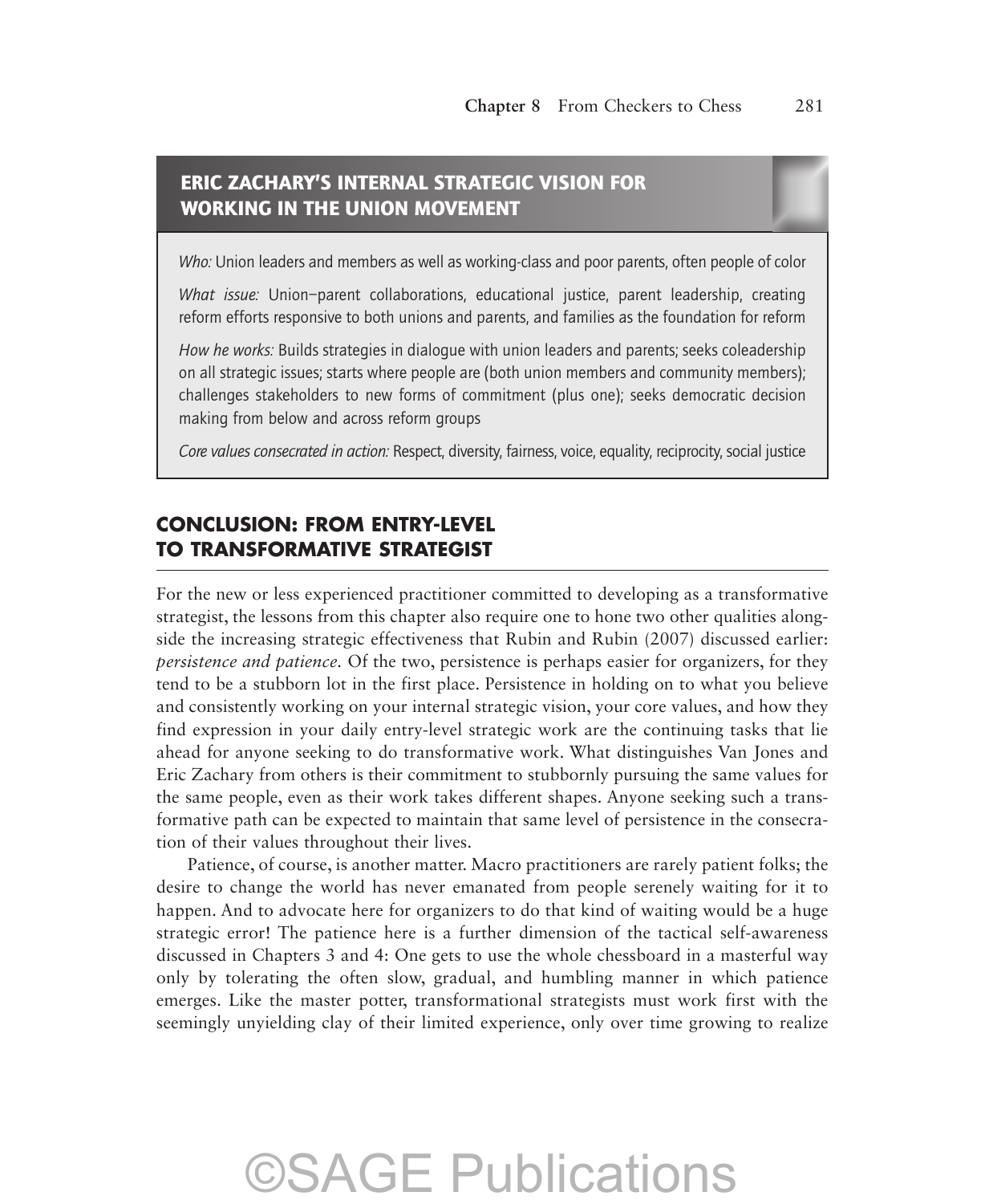## ERIC ZACHARY'S INTERNAL STRATEGIC VISION FOR WORKING IN THE UNION MOVEMENT

*Who:* Union leaders and members as well as working-class and poor parents, often people of color

*What issue:* Union–parent collaborations, educational justice, parent leadership, creating reform efforts responsive to both unions and parents, and families as the foundation for reform

*How he works:* Builds strategies in dialogue with union leaders and parents; seeks coleadership on all strategic issues; starts where people are (both union members and community members); challenges stakeholders to new forms of commitment (plus one); seeks democratic decision making from below and across reform groups

*Core values consecrated in action:* Respect, diversity, fairness, voice, equality, reciprocity, social justice

## CONCLUSION: FROM ENTRY-LEVEL TO TRANSFORMATIVE STRATEGIST

For the new or less experienced practitioner committed to developing as a transformative strategist, the lessons from this chapter also require one to hone two other qualities alongside the increasing strategic effectiveness that Rubin and Rubin (2007) discussed earlier: *persistence and patience.* Of the two, persistence is perhaps easier for organizers, for they tend to be a stubborn lot in the first place. Persistence in holding on to what you believe and consistently working on your internal strategic vision, your core values, and how they find expression in your daily entry-level strategic work are the continuing tasks that lie ahead for anyone seeking to do transformative work. What distinguishes Van Jones and Eric Zachary from others is their commitment to stubbornly pursuing the same values for the same people, even as their work takes different shapes. Anyone seeking such a transformative path can be expected to maintain that same level of persistence in the consecration of their values throughout their lives.

Patience, of course, is another matter. Macro practitioners are rarely patient folks; the desire to change the world has never emanated from people serenely waiting for it to happen. And to advocate here for organizers to do that kind of waiting would be a huge strategic error! The patience here is a further dimension of the tactical self-awareness discussed in Chapters 3 and 4: One gets to use the whole chessboard in a masterful way only by tolerating the often slow, gradual, and humbling manner in which patience emerges. Like the master potter, transformational strategists must work first with the seemingly unyielding clay of their limited experience, only over time growing to realize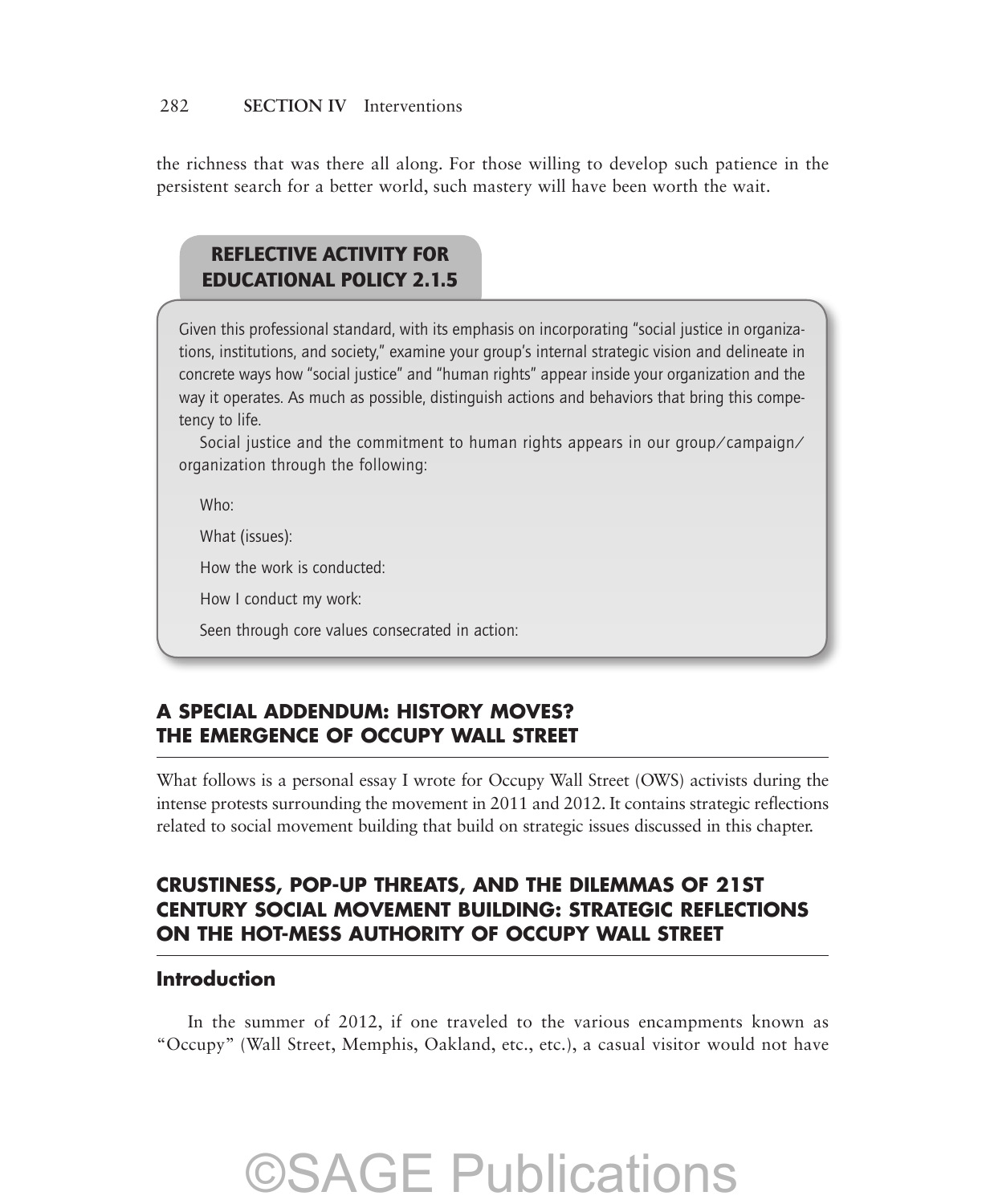the richness that was there all along. For those willing to develop such patience in the persistent search for a better world, such mastery will have been worth the wait.

**REFLECTIVE ACTIVITY FOR EDUCATIONAL POLICY 2.1.5**

Given this professional standard, with its emphasis on incorporating "social justice in organizations, institutions, and society," examine your group's internal strategic vision and delineate in concrete ways how "social justice" and "human rights" appear inside your organization and the way it operates. As much as possible, distinguish actions and behaviors that bring this competency to life.

Social justice and the commitment to human rights appears in our group/campaign/organization through the following:

Who:

What (issues):

How the work is conducted:

How I conduct my work:

Seen through core values consecrated in action:

## A SPECIAL ADDENDUM: HISTORY MOVES? THE EMERGENCE OF OCCUPY WALL STREET

What follows is a personal essay I wrote for Occupy Wall Street (OWS) activists during the intense protests surrounding the movement in 2011 and 2012. It contains strategic reflections related to social movement building that build on strategic issues discussed in this chapter.

## CRUSTINESS, POP-UP THREATS, AND THE DILEMMAS OF 21ST CENTURY SOCIAL MOVEMENT BUILDING: STRATEGIC REFLECTIONS ON THE HOT-MESS AUTHORITY OF OCCUPY WALL STREET

### Introduction

In the summer of 2012, if one traveled to the various encampments known as "Occupy" (Wall Street, Memphis, Oakland, etc., etc.), a casual visitor would not have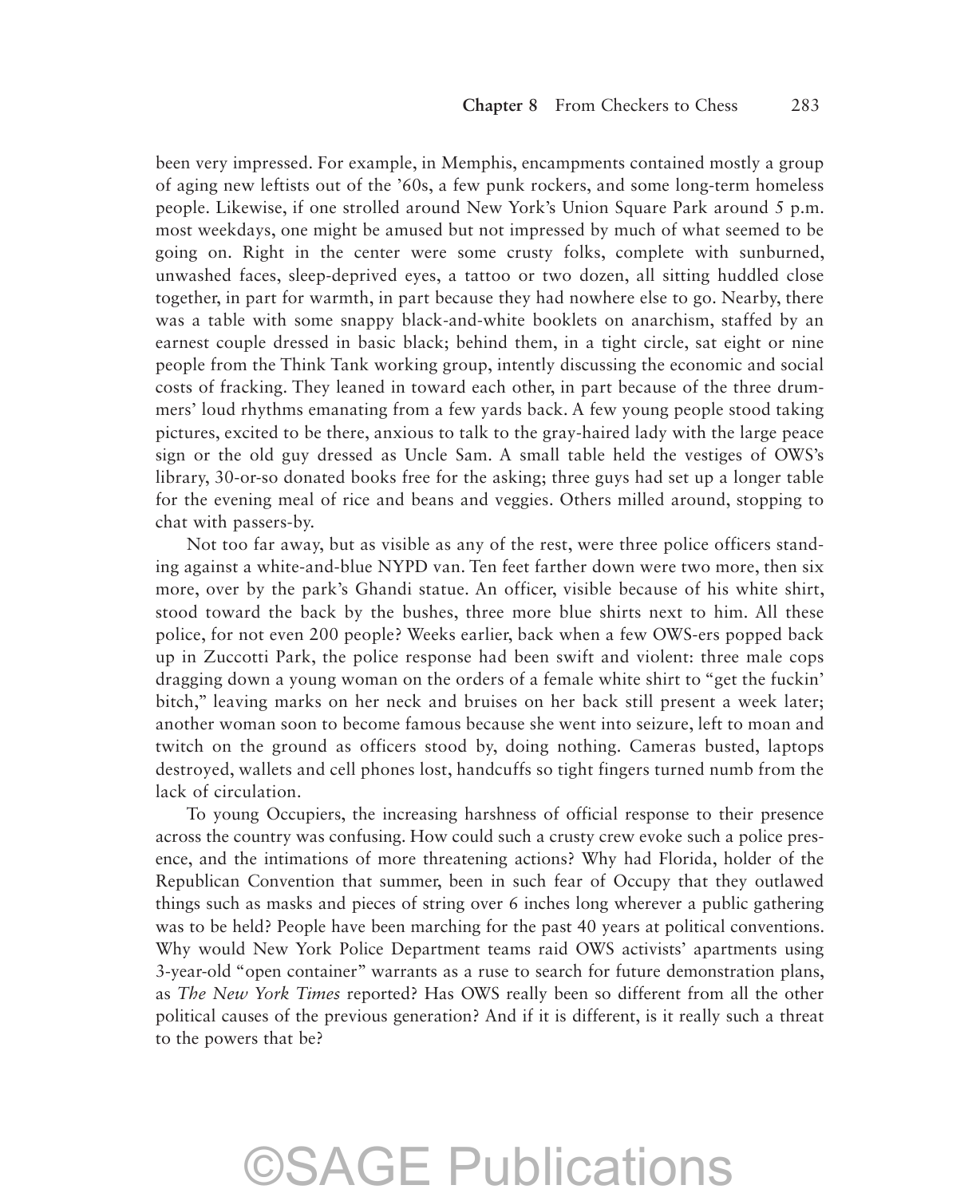been very impressed. For example, in Memphis, encampments contained mostly a group of aging new leftists out of the '60s, a few punk rockers, and some long-term homeless people. Likewise, if one strolled around New York's Union Square Park around 5 p.m. most weekdays, one might be amused but not impressed by much of what seemed to be going on. Right in the center were some crusty folks, complete with sunburned, unwashed faces, sleep-deprived eyes, a tattoo or two dozen, all sitting huddled close together, in part for warmth, in part because they had nowhere else to go. Nearby, there was a table with some snappy black-and-white booklets on anarchism, staffed by an earnest couple dressed in basic black; behind them, in a tight circle, sat eight or nine people from the Think Tank working group, intently discussing the economic and social costs of fracking. They leaned in toward each other, in part because of the three drummers' loud rhythms emanating from a few yards back. A few young people stood taking pictures, excited to be there, anxious to talk to the gray-haired lady with the large peace sign or the old guy dressed as Uncle Sam. A small table held the vestiges of OWS's library, 30-or-so donated books free for the asking; three guys had set up a longer table for the evening meal of rice and beans and veggies. Others milled around, stopping to chat with passers-by.

Not too far away, but as visible as any of the rest, were three police officers standing against a white-and-blue NYPD van. Ten feet farther down were two more, then six more, over by the park's Ghandi statue. An officer, visible because of his white shirt, stood toward the back by the bushes, three more blue shirts next to him. All these police, for not even 200 people? Weeks earlier, back when a few OWS-ers popped back up in Zuccotti Park, the police response had been swift and violent: three male cops dragging down a young woman on the orders of a female white shirt to "get the fuckin' bitch," leaving marks on her neck and bruises on her back still present a week later; another woman soon to become famous because she went into seizure, left to moan and twitch on the ground as officers stood by, doing nothing. Cameras busted, laptops destroyed, wallets and cell phones lost, handcuffs so tight fingers turned numb from the lack of circulation.

To young Occupiers, the increasing harshness of official response to their presence across the country was confusing. How could such a crusty crew evoke such a police presence, and the intimations of more threatening actions? Why had Florida, holder of the Republican Convention that summer, been in such fear of Occupy that they outlawed things such as masks and pieces of string over 6 inches long wherever a public gathering was to be held? People have been marching for the past 40 years at political conventions. Why would New York Police Department teams raid OWS activists' apartments using 3-year-old "open container" warrants as a ruse to search for future demonstration plans, as *The New York Times* reported? Has OWS really been so different from all the other political causes of the previous generation? And if it is different, is it really such a threat to the powers that be?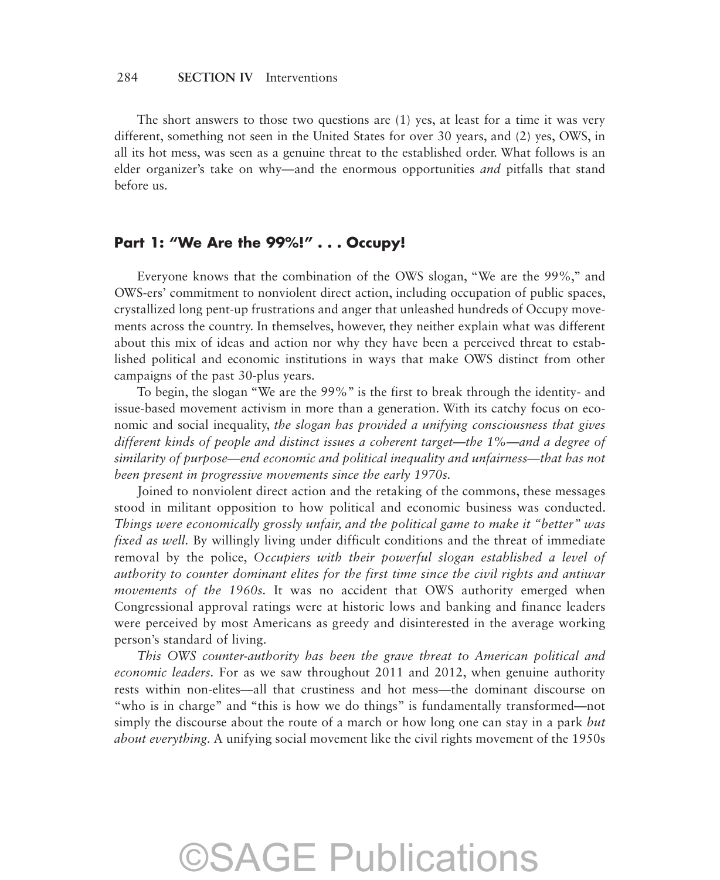The short answers to those two questions are (1) yes, at least for a time it was very different, something not seen in the United States for over 30 years, and (2) yes, OWS, in all its hot mess, was seen as a genuine threat to the established order. What follows is an elder organizer's take on why—and the enormous opportunities *and* pitfalls that stand before us.

## Part 1: "We Are the 99%!" . . . Occupy!

Everyone knows that the combination of the OWS slogan, "We are the 99%," and OWS-ers' commitment to nonviolent direct action, including occupation of public spaces, crystallized long pent-up frustrations and anger that unleashed hundreds of Occupy movements across the country. In themselves, however, they neither explain what was different about this mix of ideas and action nor why they have been a perceived threat to established political and economic institutions in ways that make OWS distinct from other campaigns of the past 30-plus years.

To begin, the slogan "We are the 99%" is the first to break through the identity- and issue-based movement activism in more than a generation. With its catchy focus on economic and social inequality, *the slogan has provided a unifying consciousness that gives different kinds of people and distinct issues a coherent target—the 1%—and a degree of similarity of purpose—end economic and political inequality and unfairness—that has not been present in progressive movements since the early 1970s.*

Joined to nonviolent direct action and the retaking of the commons, these messages stood in militant opposition to how political and economic business was conducted. *Things were economically grossly unfair, and the political game to make it "better" was fixed as well.* By willingly living under difficult conditions and the threat of immediate removal by the police, *Occupiers with their powerful slogan established a level of authority to counter dominant elites for the first time since the civil rights and antiwar movements of the 1960s.* It was no accident that OWS authority emerged when Congressional approval ratings were at historic lows and banking and finance leaders were perceived by most Americans as greedy and disinterested in the average working person's standard of living.

*This OWS counter-authority has been the grave threat to American political and economic leaders.* For as we saw throughout 2011 and 2012, when genuine authority rests within non-elites—all that crustiness and hot mess—the dominant discourse on "who is in charge" and "this is how we do things" is fundamentally transformed—not simply the discourse about the route of a march or how long one can stay in a park *but about everything*. A unifying social movement like the civil rights movement of the 1950s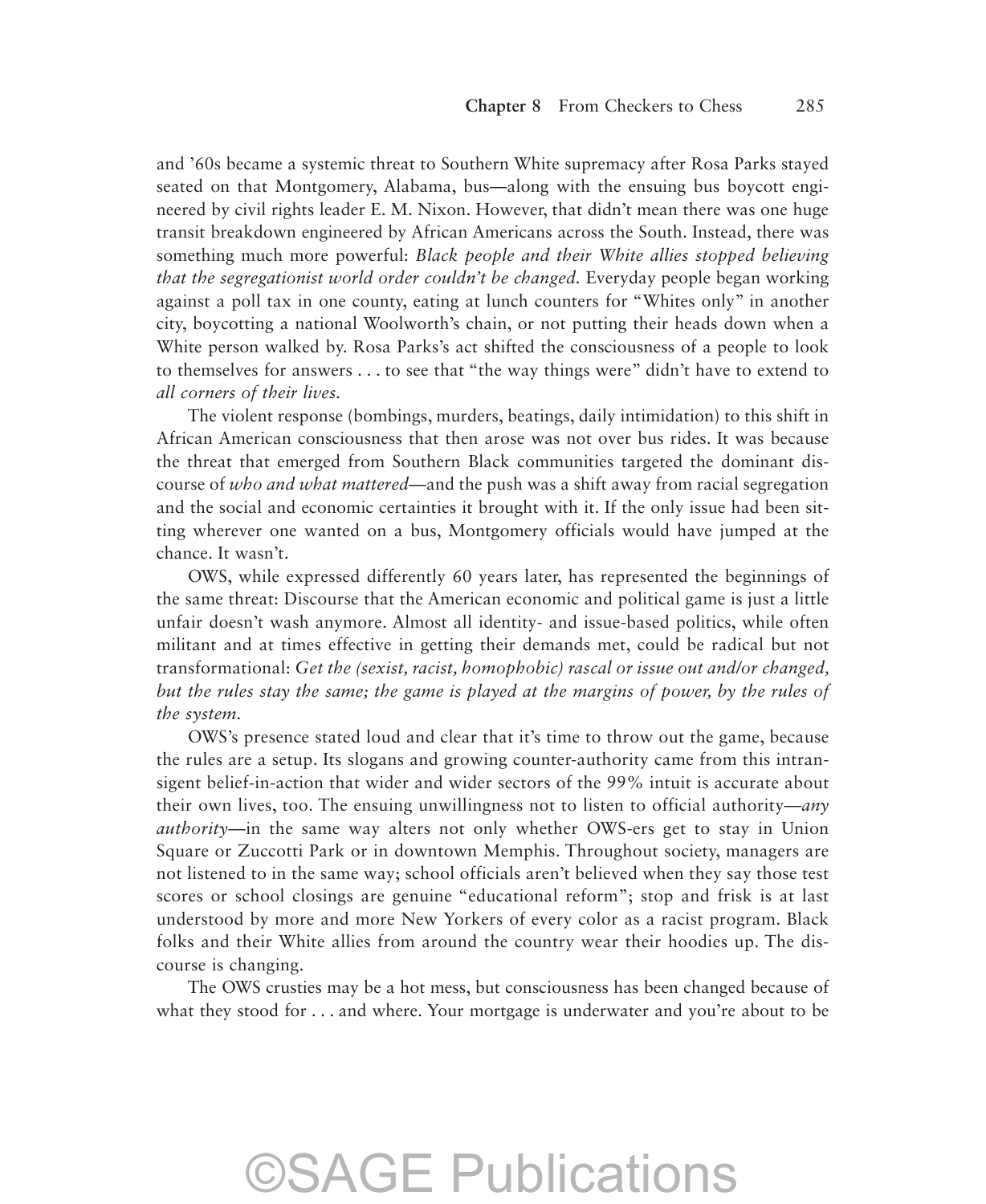and ’60s became a systemic threat to Southern White supremacy after Rosa Parks stayed seated on that Montgomery, Alabama, bus—along with the ensuing bus boycott engineered by civil rights leader E. M. Nixon. However, that didn’t mean there was one huge transit breakdown engineered by African Americans across the South. Instead, there was something much more powerful: *Black people and their White allies stopped believing that the segregationist world order couldn’t be changed.* Everyday people began working against a poll tax in one county, eating at lunch counters for “Whites only” in another city, boycotting a national Woolworth’s chain, or not putting their heads down when a White person walked by. Rosa Parks’s act shifted the consciousness of a people to look to themselves for answers . . . to see that “the way things were” didn’t have to extend to *all corners of their lives.*

The violent response (bombings, murders, beatings, daily intimidation) to this shift in African American consciousness that then arose was not over bus rides. It was because the threat that emerged from Southern Black communities targeted the dominant discourse of *who and what mattered*—and the push was a shift away from racial segregation and the social and economic certainties it brought with it. If the only issue had been sitting wherever one wanted on a bus, Montgomery officials would have jumped at the chance. It wasn’t.

OWS, while expressed differently 60 years later, has represented the beginnings of the same threat: Discourse that the American economic and political game is just a little unfair doesn’t wash anymore. Almost all identity- and issue-based politics, while often militant and at times effective in getting their demands met, could be radical but not transformational: *Get the (sexist, racist, homophobic) rascal or issue out and/or changed, but the rules stay the same; the game is played at the margins of power, by the rules of the system.*

OWS’s presence stated loud and clear that it’s time to throw out the game, because the rules are a setup. Its slogans and growing counter-authority came from this intransigent belief-in-action that wider and wider sectors of the 99% intuit is accurate about their own lives, too. The ensuing unwillingness not to listen to official authority—*any authority*—in the same way alters not only whether OWS-ers get to stay in Union Square or Zuccotti Park or in downtown Memphis. Throughout society, managers are not listened to in the same way; school officials aren’t believed when they say those test scores or school closings are genuine “educational reform”; stop and frisk is at last understood by more and more New Yorkers of every color as a racist program. Black folks and their White allies from around the country wear their hoodies up. The discourse is changing.

The OWS crusties may be a hot mess, but consciousness has been changed because of what they stood for . . . and where. Your mortgage is underwater and you’re about to be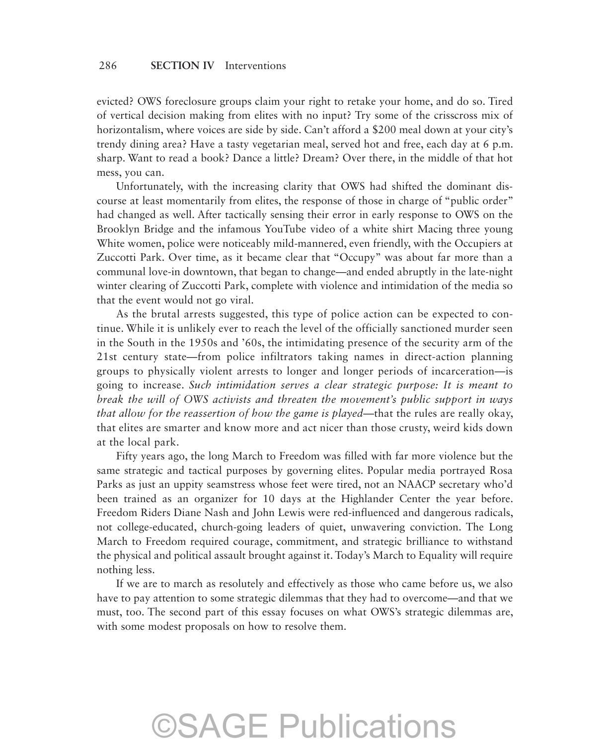evicted? OWS foreclosure groups claim your right to retake your home, and do so. Tired of vertical decision making from elites with no input? Try some of the crisscross mix of horizontalism, where voices are side by side. Can't afford a $200 meal down at your city's trendy dining area? Have a tasty vegetarian meal, served hot and free, each day at 6 p.m. sharp. Want to read a book? Dance a little? Dream? Over there, in the middle of that hot mess, you can.

Unfortunately, with the increasing clarity that OWS had shifted the dominant discourse at least momentarily from elites, the response of those in charge of "public order" had changed as well. After tactically sensing their error in early response to OWS on the Brooklyn Bridge and the infamous YouTube video of a white shirt Macing three young White women, police were noticeably mild-mannered, even friendly, with the Occupiers at Zuccotti Park. Over time, as it became clear that "Occupy" was about far more than a communal love-in downtown, that began to change—and ended abruptly in the late-night winter clearing of Zuccotti Park, complete with violence and intimidation of the media so that the event would not go viral.

As the brutal arrests suggested, this type of police action can be expected to continue. While it is unlikely ever to reach the level of the officially sanctioned murder seen in the South in the 1950s and '60s, the intimidating presence of the security arm of the 21st century state—from police infiltrators taking names in direct-action planning groups to physically violent arrests to longer and longer periods of incarceration—is going to increase. *Such intimidation serves a clear strategic purpose: It is meant to break the will of OWS activists and threaten the movement's public support in ways that allow for the reassertion of how the game is played*—that the rules are really okay, that elites are smarter and know more and act nicer than those crusty, weird kids down at the local park.

Fifty years ago, the long March to Freedom was filled with far more violence but the same strategic and tactical purposes by governing elites. Popular media portrayed Rosa Parks as just an uppity seamstress whose feet were tired, not an NAACP secretary who'd been trained as an organizer for 10 days at the Highlander Center the year before. Freedom Riders Diane Nash and John Lewis were red-influenced and dangerous radicals, not college-educated, church-going leaders of quiet, unwavering conviction. The Long March to Freedom required courage, commitment, and strategic brilliance to withstand the physical and political assault brought against it. Today's March to Equality will require nothing less.

If we are to march as resolutely and effectively as those who came before us, we also have to pay attention to some strategic dilemmas that they had to overcome—and that we must, too. The second part of this essay focuses on what OWS's strategic dilemmas are, with some modest proposals on how to resolve them.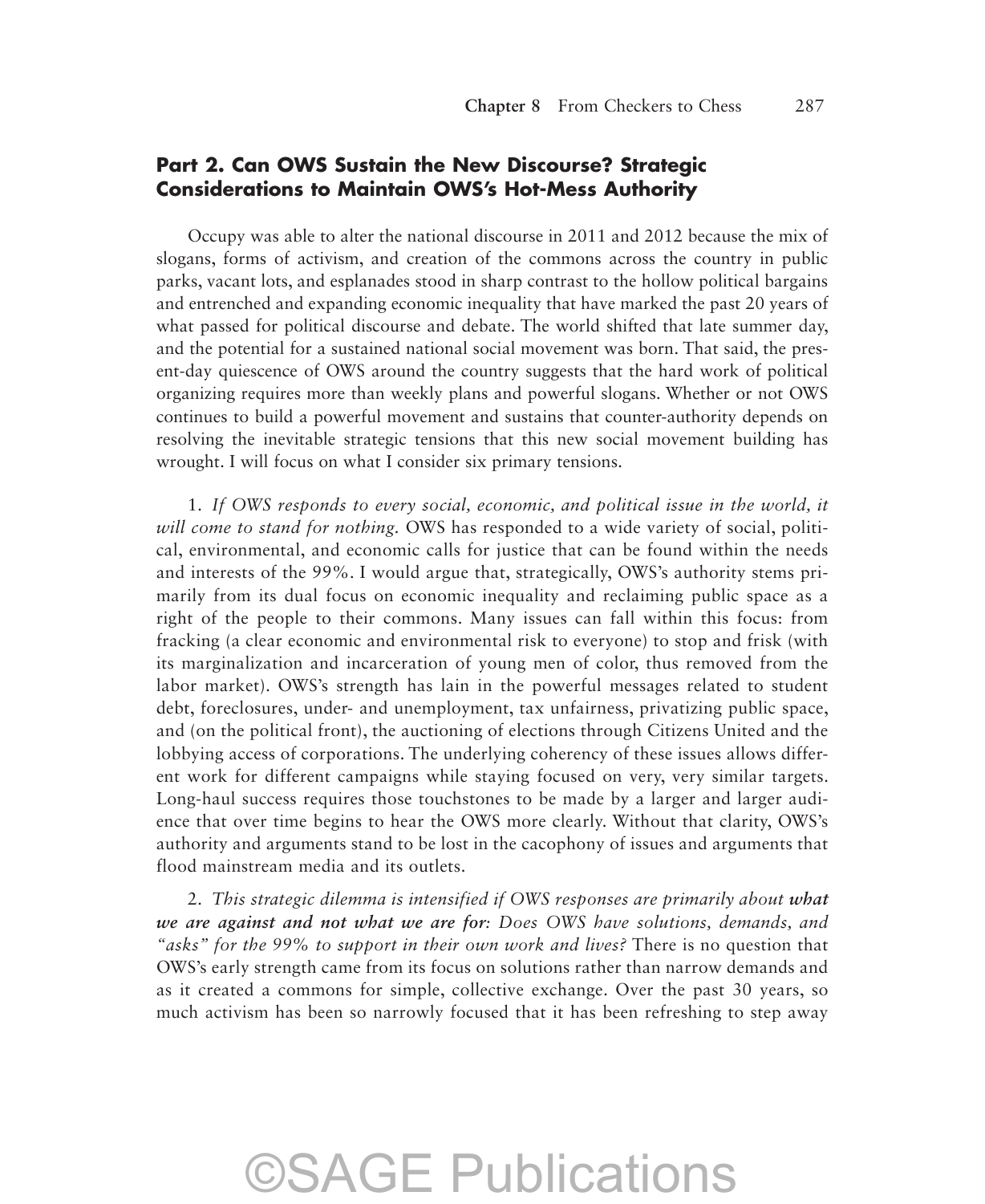## Part 2. Can OWS Sustain the New Discourse? Strategic Considerations to Maintain OWS's Hot-Mess Authority

Occupy was able to alter the national discourse in 2011 and 2012 because the mix of slogans, forms of activism, and creation of the commons across the country in public parks, vacant lots, and esplanades stood in sharp contrast to the hollow political bargains and entrenched and expanding economic inequality that have marked the past 20 years of what passed for political discourse and debate. The world shifted that late summer day, and the potential for a sustained national social movement was born. That said, the present-day quiescence of OWS around the country suggests that the hard work of political organizing requires more than weekly plans and powerful slogans. Whether or not OWS continues to build a powerful movement and sustains that counter-authority depends on resolving the inevitable strategic tensions that this new social movement building has wrought. I will focus on what I consider six primary tensions.

1. *If OWS responds to every social, economic, and political issue in the world, it will come to stand for nothing.* OWS has responded to a wide variety of social, political, environmental, and economic calls for justice that can be found within the needs and interests of the 99%. I would argue that, strategically, OWS's authority stems primarily from its dual focus on economic inequality and reclaiming public space as a right of the people to their commons. Many issues can fall within this focus: from fracking (a clear economic and environmental risk to everyone) to stop and frisk (with its marginalization and incarceration of young men of color, thus removed from the labor market). OWS's strength has lain in the powerful messages related to student debt, foreclosures, under- and unemployment, tax unfairness, privatizing public space, and (on the political front), the auctioning of elections through Citizens United and the lobbying access of corporations. The underlying coherency of these issues allows different work for different campaigns while staying focused on very, very similar targets. Long-haul success requires those touchstones to be made by a larger and larger audience that over time begins to hear the OWS more clearly. Without that clarity, OWS's authority and arguments stand to be lost in the cacophony of issues and arguments that flood mainstream media and its outlets.

2. *This strategic dilemma is intensified if OWS responses are primarily about* ***what we are against and not what we are for****: Does OWS have solutions, demands, and "asks" for the 99% to support in their own work and lives?* There is no question that OWS's early strength came from its focus on solutions rather than narrow demands and as it created a commons for simple, collective exchange. Over the past 30 years, so much activism has been so narrowly focused that it has been refreshing to step away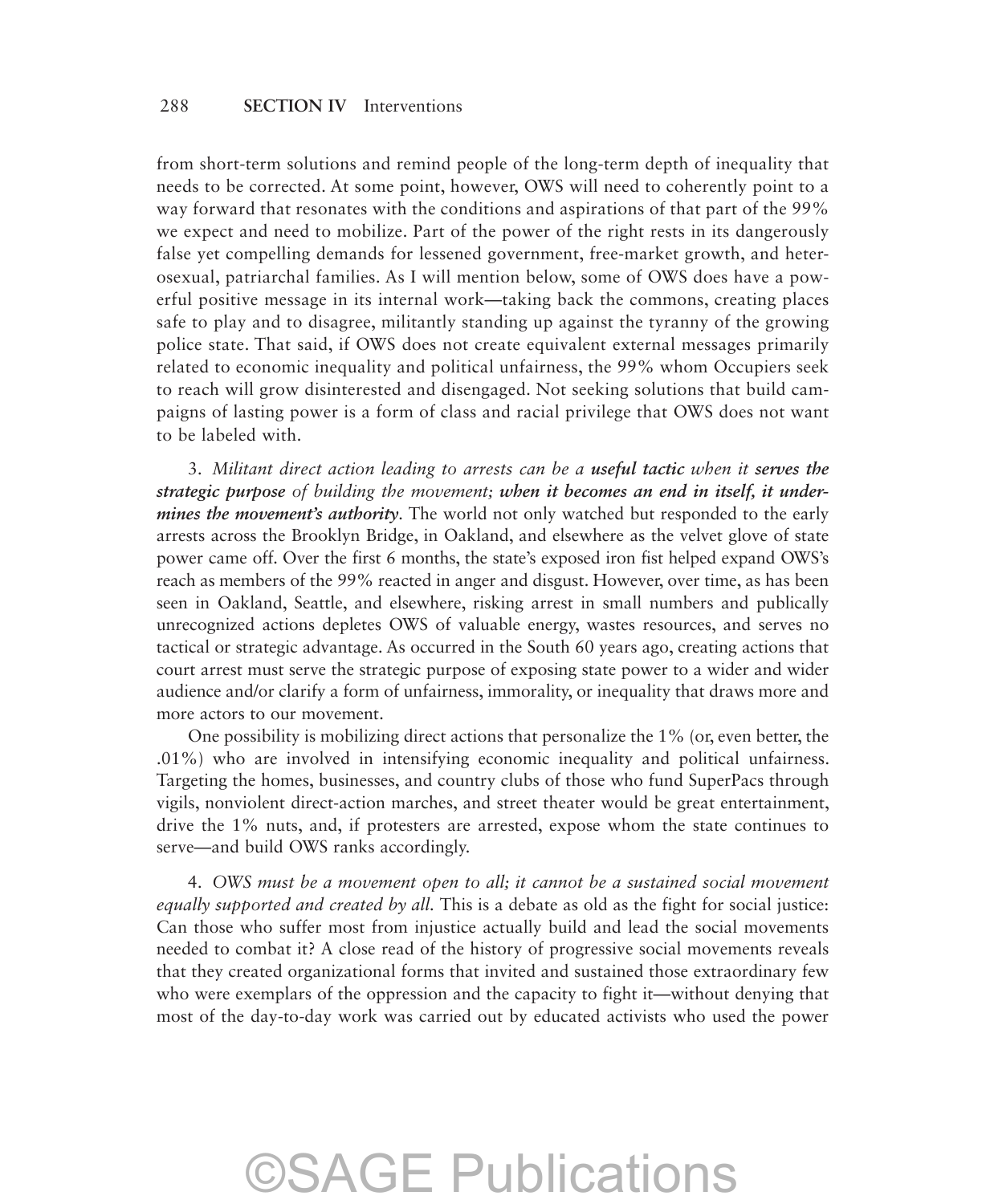from short-term solutions and remind people of the long-term depth of inequality that needs to be corrected. At some point, however, OWS will need to coherently point to a way forward that resonates with the conditions and aspirations of that part of the 99% we expect and need to mobilize. Part of the power of the right rests in its dangerously false yet compelling demands for lessened government, free-market growth, and heterosexual, patriarchal families. As I will mention below, some of OWS does have a powerful positive message in its internal work—taking back the commons, creating places safe to play and to disagree, militantly standing up against the tyranny of the growing police state. That said, if OWS does not create equivalent external messages primarily related to economic inequality and political unfairness, the 99% whom Occupiers seek to reach will grow disinterested and disengaged. Not seeking solutions that build campaigns of lasting power is a form of class and racial privilege that OWS does not want to be labeled with.

3. *Militant direct action leading to arrests can be a* ***useful tactic*** *when it* ***serves the strategic purpose*** *of building the movement;* ***when it becomes an end in itself, it undermines the movement's authority****.* The world not only watched but responded to the early arrests across the Brooklyn Bridge, in Oakland, and elsewhere as the velvet glove of state power came off. Over the first 6 months, the state's exposed iron fist helped expand OWS's reach as members of the 99% reacted in anger and disgust. However, over time, as has been seen in Oakland, Seattle, and elsewhere, risking arrest in small numbers and publically unrecognized actions depletes OWS of valuable energy, wastes resources, and serves no tactical or strategic advantage. As occurred in the South 60 years ago, creating actions that court arrest must serve the strategic purpose of exposing state power to a wider and wider audience and/or clarify a form of unfairness, immorality, or inequality that draws more and more actors to our movement.

One possibility is mobilizing direct actions that personalize the 1% (or, even better, the .01%) who are involved in intensifying economic inequality and political unfairness. Targeting the homes, businesses, and country clubs of those who fund SuperPacs through vigils, nonviolent direct-action marches, and street theater would be great entertainment, drive the 1% nuts, and, if protesters are arrested, expose whom the state continues to serve—and build OWS ranks accordingly.

4. *OWS must be a movement open to all; it cannot be a sustained social movement equally supported and created by all.* This is a debate as old as the fight for social justice: Can those who suffer most from injustice actually build and lead the social movements needed to combat it? A close read of the history of progressive social movements reveals that they created organizational forms that invited and sustained those extraordinary few who were exemplars of the oppression and the capacity to fight it—without denying that most of the day-to-day work was carried out by educated activists who used the power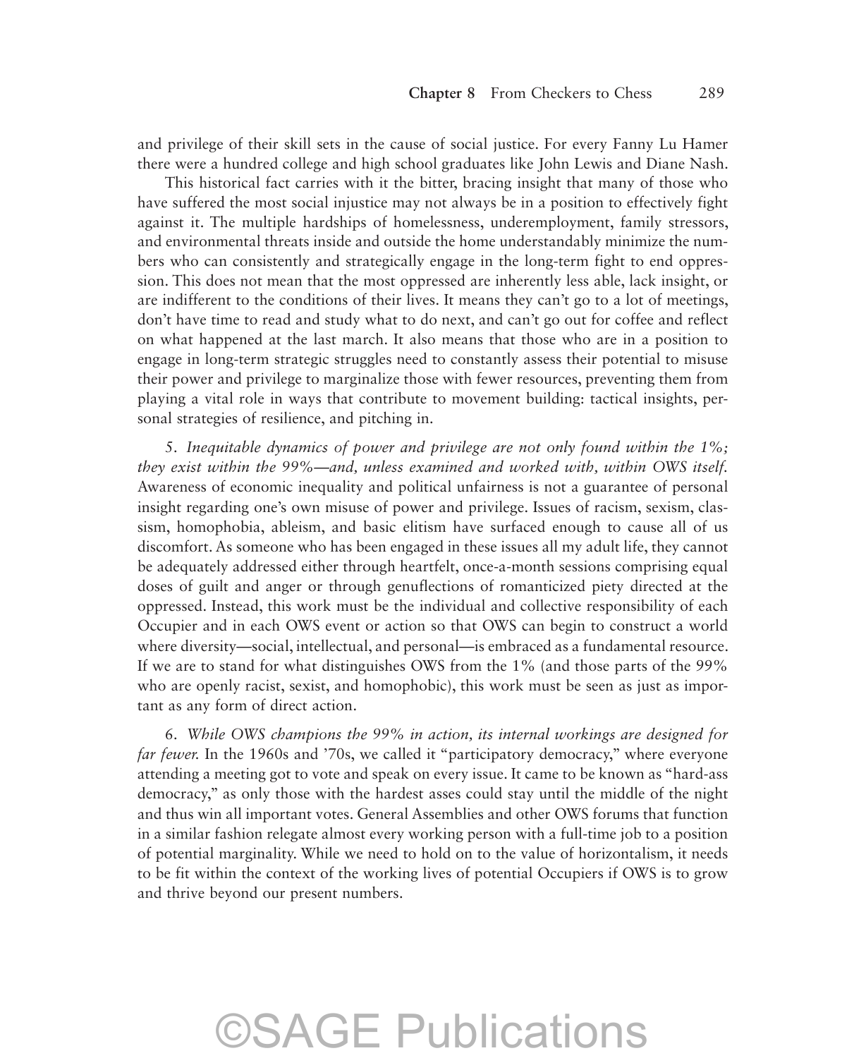and privilege of their skill sets in the cause of social justice. For every Fanny Lu Hamer there were a hundred college and high school graduates like John Lewis and Diane Nash.

This historical fact carries with it the bitter, bracing insight that many of those who have suffered the most social injustice may not always be in a position to effectively fight against it. The multiple hardships of homelessness, underemployment, family stressors, and environmental threats inside and outside the home understandably minimize the numbers who can consistently and strategically engage in the long-term fight to end oppression. This does not mean that the most oppressed are inherently less able, lack insight, or are indifferent to the conditions of their lives. It means they can't go to a lot of meetings, don't have time to read and study what to do next, and can't go out for coffee and reflect on what happened at the last march. It also means that those who are in a position to engage in long-term strategic struggles need to constantly assess their potential to misuse their power and privilege to marginalize those with fewer resources, preventing them from playing a vital role in ways that contribute to movement building: tactical insights, personal strategies of resilience, and pitching in.

5. *Inequitable dynamics of power and privilege are not only found within the 1%; they exist within the 99%—and, unless examined and worked with, within OWS itself.* Awareness of economic inequality and political unfairness is not a guarantee of personal insight regarding one's own misuse of power and privilege. Issues of racism, sexism, classism, homophobia, ableism, and basic elitism have surfaced enough to cause all of us discomfort. As someone who has been engaged in these issues all my adult life, they cannot be adequately addressed either through heartfelt, once-a-month sessions comprising equal doses of guilt and anger or through genuflections of romanticized piety directed at the oppressed. Instead, this work must be the individual and collective responsibility of each Occupier and in each OWS event or action so that OWS can begin to construct a world where diversity—social, intellectual, and personal—is embraced as a fundamental resource. If we are to stand for what distinguishes OWS from the 1% (and those parts of the 99% who are openly racist, sexist, and homophobic), this work must be seen as just as important as any form of direct action.

6. *While OWS champions the 99% in action, its internal workings are designed for far fewer.* In the 1960s and '70s, we called it "participatory democracy," where everyone attending a meeting got to vote and speak on every issue. It came to be known as "hard-ass democracy," as only those with the hardest asses could stay until the middle of the night and thus win all important votes. General Assemblies and other OWS forums that function in a similar fashion relegate almost every working person with a full-time job to a position of potential marginality. While we need to hold on to the value of horizontalism, it needs to be fit within the context of the working lives of potential Occupiers if OWS is to grow and thrive beyond our present numbers.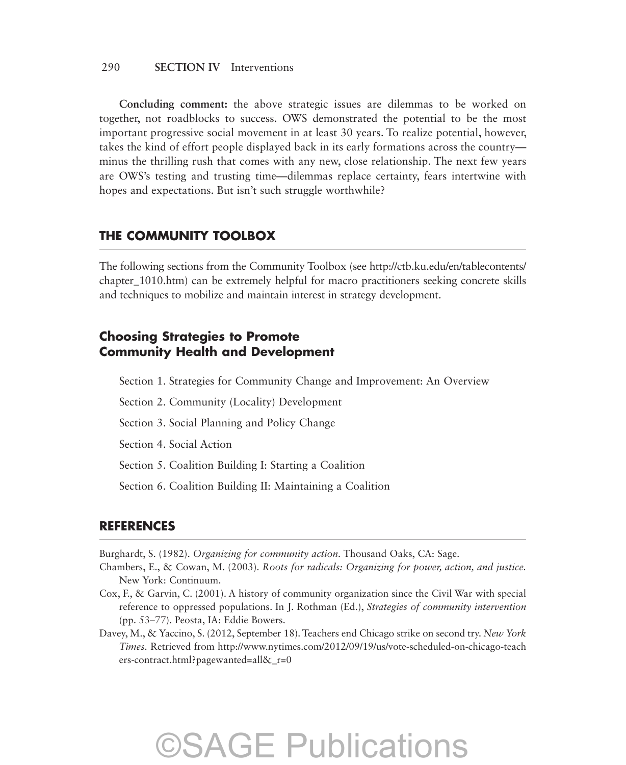**Concluding comment:** the above strategic issues are dilemmas to be worked on together, not roadblocks to success. OWS demonstrated the potential to be the most important progressive social movement in at least 30 years. To realize potential, however, takes the kind of effort people displayed back in its early formations across the country—minus the thrilling rush that comes with any new, close relationship. The next few years are OWS's testing and trusting time—dilemmas replace certainty, fears intertwine with hopes and expectations. But isn't such struggle worthwhile?

## THE COMMUNITY TOOLBOX

The following sections from the Community Toolbox (see http://ctb.ku.edu/en/tablecontents/chapter_1010.htm) can be extremely helpful for macro practitioners seeking concrete skills and techniques to mobilize and maintain interest in strategy development.

### Choosing Strategies to Promote Community Health and Development

Section 1. Strategies for Community Change and Improvement: An Overview

Section 2. Community (Locality) Development

Section 3. Social Planning and Policy Change

Section 4. Social Action

Section 5. Coalition Building I: Starting a Coalition

Section 6. Coalition Building II: Maintaining a Coalition

## REFERENCES

Burghardt, S. (1982). *Organizing for community action*. Thousand Oaks, CA: Sage.

Chambers, E., & Cowan, M. (2003). *Roots for radicals: Organizing for power, action, and justice*. New York: Continuum.

Cox, F., & Garvin, C. (2001). A history of community organization since the Civil War with special reference to oppressed populations. In J. Rothman (Ed.), *Strategies of community intervention* (pp. 53–77). Peosta, IA: Eddie Bowers.

Davey, M., & Yaccino, S. (2012, September 18). Teachers end Chicago strike on second try. *New York Times*. Retrieved from http://www.nytimes.com/2012/09/19/us/vote-scheduled-on-chicago-teachers-contract.html?pagewanted=all&_r=0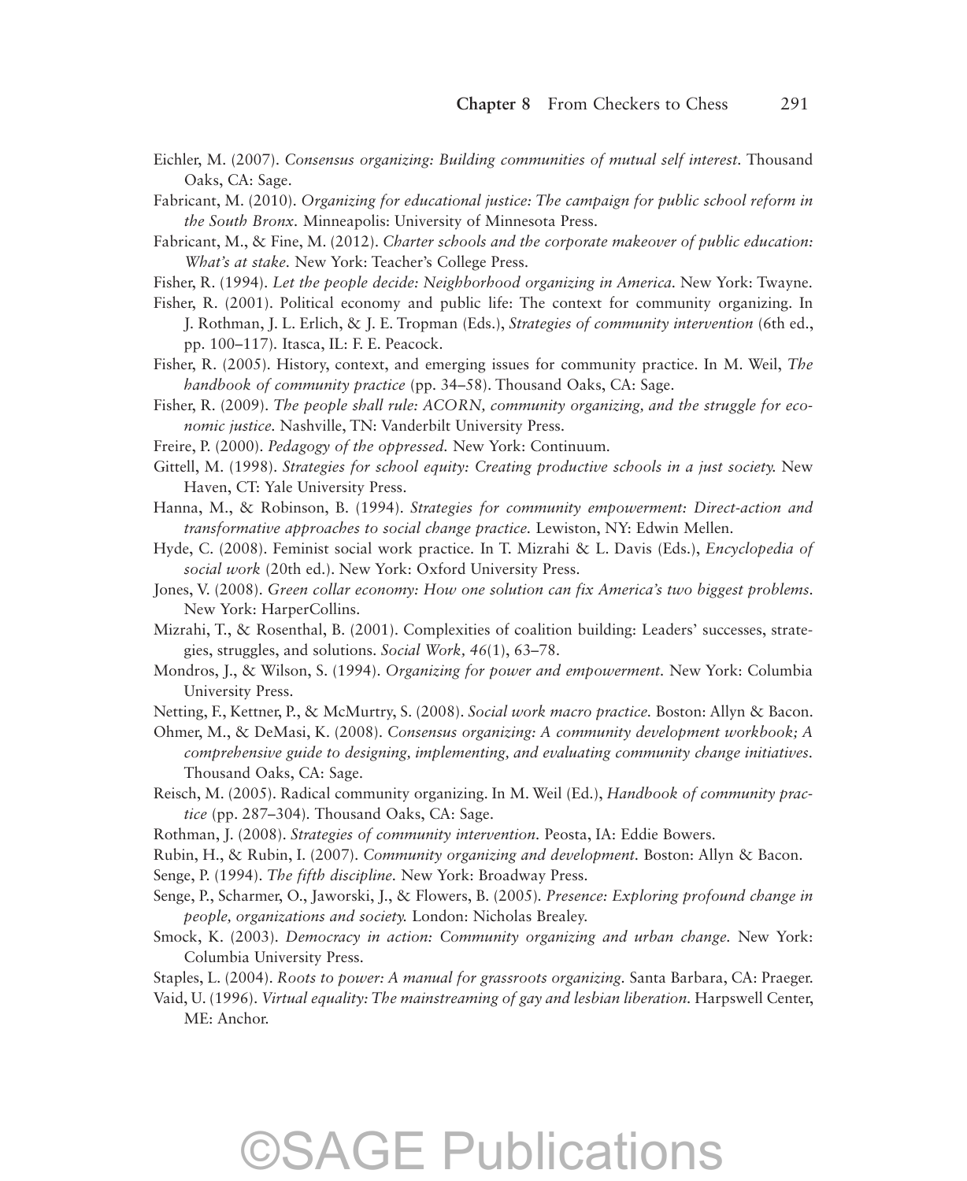Eichler, M. (2007). *Consensus organizing: Building communities of mutual self interest.* Thousand Oaks, CA: Sage.

Fabricant, M. (2010). *Organizing for educational justice: The campaign for public school reform in the South Bronx.* Minneapolis: University of Minnesota Press.

Fabricant, M., & Fine, M. (2012). *Charter schools and the corporate makeover of public education: What's at stake.* New York: Teacher's College Press.

Fisher, R. (1994). *Let the people decide: Neighborhood organizing in America.* New York: Twayne.

Fisher, R. (2001). Political economy and public life: The context for community organizing. In J. Rothman, J. L. Erlich, & J. E. Tropman (Eds.), *Strategies of community intervention* (6th ed., pp. 100–117). Itasca, IL: F. E. Peacock.

Fisher, R. (2005). History, context, and emerging issues for community practice. In M. Weil, *The handbook of community practice* (pp. 34–58). Thousand Oaks, CA: Sage.

Fisher, R. (2009). *The people shall rule: ACORN, community organizing, and the struggle for economic justice.* Nashville, TN: Vanderbilt University Press.

Freire, P. (2000). *Pedagogy of the oppressed.* New York: Continuum.

Gittell, M. (1998). *Strategies for school equity: Creating productive schools in a just society.* New Haven, CT: Yale University Press.

Hanna, M., & Robinson, B. (1994). *Strategies for community empowerment: Direct-action and transformative approaches to social change practice.* Lewiston, NY: Edwin Mellen.

Hyde, C. (2008). Feminist social work practice. In T. Mizrahi & L. Davis (Eds.), *Encyclopedia of social work* (20th ed.). New York: Oxford University Press.

Jones, V. (2008). *Green collar economy: How one solution can fix America's two biggest problems.* New York: HarperCollins.

Mizrahi, T., & Rosenthal, B. (2001). Complexities of coalition building: Leaders' successes, strategies, struggles, and solutions. *Social Work, 46*(1), 63–78.

Mondros, J., & Wilson, S. (1994). *Organizing for power and empowerment.* New York: Columbia University Press.

Netting, F., Kettner, P., & McMurtry, S. (2008). *Social work macro practice.* Boston: Allyn & Bacon.

Ohmer, M., & DeMasi, K. (2008). *Consensus organizing: A community development workbook; A comprehensive guide to designing, implementing, and evaluating community change initiatives.* Thousand Oaks, CA: Sage.

Reisch, M. (2005). Radical community organizing. In M. Weil (Ed.), *Handbook of community practice* (pp. 287–304). Thousand Oaks, CA: Sage.

Rothman, J. (2008). *Strategies of community intervention.* Peosta, IA: Eddie Bowers.

Rubin, H., & Rubin, I. (2007). *Community organizing and development.* Boston: Allyn & Bacon.

Senge, P. (1994). *The fifth discipline.* New York: Broadway Press.

Senge, P., Scharmer, O., Jaworski, J., & Flowers, B. (2005). *Presence: Exploring profound change in people, organizations and society.* London: Nicholas Brealey.

Smock, K. (2003). *Democracy in action: Community organizing and urban change.* New York: Columbia University Press.

Staples, L. (2004). *Roots to power: A manual for grassroots organizing.* Santa Barbara, CA: Praeger.

Vaid, U. (1996). *Virtual equality: The mainstreaming of gay and lesbian liberation.* Harpswell Center, ME: Anchor.

©SAGE Publications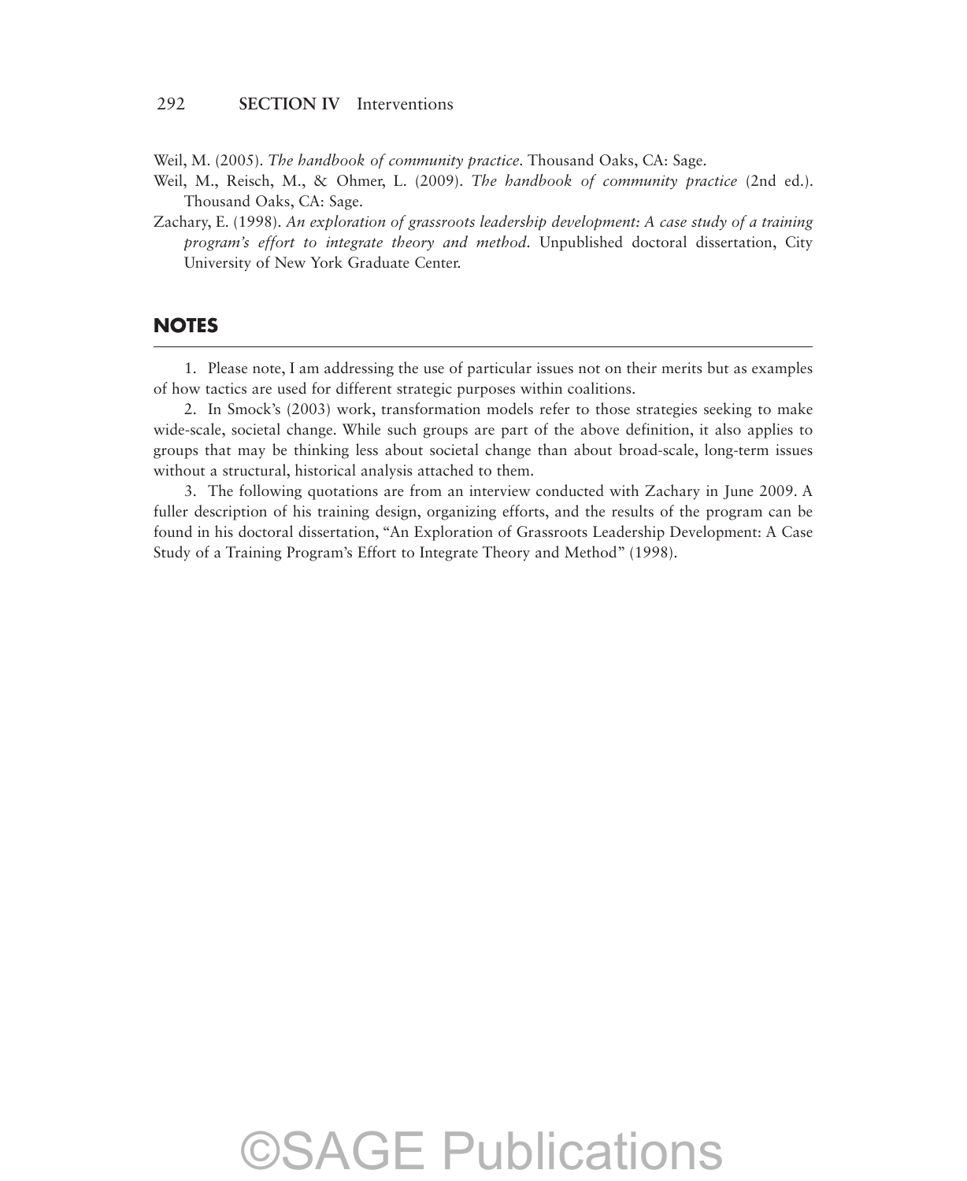Weil, M. (2005). *The handbook of community practice*. Thousand Oaks, CA: Sage.

Weil, M., Reisch, M., & Ohmer, L. (2009). *The handbook of community practice* (2nd ed.). Thousand Oaks, CA: Sage.

Zachary, E. (1998). *An exploration of grassroots leadership development: A case study of a training program's effort to integrate theory and method*. Unpublished doctoral dissertation, City University of New York Graduate Center.

## NOTES

1. Please note, I am addressing the use of particular issues not on their merits but as examples of how tactics are used for different strategic purposes within coalitions.

2. In Smock's (2003) work, transformation models refer to those strategies seeking to make wide-scale, societal change. While such groups are part of the above definition, it also applies to groups that may be thinking less about societal change than about broad-scale, long-term issues without a structural, historical analysis attached to them.

3. The following quotations are from an interview conducted with Zachary in June 2009. A fuller description of his training design, organizing efforts, and the results of the program can be found in his doctoral dissertation, "An Exploration of Grassroots Leadership Development: A Case Study of a Training Program's Effort to Integrate Theory and Method" (1998).